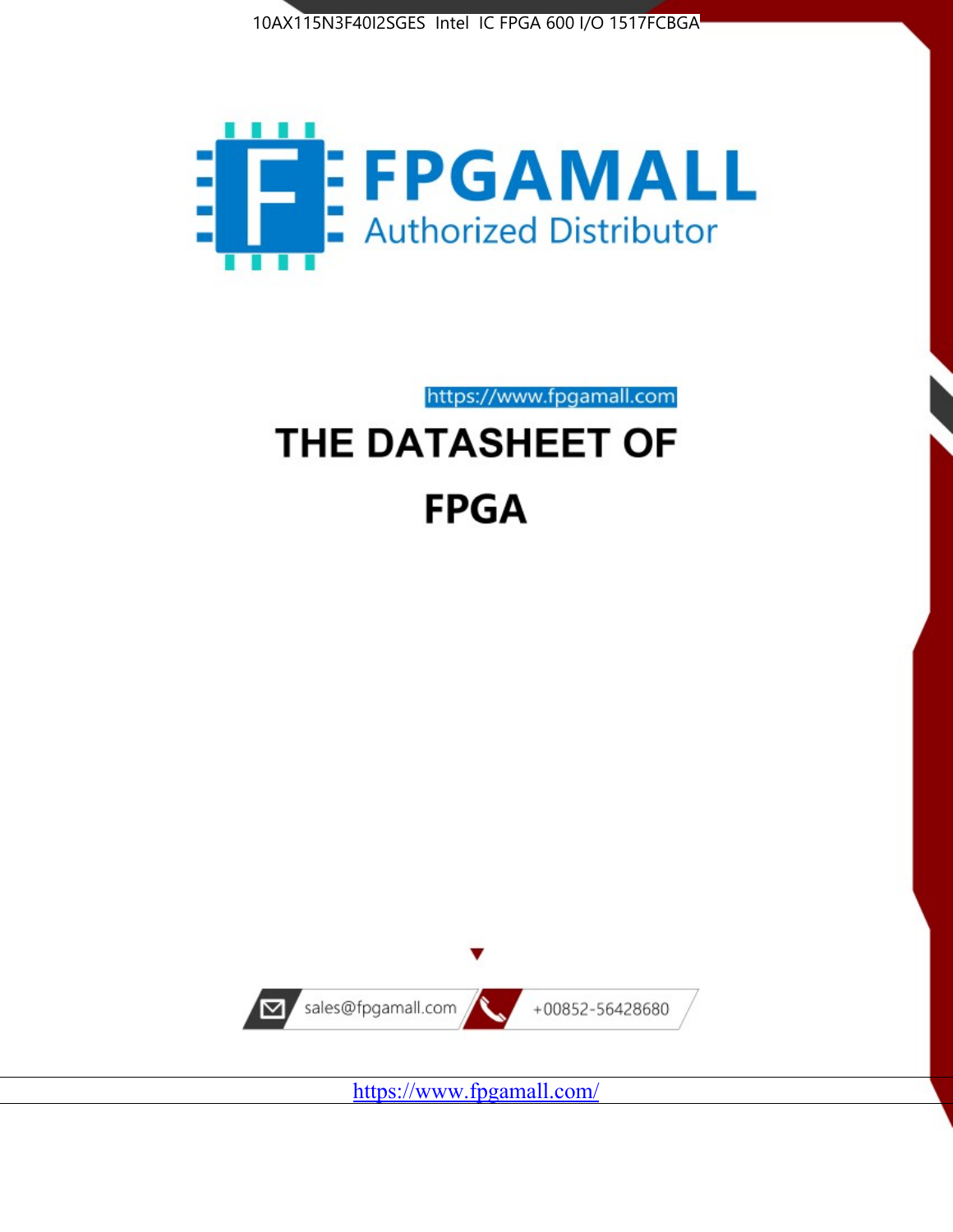10AX115N3F40I2SGES Intel IC FPGA 600 I/O 1517FCBGA

**FPGAMALL**

Authorized Distributor

https://www.fpgamall.com

# THE DATASHEET OF

# FPGA

sales@fpgamall.com

+00852-56428680

https://www.fpgamall.com/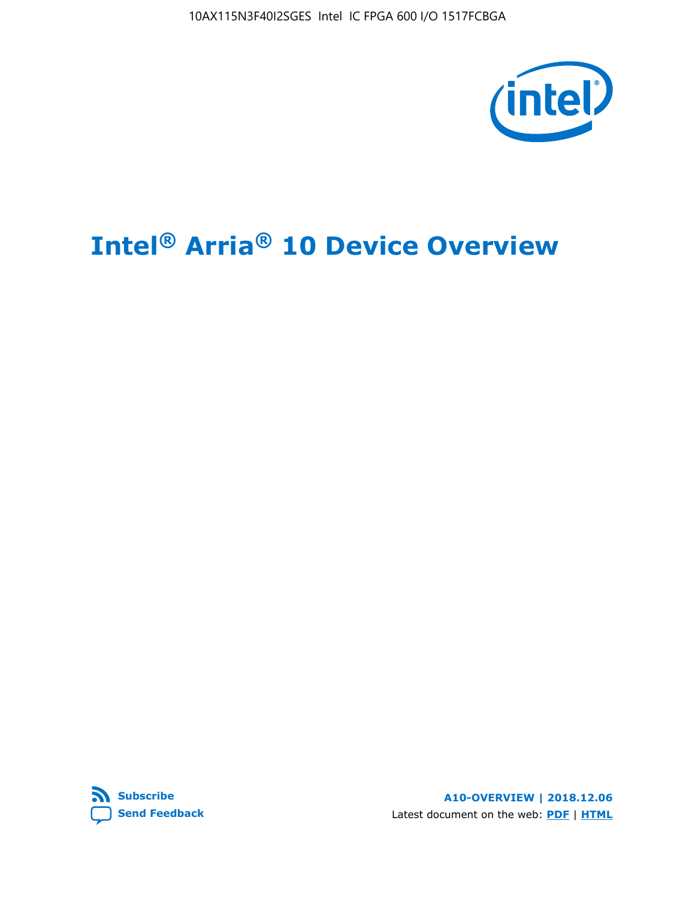# Intel® Arria® 10 Device Overview

Subscribe

Send Feedback

A10-OVERVIEW | 2018.12.06

Latest document on the web: PDF | HTML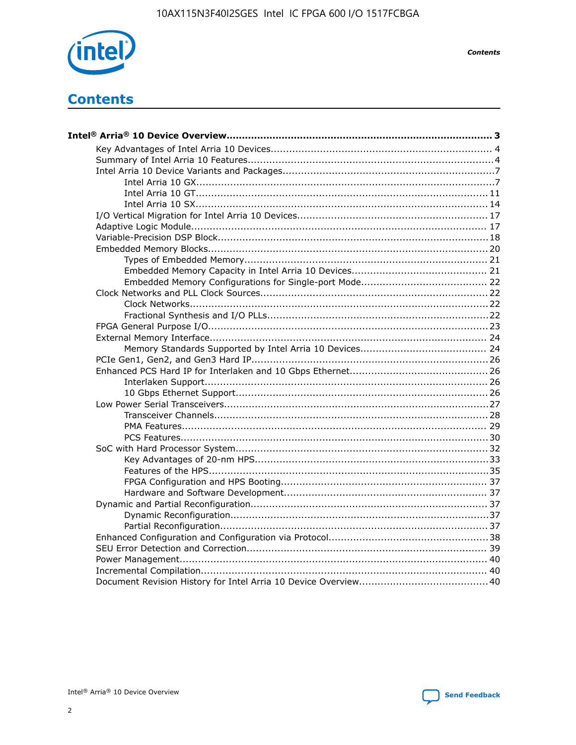# Contents

**Intel® Arria® 10 Device Overview** ..... 3

- Key Advantages of Intel Arria 10 Devices ..... 4
- Summary of Intel Arria 10 Features ..... 4
- Intel Arria 10 Device Variants and Packages ..... 7
  - Intel Arria 10 GX ..... 7
  - Intel Arria 10 GT ..... 11
  - Intel Arria 10 SX ..... 14
- I/O Vertical Migration for Intel Arria 10 Devices ..... 17
- Adaptive Logic Module ..... 17
- Variable-Precision DSP Block ..... 18
- Embedded Memory Blocks ..... 20
  - Types of Embedded Memory ..... 21
  - Embedded Memory Capacity in Intel Arria 10 Devices ..... 21
  - Embedded Memory Configurations for Single-port Mode ..... 22
- Clock Networks and PLL Clock Sources ..... 22
  - Clock Networks ..... 22
  - Fractional Synthesis and I/O PLLs ..... 22
- FPGA General Purpose I/O ..... 23
- External Memory Interface ..... 24
  - Memory Standards Supported by Intel Arria 10 Devices ..... 24
- PCIe Gen1, Gen2, and Gen3 Hard IP ..... 26
- Enhanced PCS Hard IP for Interlaken and 10 Gbps Ethernet ..... 26
  - Interlaken Support ..... 26
  - 10 Gbps Ethernet Support ..... 26
- Low Power Serial Transceivers ..... 27
  - Transceiver Channels ..... 28
  - PMA Features ..... 29
  - PCS Features ..... 30
- SoC with Hard Processor System ..... 32
  - Key Advantages of 20-nm HPS ..... 33
  - Features of the HPS ..... 35
  - FPGA Configuration and HPS Booting ..... 37
  - Hardware and Software Development ..... 37
- Dynamic and Partial Reconfiguration ..... 37
  - Dynamic Reconfiguration ..... 37
  - Partial Reconfiguration ..... 37
- Enhanced Configuration and Configuration via Protocol ..... 38
- SEU Error Detection and Correction ..... 39
- Power Management ..... 40
- Incremental Compilation ..... 40
- Document Revision History for Intel Arria 10 Device Overview ..... 40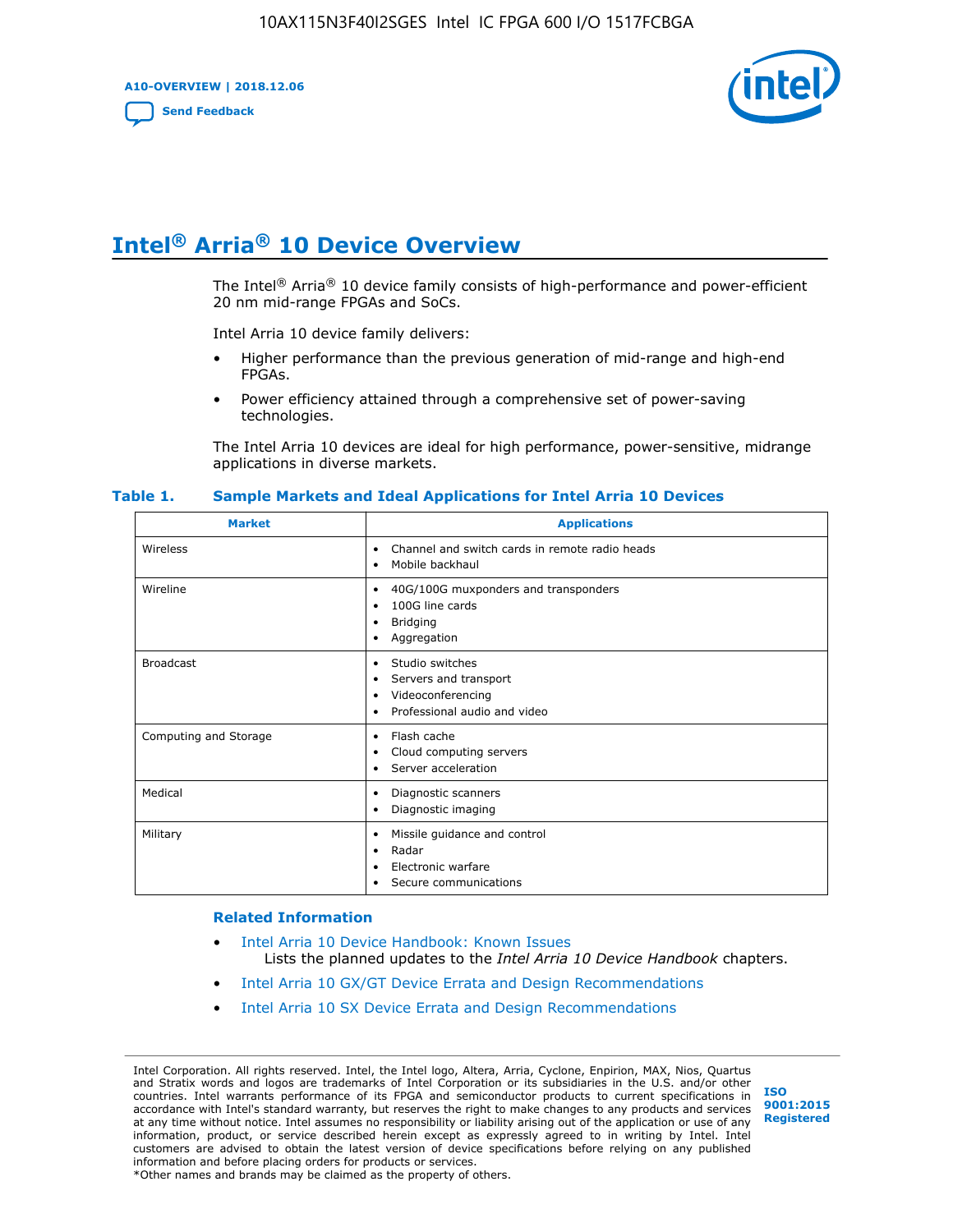# Intel® Arria® 10 Device Overview

The Intel® Arria® 10 device family consists of high-performance and power-efficient 20 nm mid-range FPGAs and SoCs.

Intel Arria 10 device family delivers:

- Higher performance than the previous generation of mid-range and high-end FPGAs.
- Power efficiency attained through a comprehensive set of power-saving technologies.

The Intel Arria 10 devices are ideal for high performance, power-sensitive, midrange applications in diverse markets.

**Table 1. Sample Markets and Ideal Applications for Intel Arria 10 Devices**

| Market | Applications |
| --- | --- |
| Wireless | • Channel and switch cards in remote radio heads<br>• Mobile backhaul |
| Wireline | • 40G/100G muxponders and transponders<br>• 100G line cards<br>• Bridging<br>• Aggregation |
| Broadcast | • Studio switches<br>• Servers and transport<br>• Videoconferencing<br>• Professional audio and video |
| Computing and Storage | • Flash cache<br>• Cloud computing servers<br>• Server acceleration |
| Medical | • Diagnostic scanners<br>• Diagnostic imaging |
| Military | • Missile guidance and control<br>• Radar<br>• Electronic warfare<br>• Secure communications |

### Related Information

- Intel Arria 10 Device Handbook: Known Issues
  Lists the planned updates to the *Intel Arria 10 Device Handbook* chapters.
- Intel Arria 10 GX/GT Device Errata and Design Recommendations
- Intel Arria 10 SX Device Errata and Design Recommendations

Intel Corporation. All rights reserved. Intel, the Intel logo, Altera, Arria, Cyclone, Enpirion, MAX, Nios, Quartus and Stratix words and logos are trademarks of Intel Corporation or its subsidiaries in the U.S. and/or other countries. Intel warrants performance of its FPGA and semiconductor products to current specifications in accordance with Intel's standard warranty, but reserves the right to make changes to any products and services at any time without notice. Intel assumes no responsibility or liability arising out of the application or use of any information, product, or service described herein except as expressly agreed to in writing by Intel. Intel customers are advised to obtain the latest version of device specifications before relying on any published information and before placing orders for products or services.
*Other names and brands may be claimed as the property of others.

ISO 9001:2015 Registered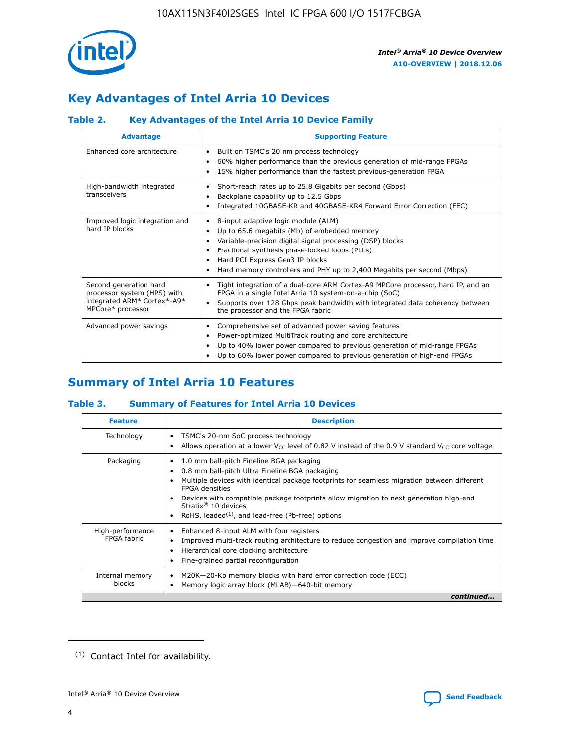## Key Advantages of Intel Arria 10 Devices

### Table 2. Key Advantages of the Intel Arria 10 Device Family

| Advantage | Supporting Feature |
|---|---|
| Enhanced core architecture | • Built on TSMC's 20 nm process technology<br>• 60% higher performance than the previous generation of mid-range FPGAs<br>• 15% higher performance than the fastest previous-generation FPGA |
| High-bandwidth integrated transceivers | • Short-reach rates up to 25.8 Gigabits per second (Gbps)<br>• Backplane capability up to 12.5 Gbps<br>• Integrated 10GBASE-KR and 40GBASE-KR4 Forward Error Correction (FEC) |
| Improved logic integration and hard IP blocks | • 8-input adaptive logic module (ALM)<br>• Up to 65.6 megabits (Mb) of embedded memory<br>• Variable-precision digital signal processing (DSP) blocks<br>• Fractional synthesis phase-locked loops (PLLs)<br>• Hard PCI Express Gen3 IP blocks<br>• Hard memory controllers and PHY up to 2,400 Megabits per second (Mbps) |
| Second generation hard processor system (HPS) with integrated ARM* Cortex*-A9* MPCore* processor | • Tight integration of a dual-core ARM Cortex-A9 MPCore processor, hard IP, and an FPGA in a single Intel Arria 10 system-on-a-chip (SoC)<br>• Supports over 128 Gbps peak bandwidth with integrated data coherency between the processor and the FPGA fabric |
| Advanced power savings | • Comprehensive set of advanced power saving features<br>• Power-optimized MultiTrack routing and core architecture<br>• Up to 40% lower power compared to previous generation of mid-range FPGAs<br>• Up to 60% lower power compared to previous generation of high-end FPGAs |

## Summary of Intel Arria 10 Features

### Table 3. Summary of Features for Intel Arria 10 Devices

| Feature | Description |
|---|---|
| Technology | • TSMC's 20-nm SoC process technology<br>• Allows operation at a lower $V_{CC}$ level of 0.82 V instead of the 0.9 V standard $V_{CC}$ core voltage |
| Packaging | • 1.0 mm ball-pitch Fineline BGA packaging<br>• 0.8 mm ball-pitch Ultra Fineline BGA packaging<br>• Multiple devices with identical package footprints for seamless migration between different FPGA densities<br>• Devices with compatible package footprints allow migration to next generation high-end Stratix® 10 devices<br>• RoHS, leaded[(1)], and lead-free (Pb-free) options |
| High-performance FPGA fabric | • Enhanced 8-input ALM with four registers<br>• Improved multi-track routing architecture to reduce congestion and improve compilation time<br>• Hierarchical core clocking architecture<br>• Fine-grained partial reconfiguration |
| Internal memory blocks | • M20K—20-Kb memory blocks with hard error correction code (ECC)<br>• Memory logic array block (MLAB)—640-bit memory |

*continued...*

(1) Contact Intel for availability.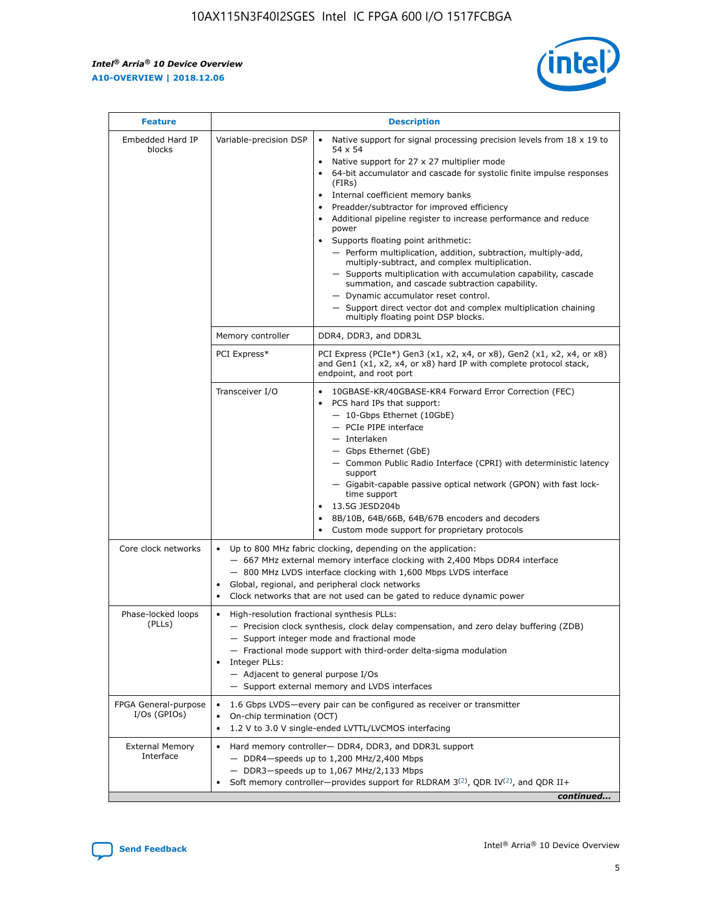| Feature | Description | |
|---|---|---|
| Embedded Hard IP blocks | Variable-precision DSP | • Native support for signal processing precision levels from 18 x 19 to 54 x 54<br>• Native support for 27 x 27 multiplier mode<br>• 64-bit accumulator and cascade for systolic finite impulse responses (FIRs)<br>• Internal coefficient memory banks<br>• Preadder/subtractor for improved efficiency<br>• Additional pipeline register to increase performance and reduce power<br>• Supports floating point arithmetic:<br>— Perform multiplication, addition, subtraction, multiply-add, multiply-subtract, and complex multiplication.<br>— Supports multiplication with accumulation capability, cascade summation, and cascade subtraction capability.<br>— Dynamic accumulator reset control.<br>— Support direct vector dot and complex multiplication chaining multiply floating point DSP blocks. |
| | Memory controller | DDR4, DDR3, and DDR3L |
| | PCI Express* | PCI Express (PCIe*) Gen3 (x1, x2, x4, or x8), Gen2 (x1, x2, x4, or x8) and Gen1 (x1, x2, x4, or x8) hard IP with complete protocol stack, endpoint, and root port |
| | Transceiver I/O | • 10GBASE-KR/40GBASE-KR4 Forward Error Correction (FEC)<br>• PCS hard IPs that support:<br>— 10-Gbps Ethernet (10GbE)<br>— PCIe PIPE interface<br>— Interlaken<br>— Gbps Ethernet (GbE)<br>— Common Public Radio Interface (CPRI) with deterministic latency support<br>— Gigabit-capable passive optical network (GPON) with fast lock-time support<br>• 13.5G JESD204b<br>• 8B/10B, 64B/66B, 64B/67B encoders and decoders<br>• Custom mode support for proprietary protocols |
| Core clock networks | • Up to 800 MHz fabric clocking, depending on the application:<br>— 667 MHz external memory interface clocking with 2,400 Mbps DDR4 interface<br>— 800 MHz LVDS interface clocking with 1,600 Mbps LVDS interface<br>• Global, regional, and peripheral clock networks<br>• Clock networks that are not used can be gated to reduce dynamic power | |
| Phase-locked loops (PLLs) | • High-resolution fractional synthesis PLLs:<br>— Precision clock synthesis, clock delay compensation, and zero delay buffering (ZDB)<br>— Support integer mode and fractional mode<br>— Fractional mode support with third-order delta-sigma modulation<br>• Integer PLLs:<br>— Adjacent to general purpose I/Os<br>— Support external memory and LVDS interfaces | |
| FPGA General-purpose I/Os (GPIOs) | • 1.6 Gbps LVDS—every pair can be configured as receiver or transmitter<br>• On-chip termination (OCT)<br>• 1.2 V to 3.0 V single-ended LVTTL/LVCMOS interfacing | |
| External Memory Interface | • Hard memory controller— DDR4, DDR3, and DDR3L support<br>— DDR4—speeds up to 1,200 MHz/2,400 Mbps<br>— DDR3—speeds up to 1,067 MHz/2,133 Mbps<br>• Soft memory controller—provides support for RLDRAM 3[(2)], QDR IV[(2)], and QDR II+ | |

*continued...*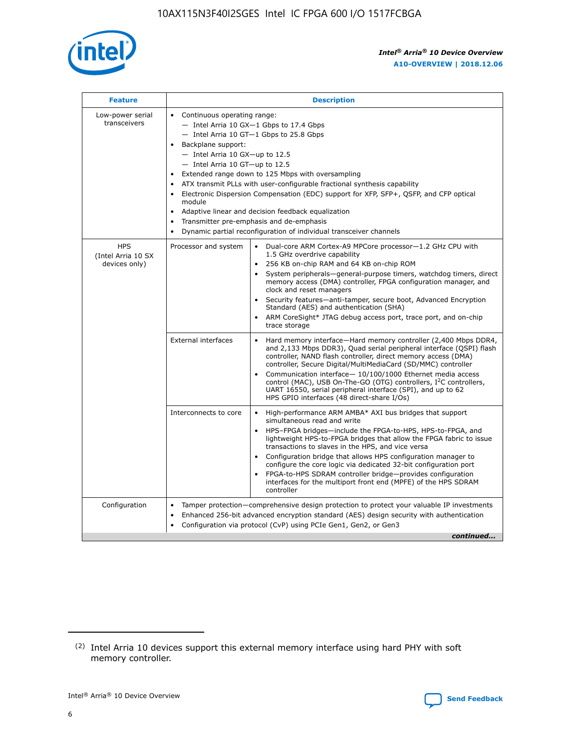| Feature | Description | |
|---|---|---|
| Low-power serial transceivers | • Continuous operating range:<br>— Intel Arria 10 GX—1 Gbps to 17.4 Gbps<br>— Intel Arria 10 GT—1 Gbps to 25.8 Gbps<br>• Backplane support:<br>— Intel Arria 10 GX—up to 12.5<br>— Intel Arria 10 GT—up to 12.5<br>• Extended range down to 125 Mbps with oversampling<br>• ATX transmit PLLs with user-configurable fractional synthesis capability<br>• Electronic Dispersion Compensation (EDC) support for XFP, SFP+, QSFP, and CFP optical module<br>• Adaptive linear and decision feedback equalization<br>• Transmitter pre-emphasis and de-emphasis<br>• Dynamic partial reconfiguration of individual transceiver channels | |
| HPS (Intel Arria 10 SX devices only) | Processor and system | • Dual-core ARM Cortex-A9 MPCore processor—1.2 GHz CPU with 1.5 GHz overdrive capability<br>• 256 KB on-chip RAM and 64 KB on-chip ROM<br>• System peripherals—general-purpose timers, watchdog timers, direct memory access (DMA) controller, FPGA configuration manager, and clock and reset managers<br>• Security features—anti-tamper, secure boot, Advanced Encryption Standard (AES) and authentication (SHA)<br>• ARM CoreSight* JTAG debug access port, trace port, and on-chip trace storage |
| | External interfaces | • Hard memory interface—Hard memory controller (2,400 Mbps DDR4, and 2,133 Mbps DDR3), Quad serial peripheral interface (QSPI) flash controller, NAND flash controller, direct memory access (DMA) controller, Secure Digital/MultiMediaCard (SD/MMC) controller<br>• Communication interface— 10/100/1000 Ethernet media access control (MAC), USB On-The-GO (OTG) controllers, $I^2C$ controllers, UART 16550, serial peripheral interface (SPI), and up to 62 HPS GPIO interfaces (48 direct-share I/Os) |
| | Interconnects to core | • High-performance ARM AMBA* AXI bus bridges that support simultaneous read and write<br>• HPS–FPGA bridges—include the FPGA-to-HPS, HPS-to-FPGA, and lightweight HPS-to-FPGA bridges that allow the FPGA fabric to issue transactions to slaves in the HPS, and vice versa<br>• Configuration bridge that allows HPS configuration manager to configure the core logic via dedicated 32-bit configuration port<br>• FPGA-to-HPS SDRAM controller bridge—provides configuration interfaces for the multiport front end (MPFE) of the HPS SDRAM controller |
| Configuration | • Tamper protection—comprehensive design protection to protect your valuable IP investments<br>• Enhanced 256-bit advanced encryption standard (AES) design security with authentication<br>• Configuration via protocol (CvP) using PCIe Gen1, Gen2, or Gen3 | |

*continued...*

(2) Intel Arria 10 devices support this external memory interface using hard PHY with soft memory controller.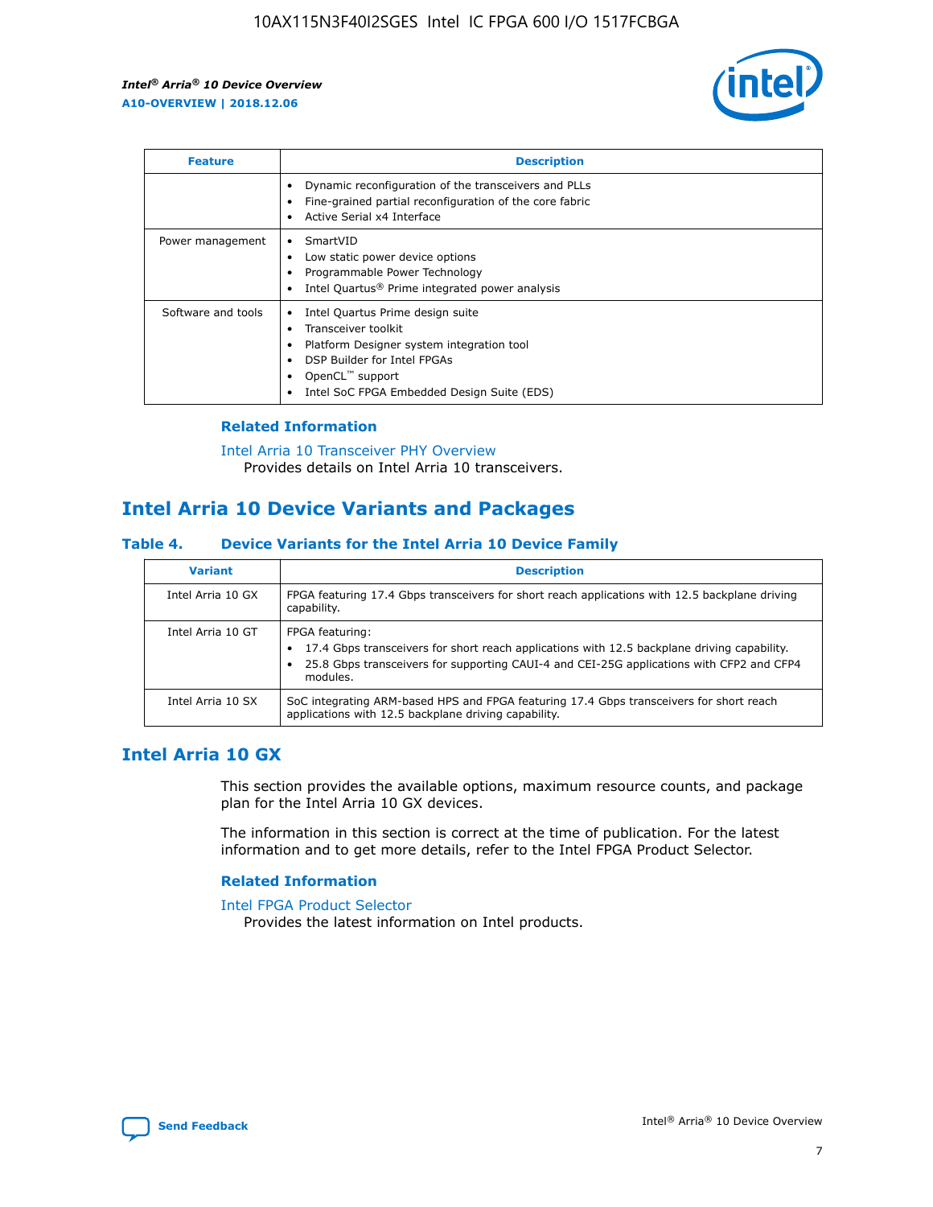| Feature | Description |
| --- | --- |
| | • Dynamic reconfiguration of the transceivers and PLLs<br>• Fine-grained partial reconfiguration of the core fabric<br>• Active Serial x4 Interface |
| Power management | • SmartVID<br>• Low static power device options<br>• Programmable Power Technology<br>• Intel Quartus® Prime integrated power analysis |
| Software and tools | • Intel Quartus Prime design suite<br>• Transceiver toolkit<br>• Platform Designer system integration tool<br>• DSP Builder for Intel FPGAs<br>• OpenCL™ support<br>• Intel SoC FPGA Embedded Design Suite (EDS) |

### Related Information

Intel Arria 10 Transceiver PHY Overview
Provides details on Intel Arria 10 transceivers.

## Intel Arria 10 Device Variants and Packages

### Table 4. Device Variants for the Intel Arria 10 Device Family

| Variant | Description |
| --- | --- |
| Intel Arria 10 GX | FPGA featuring 17.4 Gbps transceivers for short reach applications with 12.5 backplane driving capability. |
| Intel Arria 10 GT | FPGA featuring:<br>• 17.4 Gbps transceivers for short reach applications with 12.5 backplane driving capability.<br>• 25.8 Gbps transceivers for supporting CAUI-4 and CEI-25G applications with CFP2 and CFP4 modules. |
| Intel Arria 10 SX | SoC integrating ARM-based HPS and FPGA featuring 17.4 Gbps transceivers for short reach applications with 12.5 backplane driving capability. |

## Intel Arria 10 GX

This section provides the available options, maximum resource counts, and package plan for the Intel Arria 10 GX devices.

The information in this section is correct at the time of publication. For the latest information and to get more details, refer to the Intel FPGA Product Selector.

### Related Information

Intel FPGA Product Selector
Provides the latest information on Intel products.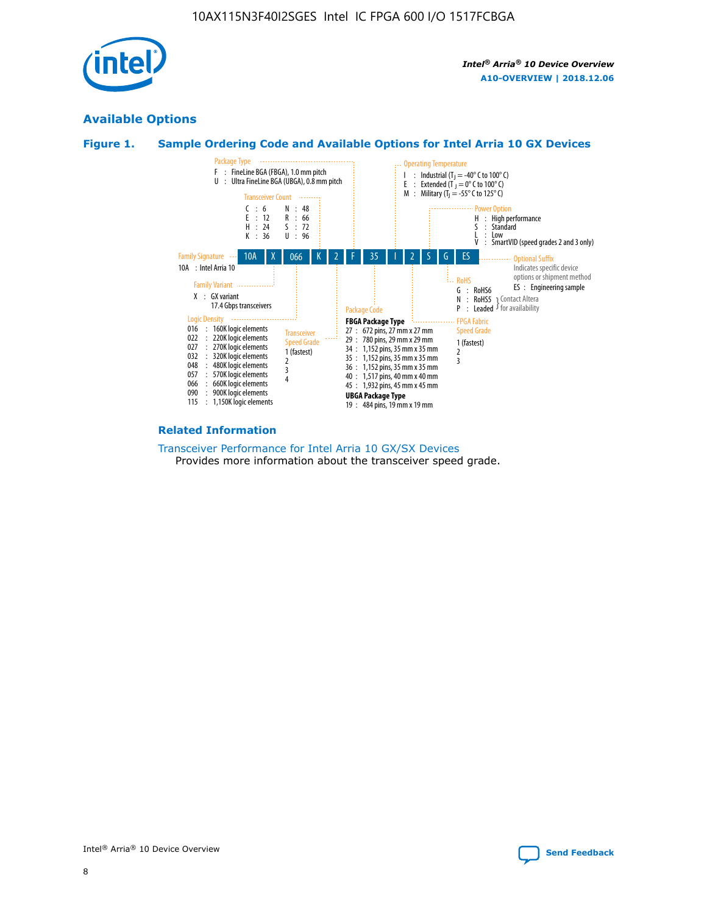## Available Options

### Figure 1. Sample Ordering Code and Available Options for Intel Arria 10 GX Devices

Sample ordering code: 10A X 066 K 2 F 35 I 2 S G ES

**Family Signature**
10A : Intel Arria 10

**Family Variant**
X : GX variant
17.4 Gbps transceivers

**Logic Density**
- 016 : 160K logic elements
- 022 : 220K logic elements
- 027 : 270K logic elements
- 032 : 320K logic elements
- 048 : 480K logic elements
- 057 : 570K logic elements
- 066 : 660K logic elements
- 090 : 900K logic elements
- 115 : 1,150K logic elements

**Transceiver Count**
- C : 6
- E : 12
- H : 24
- K : 36
- N : 48
- R : 66
- S : 72
- U : 96

**Transceiver Speed Grade**
- 1 (fastest)
- 2
- 3
- 4

**Package Type**
- F : FineLine BGA (FBGA), 1.0 mm pitch
- U : Ultra FineLine BGA (UBGA), 0.8 mm pitch

**Package Code**

**FBGA Package Type**
- 27 : 672 pins, 27 mm x 27 mm
- 29 : 780 pins, 29 mm x 29 mm
- 34 : 1,152 pins, 35 mm x 35 mm
- 35 : 1,152 pins, 35 mm x 35 mm
- 36 : 1,152 pins, 35 mm x 35 mm
- 40 : 1,517 pins, 40 mm x 40 mm
- 45 : 1,932 pins, 45 mm x 45 mm

**UBGA Package Type**
- 19 : 484 pins, 19 mm x 19 mm

**Operating Temperature**
- I : Industrial ($T_J$ = -40° C to 100° C)
- E : Extended ($T_J$ = 0° C to 100° C)
- M : Military ($T_J$ = -55° C to 125° C)

**FPGA Fabric Speed Grade**
- 1 (fastest)
- 2
- 3

**Power Option**
- H : High performance
- S : Standard
- L : Low
- V : SmartVID (speed grades 2 and 3 only)

**RoHS**
- G : RoHS6
- N : RoHS5 (Contact Altera for availability)
- P : Leaded (Contact Altera for availability)

**Optional Suffix**
Indicates specific device options or shipment method
- ES : Engineering sample

### Related Information

Transceiver Performance for Intel Arria 10 GX/SX Devices
Provides more information about the transceiver speed grade.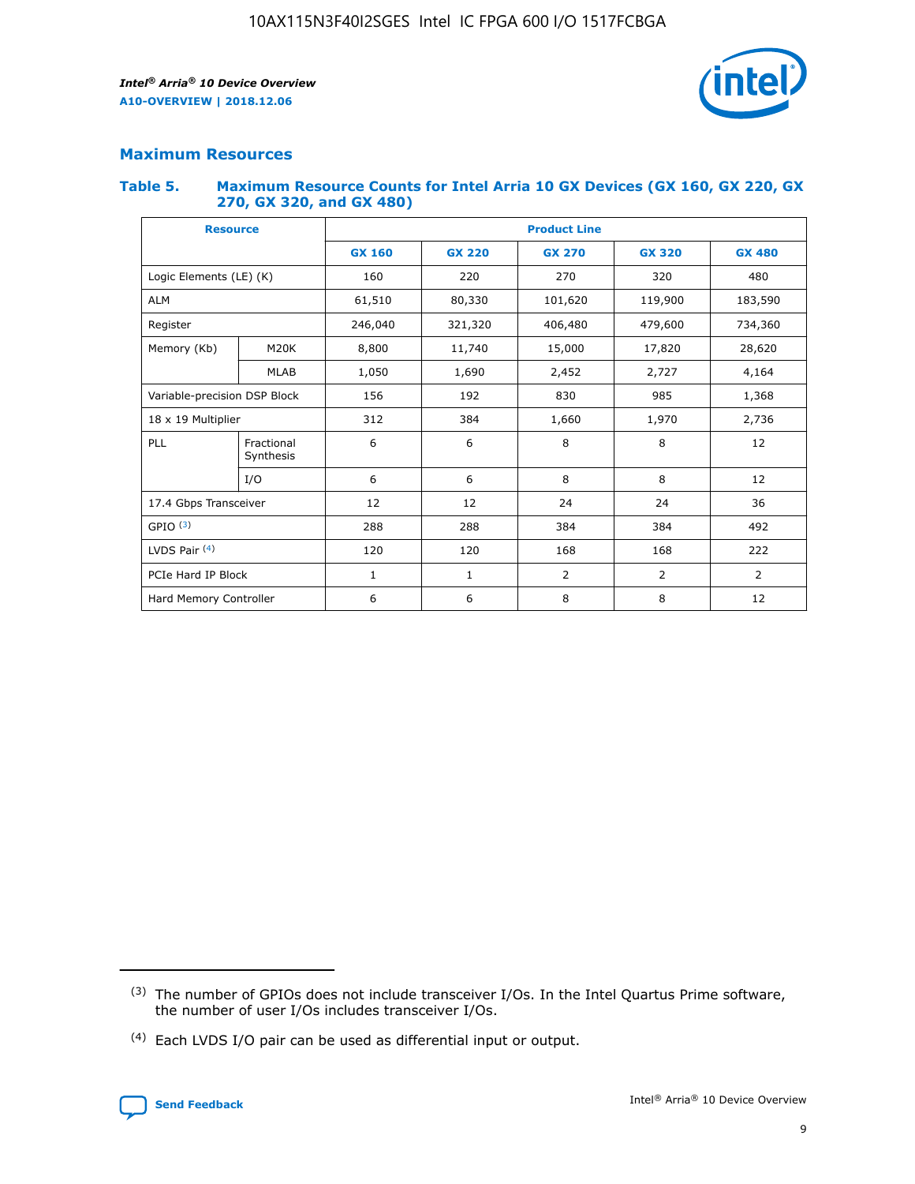## Maximum Resources

### Table 5. Maximum Resource Counts for Intel Arria 10 GX Devices (GX 160, GX 220, GX 270, GX 320, and GX 480)

| Resource | | Product Line | | | | |
|---|---|---|---|---|---|---|
| | | GX 160 | GX 220 | GX 270 | GX 320 | GX 480 |
| Logic Elements (LE) (K) | | 160 | 220 | 270 | 320 | 480 |
| ALM | | 61,510 | 80,330 | 101,620 | 119,900 | 183,590 |
| Register | | 246,040 | 321,320 | 406,480 | 479,600 | 734,360 |
| Memory (Kb) | M20K | 8,800 | 11,740 | 15,000 | 17,820 | 28,620 |
| | MLAB | 1,050 | 1,690 | 2,452 | 2,727 | 4,164 |
| Variable-precision DSP Block | | 156 | 192 | 830 | 985 | 1,368 |
| 18 x 19 Multiplier | | 312 | 384 | 1,660 | 1,970 | 2,736 |
| PLL | Fractional Synthesis | 6 | 6 | 8 | 8 | 12 |
| | I/O | 6 | 6 | 8 | 8 | 12 |
| 17.4 Gbps Transceiver | | 12 | 12 | 24 | 24 | 36 |
| GPIO [(3)] | | 288 | 288 | 384 | 384 | 492 |
| LVDS Pair [(4)] | | 120 | 120 | 168 | 168 | 222 |
| PCIe Hard IP Block | | 1 | 1 | 2 | 2 | 2 |
| Hard Memory Controller | | 6 | 6 | 8 | 8 | 12 |

(3) The number of GPIOs does not include transceiver I/Os. In the Intel Quartus Prime software, the number of user I/Os includes transceiver I/Os.

(4) Each LVDS I/O pair can be used as differential input or output.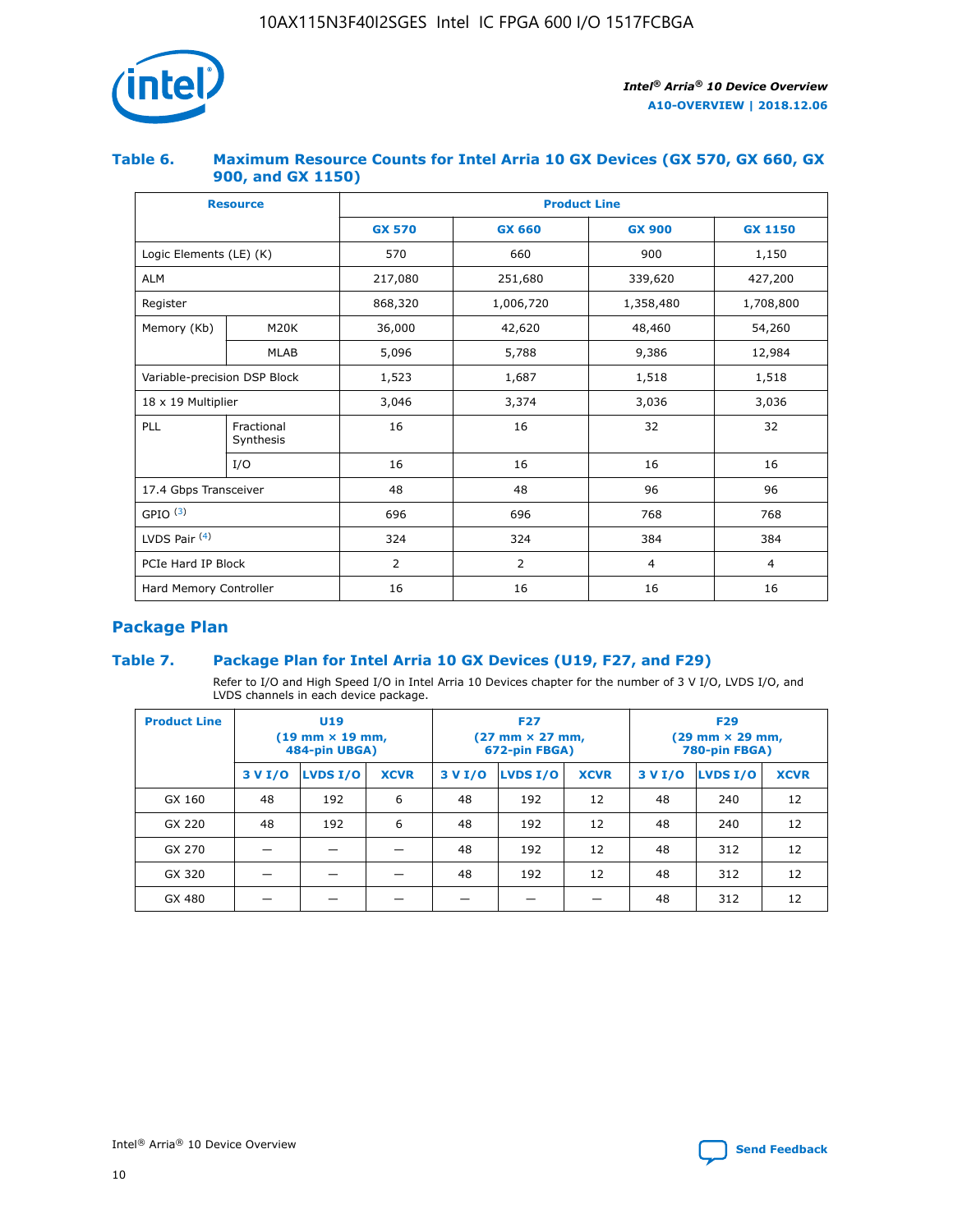## Table 6. Maximum Resource Counts for Intel Arria 10 GX Devices (GX 570, GX 660, GX 900, and GX 1150)

| Resource | | Product Line | | | |
|---|---|---|---|---|---|
| | | GX 570 | GX 660 | GX 900 | GX 1150 |
| Logic Elements (LE) (K) | | 570 | 660 | 900 | 1,150 |
| ALM | | 217,080 | 251,680 | 339,620 | 427,200 |
| Register | | 868,320 | 1,006,720 | 1,358,480 | 1,708,800 |
| Memory (Kb) | M20K | 36,000 | 42,620 | 48,460 | 54,260 |
| | MLAB | 5,096 | 5,788 | 9,386 | 12,984 |
| Variable-precision DSP Block | | 1,523 | 1,687 | 1,518 | 1,518 |
| 18 x 19 Multiplier | | 3,046 | 3,374 | 3,036 | 3,036 |
| PLL | Fractional Synthesis | 16 | 16 | 32 | 32 |
| | I/O | 16 | 16 | 16 | 16 |
| 17.4 Gbps Transceiver | | 48 | 48 | 96 | 96 |
| GPIO [(3)] | | 696 | 696 | 768 | 768 |
| LVDS Pair [(4)] | | 324 | 324 | 384 | 384 |
| PCIe Hard IP Block | | 2 | 2 | 4 | 4 |
| Hard Memory Controller | | 16 | 16 | 16 | 16 |

## Package Plan

## Table 7. Package Plan for Intel Arria 10 GX Devices (U19, F27, and F29)

Refer to I/O and High Speed I/O in Intel Arria 10 Devices chapter for the number of 3 V I/O, LVDS I/O, and LVDS channels in each device package.

| Product Line | U19 (19 mm × 19 mm, 484-pin UBGA) | | | F27 (27 mm × 27 mm, 672-pin FBGA) | | | F29 (29 mm × 29 mm, 780-pin FBGA) | | |
|---|---|---|---|---|---|---|---|---|---|
| | 3 V I/O | LVDS I/O | XCVR | 3 V I/O | LVDS I/O | XCVR | 3 V I/O | LVDS I/O | XCVR |
| GX 160 | 48 | 192 | 6 | 48 | 192 | 12 | 48 | 240 | 12 |
| GX 220 | 48 | 192 | 6 | 48 | 192 | 12 | 48 | 240 | 12 |
| GX 270 | — | — | — | 48 | 192 | 12 | 48 | 312 | 12 |
| GX 320 | — | — | — | 48 | 192 | 12 | 48 | 312 | 12 |
| GX 480 | — | — | — | — | — | — | 48 | 312 | 12 |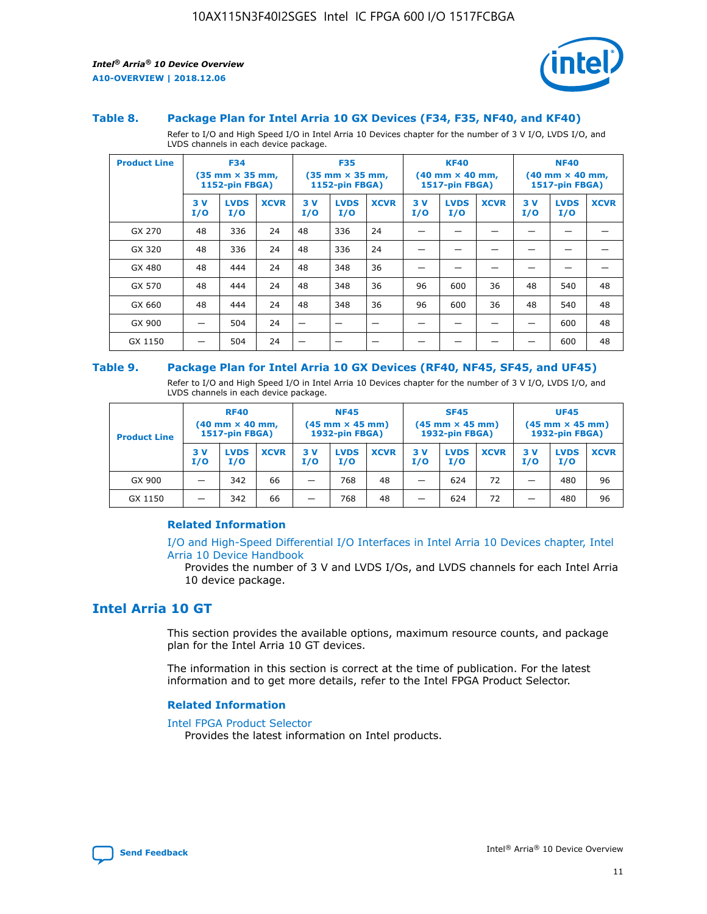### Table 8. Package Plan for Intel Arria 10 GX Devices (F34, F35, NF40, and KF40)

Refer to I/O and High Speed I/O in Intel Arria 10 Devices chapter for the number of 3 V I/O, LVDS I/O, and LVDS channels in each device package.

| Product Line | F34 (35 mm × 35 mm, 1152-pin FBGA) | | | F35 (35 mm × 35 mm, 1152-pin FBGA) | | | KF40 (40 mm × 40 mm, 1517-pin FBGA) | | | NF40 (40 mm × 40 mm, 1517-pin FBGA) | | |
|---|---|---|---|---|---|---|---|---|---|---|---|---|
| | 3 V I/O | LVDS I/O | XCVR | 3 V I/O | LVDS I/O | XCVR | 3 V I/O | LVDS I/O | XCVR | 3 V I/O | LVDS I/O | XCVR |
| GX 270 | 48 | 336 | 24 | 48 | 336 | 24 | — | — | — | — | — | — |
| GX 320 | 48 | 336 | 24 | 48 | 336 | 24 | — | — | — | — | — | — |
| GX 480 | 48 | 444 | 24 | 48 | 348 | 36 | — | — | — | — | — | — |
| GX 570 | 48 | 444 | 24 | 48 | 348 | 36 | 96 | 600 | 36 | 48 | 540 | 48 |
| GX 660 | 48 | 444 | 24 | 48 | 348 | 36 | 96 | 600 | 36 | 48 | 540 | 48 |
| GX 900 | — | 504 | 24 | — | — | — | — | — | — | — | 600 | 48 |
| GX 1150 | — | 504 | 24 | — | — | — | — | — | — | — | 600 | 48 |

### Table 9. Package Plan for Intel Arria 10 GX Devices (RF40, NF45, SF45, and UF45)

Refer to I/O and High Speed I/O in Intel Arria 10 Devices chapter for the number of 3 V I/O, LVDS I/O, and LVDS channels in each device package.

| Product Line | RF40 (40 mm × 40 mm, 1517-pin FBGA) | | | NF45 (45 mm × 45 mm) 1932-pin FBGA) | | | SF45 (45 mm × 45 mm) 1932-pin FBGA) | | | UF45 (45 mm × 45 mm) 1932-pin FBGA) | | |
|---|---|---|---|---|---|---|---|---|---|---|---|---|
| | 3 V I/O | LVDS I/O | XCVR | 3 V I/O | LVDS I/O | XCVR | 3 V I/O | LVDS I/O | XCVR | 3 V I/O | LVDS I/O | XCVR |
| GX 900 | — | 342 | 66 | — | 768 | 48 | — | 624 | 72 | — | 480 | 96 |
| GX 1150 | — | 342 | 66 | — | 768 | 48 | — | 624 | 72 | — | 480 | 96 |

#### Related Information

I/O and High-Speed Differential I/O Interfaces in Intel Arria 10 Devices chapter, Intel Arria 10 Device Handbook
Provides the number of 3 V and LVDS I/Os, and LVDS channels for each Intel Arria 10 device package.

## Intel Arria 10 GT

This section provides the available options, maximum resource counts, and package plan for the Intel Arria 10 GT devices.

The information in this section is correct at the time of publication. For the latest information and to get more details, refer to the Intel FPGA Product Selector.

#### Related Information

Intel FPGA Product Selector
Provides the latest information on Intel products.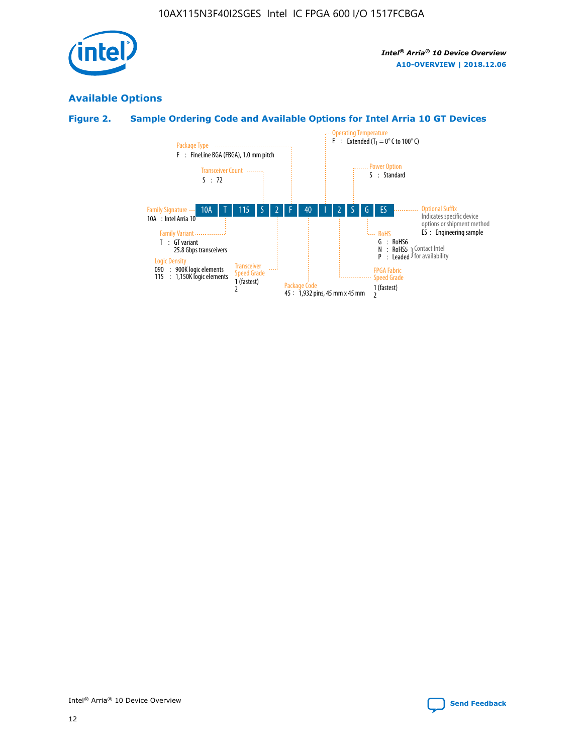## Available Options

### Figure 2. Sample Ordering Code and Available Options for Intel Arria 10 GT Devices

| 10A | T | 115 | S | 2 | F | 40 | I | 2 | S | G | ES |
|---|---|---|---|---|---|---|---|---|---|---|---|

**Family Signature**
10A : Intel Arria 10

**Family Variant**
T : GT variant
25.8 Gbps transceivers

**Logic Density**
090 : 900K logic elements
115 : 1,150K logic elements

**Transceiver Count**
S : 72

**Transceiver Speed Grade**
1 (fastest)
2

**Package Type**
F : FineLine BGA (FBGA), 1.0 mm pitch

**Package Code**
45 : 1,932 pins, 45 mm x 45 mm

**Operating Temperature**
E : Extended ($T_J$ = 0° C to 100° C)

**FPGA Fabric Speed Grade**
1 (fastest)
2

**Power Option**
S : Standard

**RoHS**
G : RoHS6
N : RoHS5 } Contact Intel for availability
P : Leaded } Contact Intel for availability

**Optional Suffix**
Indicates specific device options or shipment method
ES : Engineering sample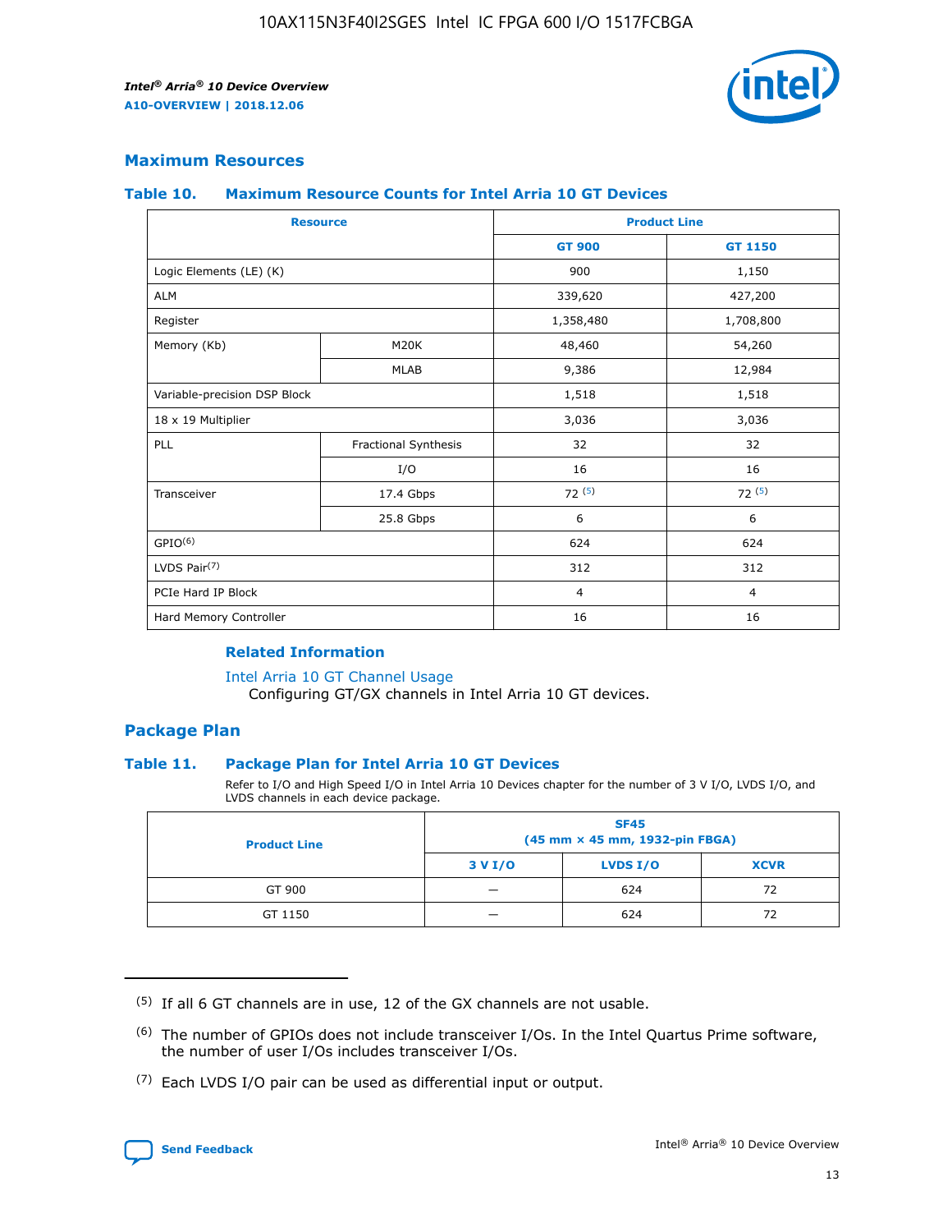## Maximum Resources

### Table 10. Maximum Resource Counts for Intel Arria 10 GT Devices

| Resource | | Product Line | |
|---|---|---|---|
| | | GT 900 | GT 1150 |
| Logic Elements (LE) (K) | | 900 | 1,150 |
| ALM | | 339,620 | 427,200 |
| Register | | 1,358,480 | 1,708,800 |
| Memory (Kb) | M20K | 48,460 | 54,260 |
| | MLAB | 9,386 | 12,984 |
| Variable-precision DSP Block | | 1,518 | 1,518 |
| 18 x 19 Multiplier | | 3,036 | 3,036 |
| PLL | Fractional Synthesis | 32 | 32 |
| | I/O | 16 | 16 |
| Transceiver | 17.4 Gbps | 72 (5) | 72 (5) |
| | 25.8 Gbps | 6 | 6 |
| GPIO(6) | | 624 | 624 |
| LVDS Pair(7) | | 312 | 312 |
| PCIe Hard IP Block | | 4 | 4 |
| Hard Memory Controller | | 16 | 16 |

#### Related Information

Intel Arria 10 GT Channel Usage
Configuring GT/GX channels in Intel Arria 10 GT devices.

## Package Plan

### Table 11. Package Plan for Intel Arria 10 GT Devices

Refer to I/O and High Speed I/O in Intel Arria 10 Devices chapter for the number of 3 V I/O, LVDS I/O, and LVDS channels in each device package.

| Product Line | SF45 (45 mm × 45 mm, 1932-pin FBGA) | | |
|---|---|---|---|
| | 3 V I/O | LVDS I/O | XCVR |
| GT 900 | — | 624 | 72 |
| GT 1150 | — | 624 | 72 |

(5) If all 6 GT channels are in use, 12 of the GX channels are not usable.

(6) The number of GPIOs does not include transceiver I/Os. In the Intel Quartus Prime software, the number of user I/Os includes transceiver I/Os.

(7) Each LVDS I/O pair can be used as differential input or output.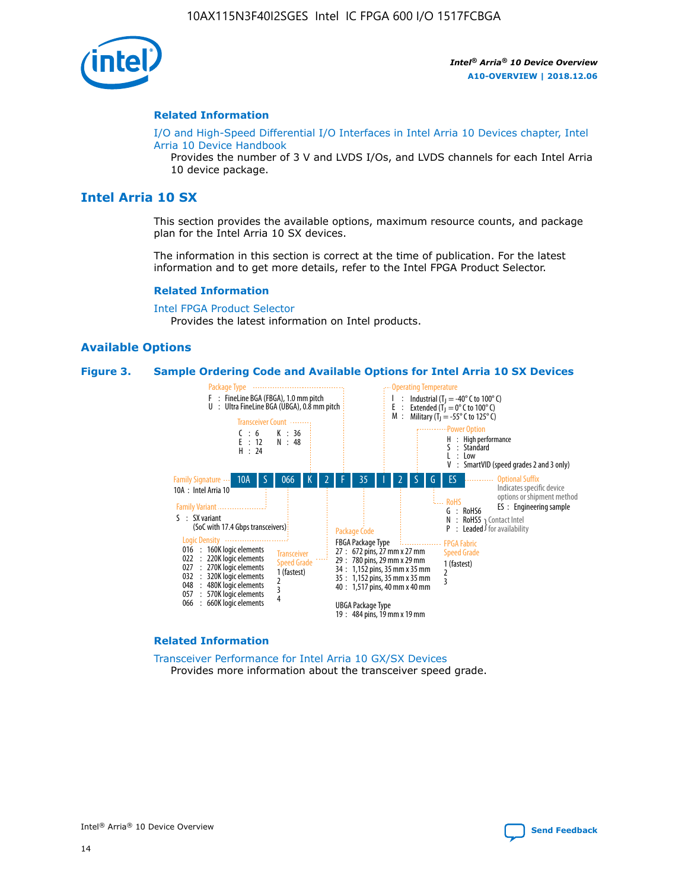### Related Information

I/O and High-Speed Differential I/O Interfaces in Intel Arria 10 Devices chapter, Intel Arria 10 Device Handbook

Provides the number of 3 V and LVDS I/Os, and LVDS channels for each Intel Arria 10 device package.

## Intel Arria 10 SX

This section provides the available options, maximum resource counts, and package plan for the Intel Arria 10 SX devices.

The information in this section is correct at the time of publication. For the latest information and to get more details, refer to the Intel FPGA Product Selector.

### Related Information

Intel FPGA Product Selector

Provides the latest information on Intel products.

### Available Options

**Figure 3. Sample Ordering Code and Available Options for Intel Arria 10 SX Devices**

Sample ordering code: 10A | S | 066 | K | 2 | F | 35 | I | 2 | S | G | ES

- **Family Signature**
  - 10A : Intel Arria 10
- **Family Variant**
  - S : SX variant (SoC with 17.4 Gbps transceivers)
- **Logic Density**
  - 016 : 160K logic elements
  - 022 : 220K logic elements
  - 027 : 270K logic elements
  - 032 : 320K logic elements
  - 048 : 480K logic elements
  - 057 : 570K logic elements
  - 066 : 660K logic elements
- **Transceiver Count**
  - C : 6
  - E : 12
  - H : 24
  - K : 36
  - N : 48
- **Transceiver Speed Grade**
  - 1 (fastest)
  - 2
  - 3
  - 4
- **Package Type**
  - F : FineLine BGA (FBGA), 1.0 mm pitch
  - U : Ultra FineLine BGA (UBGA), 0.8 mm pitch
- **Package Code**
  - FBGA Package Type
    - 27 : 672 pins, 27 mm x 27 mm
    - 29 : 780 pins, 29 mm x 29 mm
    - 34 : 1,152 pins, 35 mm x 35 mm
    - 35 : 1,152 pins, 35 mm x 35 mm
    - 40 : 1,517 pins, 40 mm x 40 mm
  - UBGA Package Type
    - 19 : 484 pins, 19 mm x 19 mm
- **Operating Temperature**
  - I : Industrial ($T_J$ = -40° C to 100° C)
  - E : Extended ($T_J$ = 0° C to 100° C)
  - M : Military ($T_J$ = -55° C to 125° C)
- **FPGA Fabric Speed Grade**
  - 1 (fastest)
  - 2
  - 3
- **Power Option**
  - H : High performance
  - S : Standard
  - L : Low
  - V : SmartVID (speed grades 2 and 3 only)
- **RoHS**
  - G : RoHS6
  - N : RoHS5 (Contact Intel for availability)
  - P : Leaded (Contact Intel for availability)
- **Optional Suffix**
  - Indicates specific device options or shipment method
  - ES : Engineering sample

### Related Information

Transceiver Performance for Intel Arria 10 GX/SX Devices

Provides more information about the transceiver speed grade.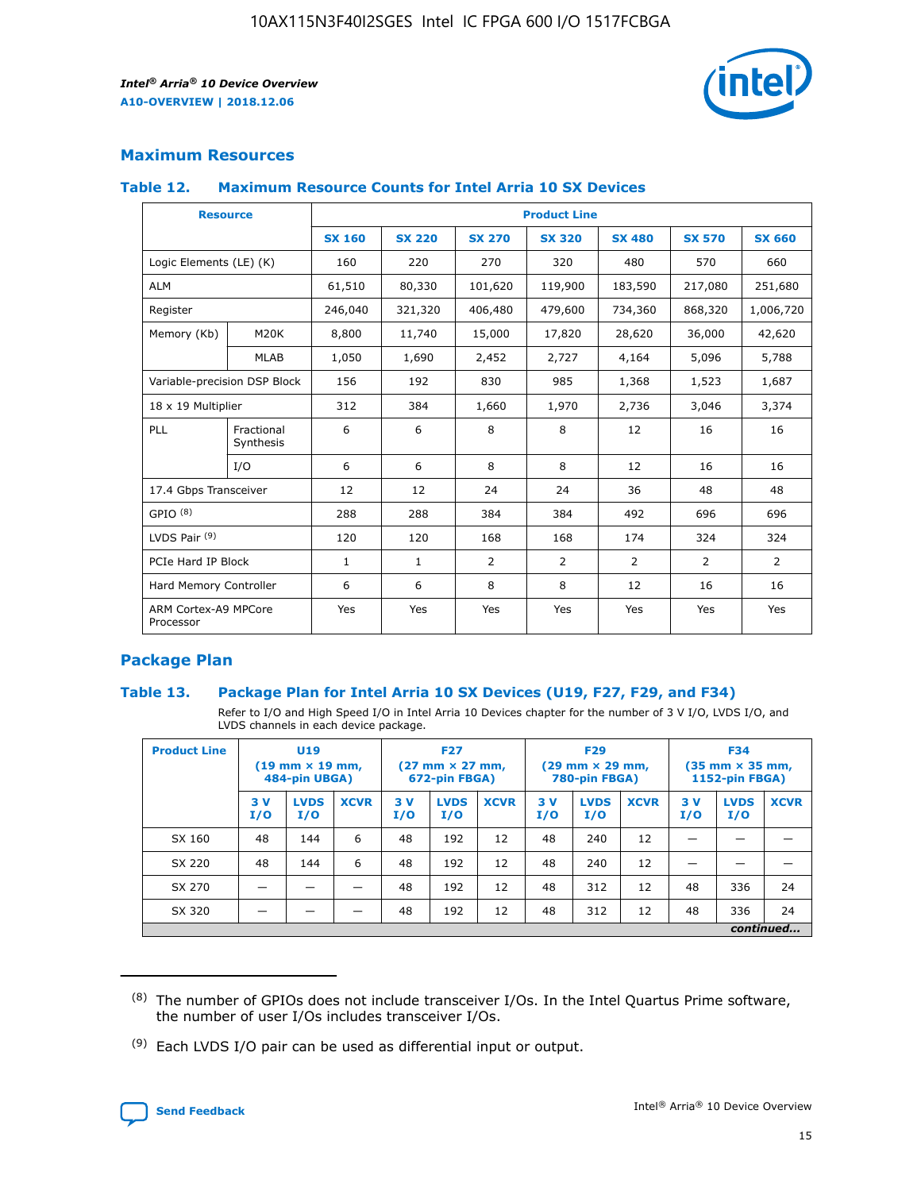## Maximum Resources

### Table 12. Maximum Resource Counts for Intel Arria 10 SX Devices

| Resource | | Product Line | | | | | | |
|---|---|---|---|---|---|---|---|---|
| | | SX 160 | SX 220 | SX 270 | SX 320 | SX 480 | SX 570 | SX 660 |
| Logic Elements (LE) (K) | | 160 | 220 | 270 | 320 | 480 | 570 | 660 |
| ALM | | 61,510 | 80,330 | 101,620 | 119,900 | 183,590 | 217,080 | 251,680 |
| Register | | 246,040 | 321,320 | 406,480 | 479,600 | 734,360 | 868,320 | 1,006,720 |
| Memory (Kb) | M20K | 8,800 | 11,740 | 15,000 | 17,820 | 28,620 | 36,000 | 42,620 |
| | MLAB | 1,050 | 1,690 | 2,452 | 2,727 | 4,164 | 5,096 | 5,788 |
| Variable-precision DSP Block | | 156 | 192 | 830 | 985 | 1,368 | 1,523 | 1,687 |
| 18 x 19 Multiplier | | 312 | 384 | 1,660 | 1,970 | 2,736 | 3,046 | 3,374 |
| PLL | Fractional Synthesis | 6 | 6 | 8 | 8 | 12 | 16 | 16 |
| | I/O | 6 | 6 | 8 | 8 | 12 | 16 | 16 |
| 17.4 Gbps Transceiver | | 12 | 12 | 24 | 24 | 36 | 48 | 48 |
| GPIO [(8)] | | 288 | 288 | 384 | 384 | 492 | 696 | 696 |
| LVDS Pair [(9)] | | 120 | 120 | 168 | 168 | 174 | 324 | 324 |
| PCIe Hard IP Block | | 1 | 1 | 2 | 2 | 2 | 2 | 2 |
| Hard Memory Controller | | 6 | 6 | 8 | 8 | 12 | 16 | 16 |
| ARM Cortex-A9 MPCore Processor | | Yes | Yes | Yes | Yes | Yes | Yes | Yes |

## Package Plan

### Table 13. Package Plan for Intel Arria 10 SX Devices (U19, F27, F29, and F34)

Refer to I/O and High Speed I/O in Intel Arria 10 Devices chapter for the number of 3 V I/O, LVDS I/O, and LVDS channels in each device package.

| Product Line | U19 (19 mm × 19 mm, 484-pin UBGA) | | | F27 (27 mm × 27 mm, 672-pin FBGA) | | | F29 (29 mm × 29 mm, 780-pin FBGA) | | | F34 (35 mm × 35 mm, 1152-pin FBGA) | | |
|---|---|---|---|---|---|---|---|---|---|---|---|---|
| | 3 V I/O | LVDS I/O | XCVR | 3 V I/O | LVDS I/O | XCVR | 3 V I/O | LVDS I/O | XCVR | 3 V I/O | LVDS I/O | XCVR |
| SX 160 | 48 | 144 | 6 | 48 | 192 | 12 | 48 | 240 | 12 | — | — | — |
| SX 220 | 48 | 144 | 6 | 48 | 192 | 12 | 48 | 240 | 12 | — | — | — |
| SX 270 | — | — | — | 48 | 192 | 12 | 48 | 312 | 12 | 48 | 336 | 24 |
| SX 320 | — | — | — | 48 | 192 | 12 | 48 | 312 | 12 | 48 | 336 | 24 |

*continued...*

(8) The number of GPIOs does not include transceiver I/Os. In the Intel Quartus Prime software, the number of user I/Os includes transceiver I/Os.

(9) Each LVDS I/O pair can be used as differential input or output.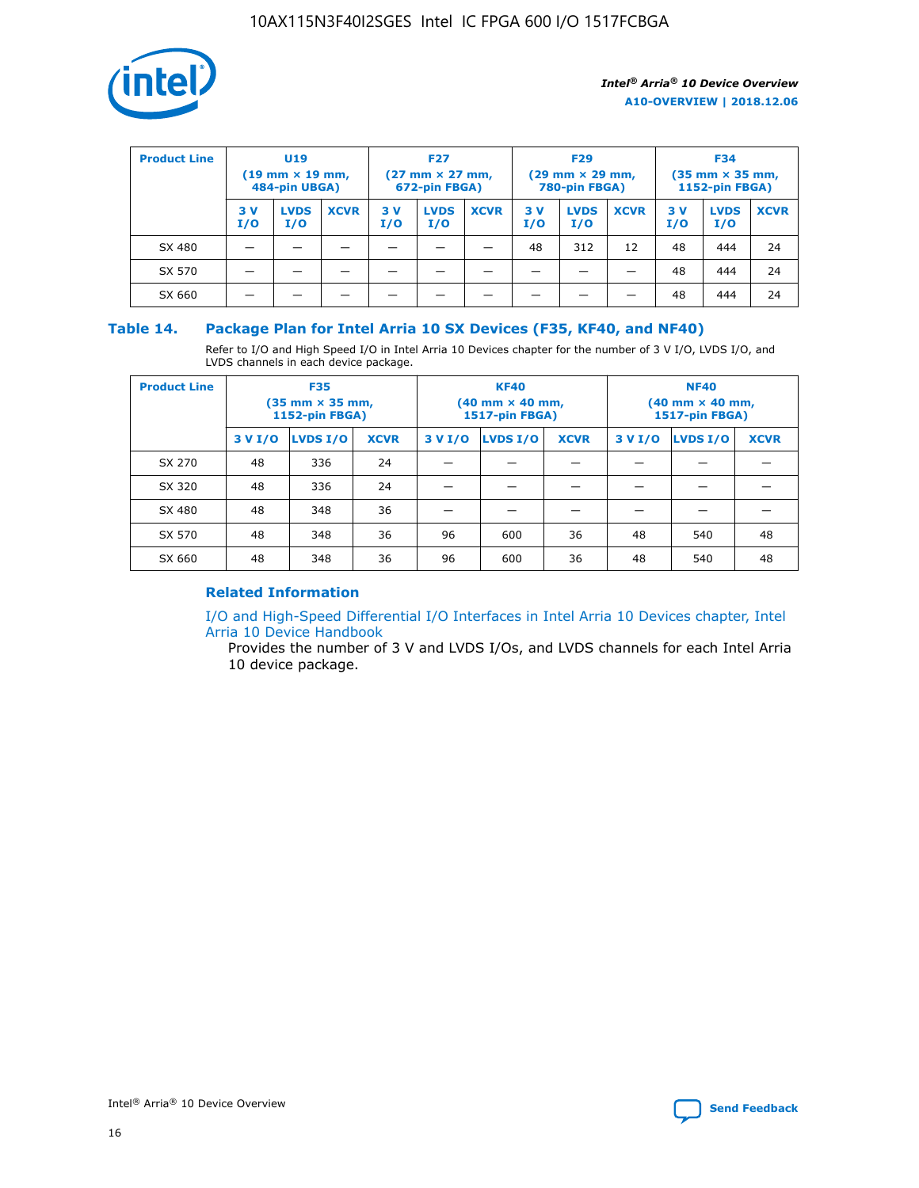| Product Line | U19 (19 mm × 19 mm, 484-pin UBGA) | | | F27 (27 mm × 27 mm, 672-pin FBGA) | | | F29 (29 mm × 29 mm, 780-pin FBGA) | | | F34 (35 mm × 35 mm, 1152-pin FBGA) | | |
|---|---|---|---|---|---|---|---|---|---|---|---|---|
| | 3 V I/O | LVDS I/O | XCVR | 3 V I/O | LVDS I/O | XCVR | 3 V I/O | LVDS I/O | XCVR | 3 V I/O | LVDS I/O | XCVR |
| SX 480 | — | — | — | — | — | — | 48 | 312 | 12 | 48 | 444 | 24 |
| SX 570 | — | — | — | — | — | — | — | — | — | 48 | 444 | 24 |
| SX 660 | — | — | — | — | — | — | — | — | — | 48 | 444 | 24 |

## Table 14. Package Plan for Intel Arria 10 SX Devices (F35, KF40, and NF40)

Refer to I/O and High Speed I/O in Intel Arria 10 Devices chapter for the number of 3 V I/O, LVDS I/O, and LVDS channels in each device package.

| Product Line | F35 (35 mm × 35 mm, 1152-pin FBGA) | | | KF40 (40 mm × 40 mm, 1517-pin FBGA) | | | NF40 (40 mm × 40 mm, 1517-pin FBGA) | | |
|---|---|---|---|---|---|---|---|---|---|
| | 3 V I/O | LVDS I/O | XCVR | 3 V I/O | LVDS I/O | XCVR | 3 V I/O | LVDS I/O | XCVR |
| SX 270 | 48 | 336 | 24 | — | — | — | — | — | — |
| SX 320 | 48 | 336 | 24 | — | — | — | — | — | — |
| SX 480 | 48 | 348 | 36 | — | — | — | — | — | — |
| SX 570 | 48 | 348 | 36 | 96 | 600 | 36 | 48 | 540 | 48 |
| SX 660 | 48 | 348 | 36 | 96 | 600 | 36 | 48 | 540 | 48 |

### Related Information

I/O and High-Speed Differential I/O Interfaces in Intel Arria 10 Devices chapter, Intel Arria 10 Device Handbook

Provides the number of 3 V and LVDS I/Os, and LVDS channels for each Intel Arria 10 device package.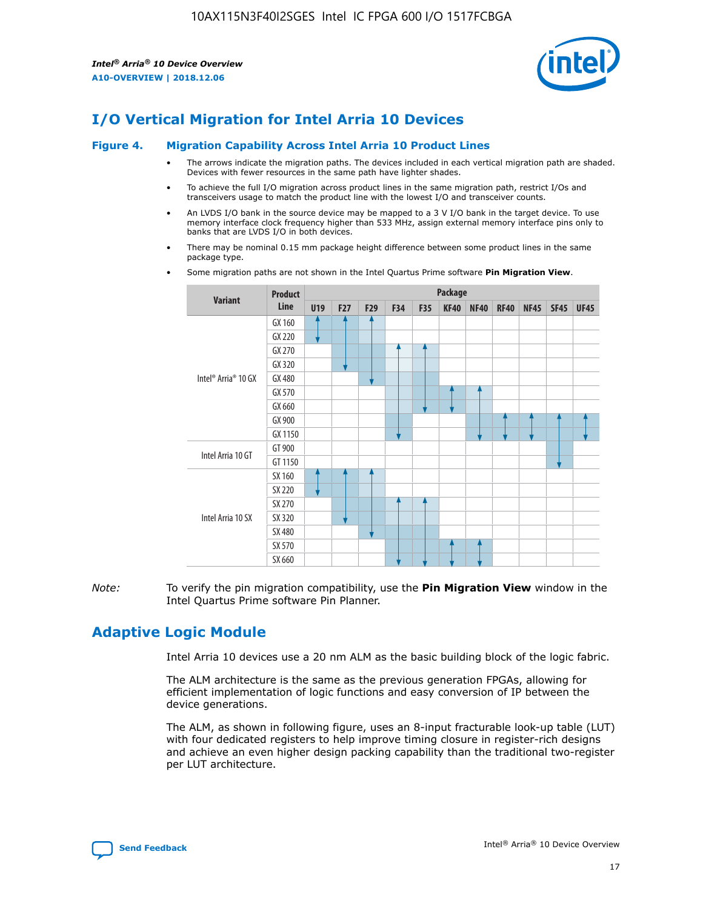# I/O Vertical Migration for Intel Arria 10 Devices

**Figure 4. Migration Capability Across Intel Arria 10 Product Lines**

- The arrows indicate the migration paths. The devices included in each vertical migration path are shaded. Devices with fewer resources in the same path have lighter shades.
- To achieve the full I/O migration across product lines in the same migration path, restrict I/Os and transceivers usage to match the product line with the lowest I/O and transceiver counts.
- An LVDS I/O bank in the source device may be mapped to a 3 V I/O bank in the target device. To use memory interface clock frequency higher than 533 MHz, assign external memory interface pins only to banks that are LVDS I/O in both devices.
- There may be nominal 0.15 mm package height difference between some product lines in the same package type.
- Some migration paths are not shown in the Intel Quartus Prime software **Pin Migration View**.

| Variant | Product Line | U19 | F27 | F29 | F34 | F35 | KF40 | NF40 | RF40 | NF45 | SF45 | UF45 |
|---|---|---|---|---|---|---|---|---|---|---|---|---|
| Intel® Arria® 10 GX | GX 160 | | | | | | | | | | | |
| | GX 220 | | | | | | | | | | | |
| | GX 270 | | | | | | | | | | | |
| | GX 320 | | | | | | | | | | | |
| | GX 480 | | | | | | | | | | | |
| | GX 570 | | | | | | | | | | | |
| | GX 660 | | | | | | | | | | | |
| | GX 900 | | | | | | | | | | | |
| | GX 1150 | | | | | | | | | | | |
| Intel Arria 10 GT | GT 900 | | | | | | | | | | | |
| | GT 1150 | | | | | | | | | | | |
| Intel Arria 10 SX | SX 160 | | | | | | | | | | | |
| | SX 220 | | | | | | | | | | | |
| | SX 270 | | | | | | | | | | | |
| | SX 320 | | | | | | | | | | | |
| | SX 480 | | | | | | | | | | | |
| | SX 570 | | | | | | | | | | | |
| | SX 660 | | | | | | | | | | | |

*Note:* To verify the pin migration compatibility, use the **Pin Migration View** window in the Intel Quartus Prime software Pin Planner.

# Adaptive Logic Module

Intel Arria 10 devices use a 20 nm ALM as the basic building block of the logic fabric.

The ALM architecture is the same as the previous generation FPGAs, allowing for efficient implementation of logic functions and easy conversion of IP between the device generations.

The ALM, as shown in following figure, uses an 8-input fracturable look-up table (LUT) with four dedicated registers to help improve timing closure in register-rich designs and achieve an even higher design packing capability than the traditional two-register per LUT architecture.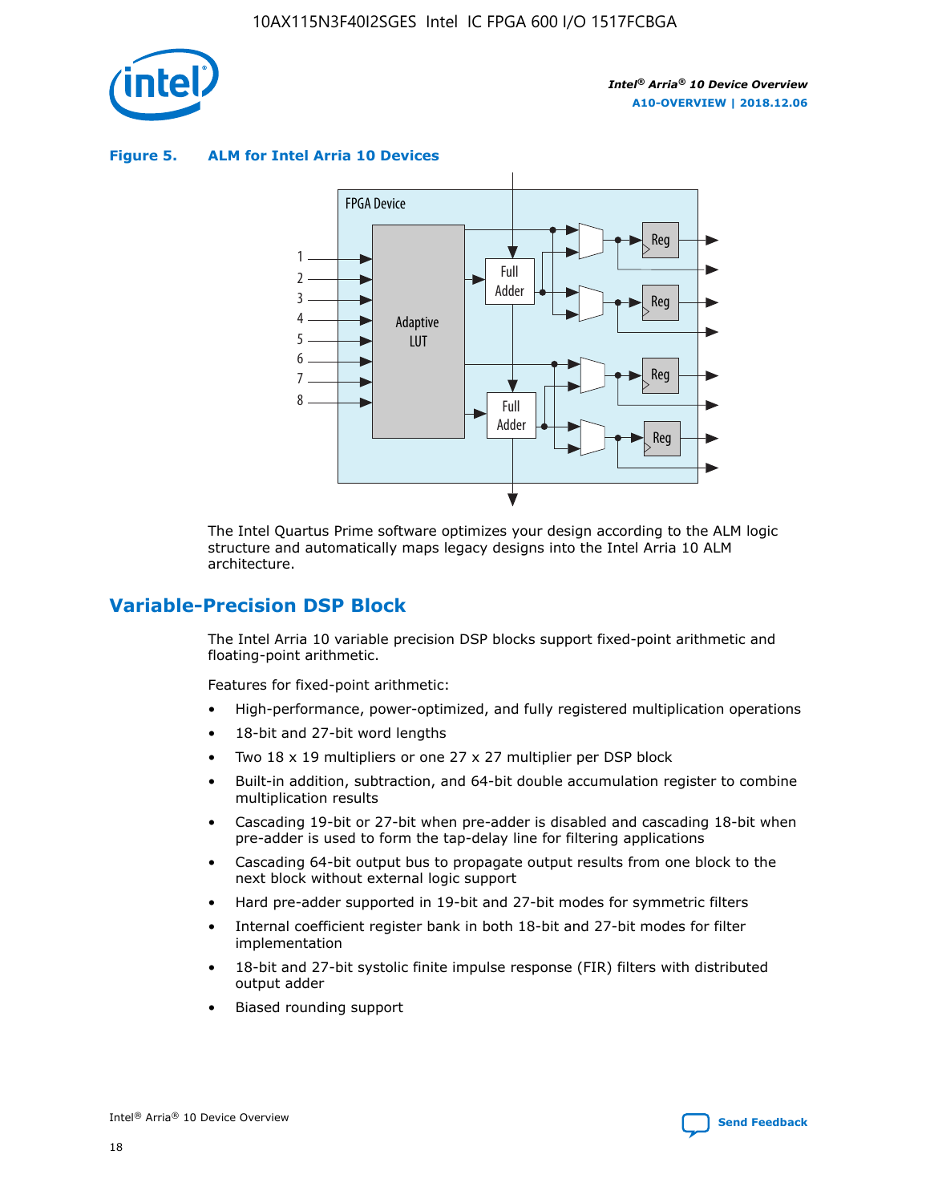**Figure 5. ALM for Intel Arria 10 Devices**

The Intel Quartus Prime software optimizes your design according to the ALM logic structure and automatically maps legacy designs into the Intel Arria 10 ALM architecture.

## Variable-Precision DSP Block

The Intel Arria 10 variable precision DSP blocks support fixed-point arithmetic and floating-point arithmetic.

Features for fixed-point arithmetic:

- High-performance, power-optimized, and fully registered multiplication operations
- 18-bit and 27-bit word lengths
- Two 18 x 19 multipliers or one 27 x 27 multiplier per DSP block
- Built-in addition, subtraction, and 64-bit double accumulation register to combine multiplication results
- Cascading 19-bit or 27-bit when pre-adder is disabled and cascading 18-bit when pre-adder is used to form the tap-delay line for filtering applications
- Cascading 64-bit output bus to propagate output results from one block to the next block without external logic support
- Hard pre-adder supported in 19-bit and 27-bit modes for symmetric filters
- Internal coefficient register bank in both 18-bit and 27-bit modes for filter implementation
- 18-bit and 27-bit systolic finite impulse response (FIR) filters with distributed output adder
- Biased rounding support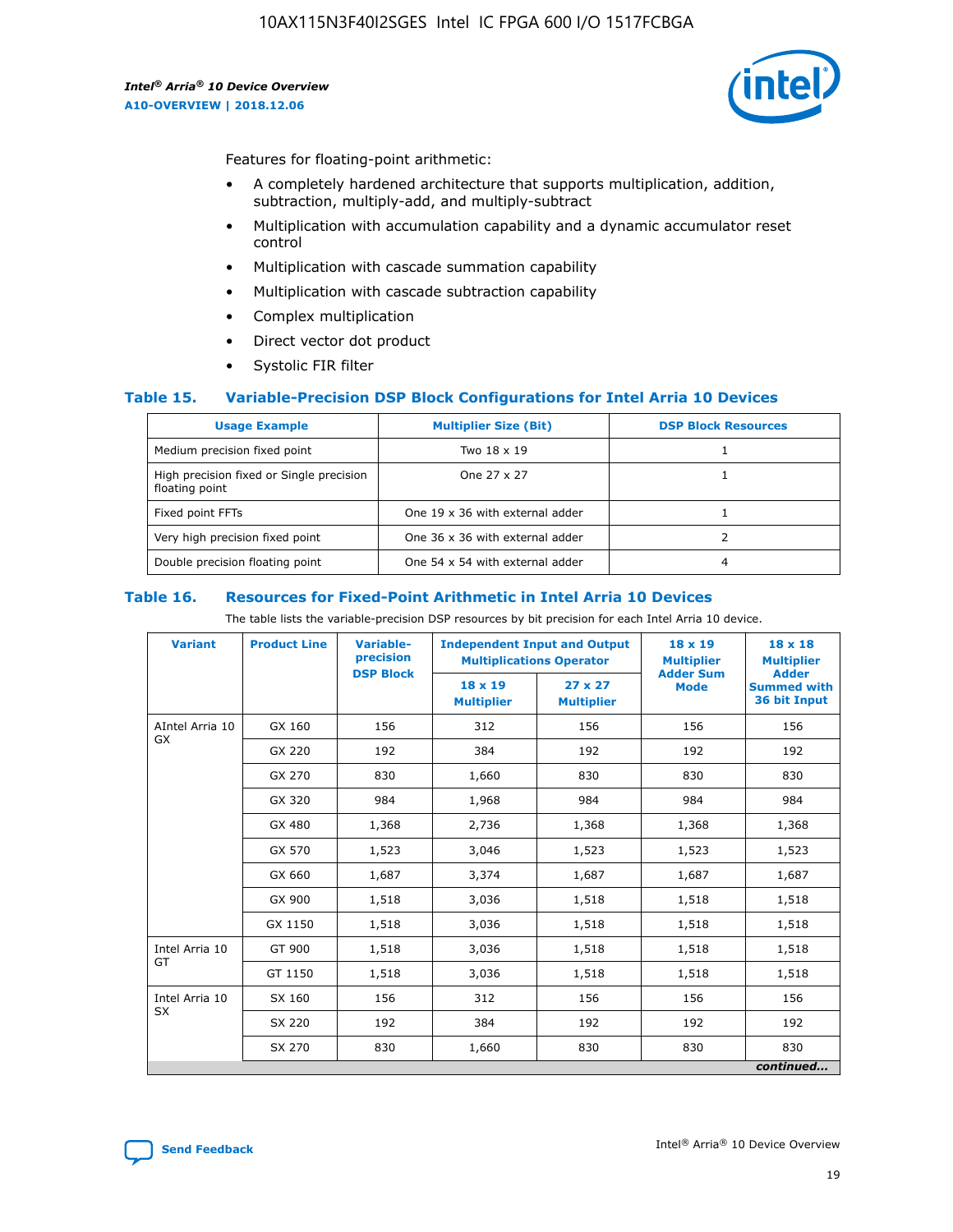Features for floating-point arithmetic:

- A completely hardened architecture that supports multiplication, addition, subtraction, multiply-add, and multiply-subtract
- Multiplication with accumulation capability and a dynamic accumulator reset control
- Multiplication with cascade summation capability
- Multiplication with cascade subtraction capability
- Complex multiplication
- Direct vector dot product
- Systolic FIR filter

### Table 15. Variable-Precision DSP Block Configurations for Intel Arria 10 Devices

| Usage Example | Multiplier Size (Bit) | DSP Block Resources |
|---|---|---|
| Medium precision fixed point | Two 18 x 19 | 1 |
| High precision fixed or Single precision floating point | One 27 x 27 | 1 |
| Fixed point FFTs | One 19 x 36 with external adder | 1 |
| Very high precision fixed point | One 36 x 36 with external adder | 2 |
| Double precision floating point | One 54 x 54 with external adder | 4 |

### Table 16. Resources for Fixed-Point Arithmetic in Intel Arria 10 Devices

The table lists the variable-precision DSP resources by bit precision for each Intel Arria 10 device.

| Variant | Product Line | Variable-precision DSP Block | Independent Input and Output Multiplications Operator | | 18 x 19 Multiplier Adder Sum Mode | 18 x 18 Multiplier Adder Summed with 36 bit Input |
|---|---|---|---|---|---|---|
| | | | 18 x 19 Multiplier | 27 x 27 Multiplier | | |
| AIntel Arria 10 GX | GX 160 | 156 | 312 | 156 | 156 | 156 |
| | GX 220 | 192 | 384 | 192 | 192 | 192 |
| | GX 270 | 830 | 1,660 | 830 | 830 | 830 |
| | GX 320 | 984 | 1,968 | 984 | 984 | 984 |
| | GX 480 | 1,368 | 2,736 | 1,368 | 1,368 | 1,368 |
| | GX 570 | 1,523 | 3,046 | 1,523 | 1,523 | 1,523 |
| | GX 660 | 1,687 | 3,374 | 1,687 | 1,687 | 1,687 |
| | GX 900 | 1,518 | 3,036 | 1,518 | 1,518 | 1,518 |
| | GX 1150 | 1,518 | 3,036 | 1,518 | 1,518 | 1,518 |
| Intel Arria 10 GT | GT 900 | 1,518 | 3,036 | 1,518 | 1,518 | 1,518 |
| | GT 1150 | 1,518 | 3,036 | 1,518 | 1,518 | 1,518 |
| Intel Arria 10 SX | SX 160 | 156 | 312 | 156 | 156 | 156 |
| | SX 220 | 192 | 384 | 192 | 192 | 192 |
| | SX 270 | 830 | 1,660 | 830 | 830 | 830 |

*continued...*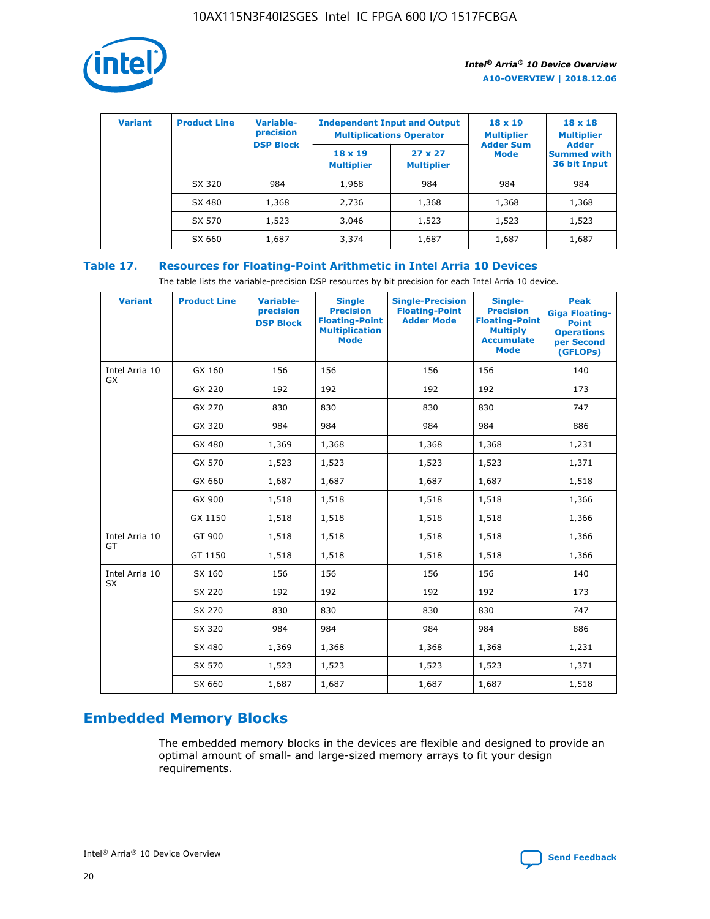| Variant | Product Line | Variable-precision DSP Block | Independent Input and Output Multiplications Operator | | 18 x 19 Multiplier Adder Sum Mode | 18 x 18 Multiplier Adder Summed with 36 bit Input |
|---|---|---|---|---|---|---|
| | | | 18 x 19 Multiplier | 27 x 27 Multiplier | | |
| | SX 320 | 984 | 1,968 | 984 | 984 | 984 |
| | SX 480 | 1,368 | 2,736 | 1,368 | 1,368 | 1,368 |
| | SX 570 | 1,523 | 3,046 | 1,523 | 1,523 | 1,523 |
| | SX 660 | 1,687 | 3,374 | 1,687 | 1,687 | 1,687 |

## Table 17. Resources for Floating-Point Arithmetic in Intel Arria 10 Devices

The table lists the variable-precision DSP resources by bit precision for each Intel Arria 10 device.

| Variant | Product Line | Variable-precision DSP Block | Single Precision Floating-Point Multiplication Mode | Single-Precision Floating-Point Adder Mode | Single-Precision Floating-Point Multiply Accumulate Mode | Peak Giga Floating-Point Operations per Second (GFLOPs) |
|---|---|---|---|---|---|---|
| Intel Arria 10 GX | GX 160 | 156 | 156 | 156 | 156 | 140 |
| | GX 220 | 192 | 192 | 192 | 192 | 173 |
| | GX 270 | 830 | 830 | 830 | 830 | 747 |
| | GX 320 | 984 | 984 | 984 | 984 | 886 |
| | GX 480 | 1,369 | 1,368 | 1,368 | 1,368 | 1,231 |
| | GX 570 | 1,523 | 1,523 | 1,523 | 1,523 | 1,371 |
| | GX 660 | 1,687 | 1,687 | 1,687 | 1,687 | 1,518 |
| | GX 900 | 1,518 | 1,518 | 1,518 | 1,518 | 1,366 |
| | GX 1150 | 1,518 | 1,518 | 1,518 | 1,518 | 1,366 |
| Intel Arria 10 GT | GT 900 | 1,518 | 1,518 | 1,518 | 1,518 | 1,366 |
| | GT 1150 | 1,518 | 1,518 | 1,518 | 1,518 | 1,366 |
| Intel Arria 10 SX | SX 160 | 156 | 156 | 156 | 156 | 140 |
| | SX 220 | 192 | 192 | 192 | 192 | 173 |
| | SX 270 | 830 | 830 | 830 | 830 | 747 |
| | SX 320 | 984 | 984 | 984 | 984 | 886 |
| | SX 480 | 1,369 | 1,368 | 1,368 | 1,368 | 1,231 |
| | SX 570 | 1,523 | 1,523 | 1,523 | 1,523 | 1,371 |
| | SX 660 | 1,687 | 1,687 | 1,687 | 1,687 | 1,518 |

## Embedded Memory Blocks

The embedded memory blocks in the devices are flexible and designed to provide an optimal amount of small- and large-sized memory arrays to fit your design requirements.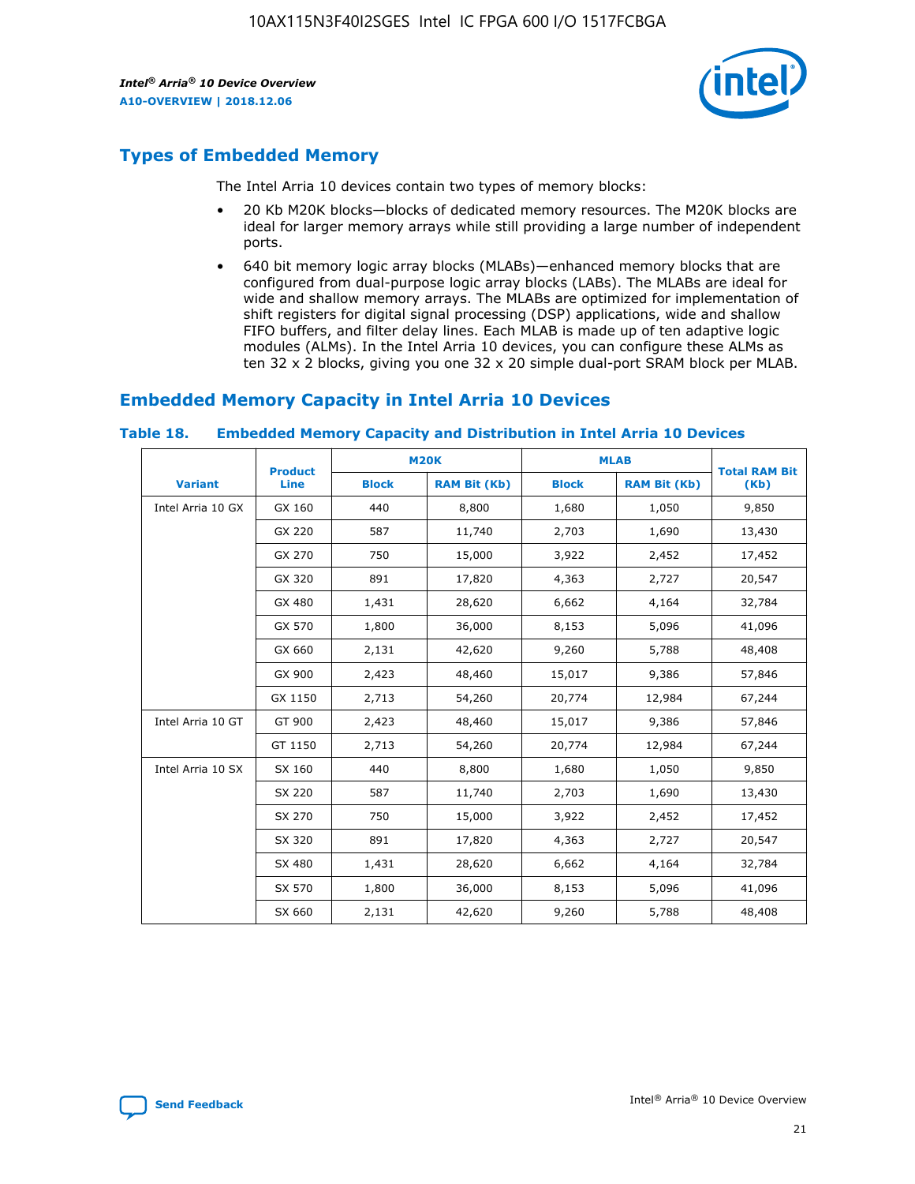## Types of Embedded Memory

The Intel Arria 10 devices contain two types of memory blocks:

- 20 Kb M20K blocks—blocks of dedicated memory resources. The M20K blocks are ideal for larger memory arrays while still providing a large number of independent ports.
- 640 bit memory logic array blocks (MLABs)—enhanced memory blocks that are configured from dual-purpose logic array blocks (LABs). The MLABs are ideal for wide and shallow memory arrays. The MLABs are optimized for implementation of shift registers for digital signal processing (DSP) applications, wide and shallow FIFO buffers, and filter delay lines. Each MLAB is made up of ten adaptive logic modules (ALMs). In the Intel Arria 10 devices, you can configure these ALMs as ten 32 x 2 blocks, giving you one 32 x 20 simple dual-port SRAM block per MLAB.

## Embedded Memory Capacity in Intel Arria 10 Devices

**Table 18. Embedded Memory Capacity and Distribution in Intel Arria 10 Devices**

| Variant | Product Line | M20K | | MLAB | | Total RAM Bit (Kb) |
|---|---|---|---|---|---|---|
| | | Block | RAM Bit (Kb) | Block | RAM Bit (Kb) | |
| Intel Arria 10 GX | GX 160 | 440 | 8,800 | 1,680 | 1,050 | 9,850 |
| | GX 220 | 587 | 11,740 | 2,703 | 1,690 | 13,430 |
| | GX 270 | 750 | 15,000 | 3,922 | 2,452 | 17,452 |
| | GX 320 | 891 | 17,820 | 4,363 | 2,727 | 20,547 |
| | GX 480 | 1,431 | 28,620 | 6,662 | 4,164 | 32,784 |
| | GX 570 | 1,800 | 36,000 | 8,153 | 5,096 | 41,096 |
| | GX 660 | 2,131 | 42,620 | 9,260 | 5,788 | 48,408 |
| | GX 900 | 2,423 | 48,460 | 15,017 | 9,386 | 57,846 |
| | GX 1150 | 2,713 | 54,260 | 20,774 | 12,984 | 67,244 |
| Intel Arria 10 GT | GT 900 | 2,423 | 48,460 | 15,017 | 9,386 | 57,846 |
| | GT 1150 | 2,713 | 54,260 | 20,774 | 12,984 | 67,244 |
| Intel Arria 10 SX | SX 160 | 440 | 8,800 | 1,680 | 1,050 | 9,850 |
| | SX 220 | 587 | 11,740 | 2,703 | 1,690 | 13,430 |
| | SX 270 | 750 | 15,000 | 3,922 | 2,452 | 17,452 |
| | SX 320 | 891 | 17,820 | 4,363 | 2,727 | 20,547 |
| | SX 480 | 1,431 | 28,620 | 6,662 | 4,164 | 32,784 |
| | SX 570 | 1,800 | 36,000 | 8,153 | 5,096 | 41,096 |
| | SX 660 | 2,131 | 42,620 | 9,260 | 5,788 | 48,408 |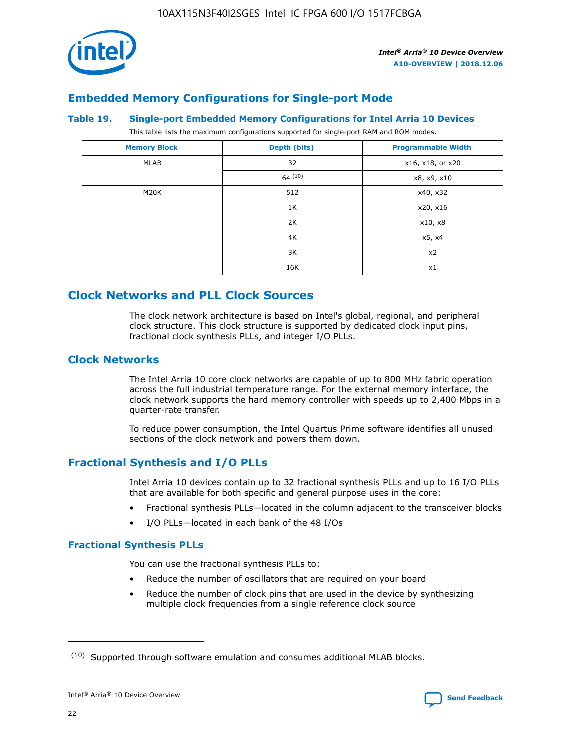## Embedded Memory Configurations for Single-port Mode

### Table 19. Single-port Embedded Memory Configurations for Intel Arria 10 Devices

This table lists the maximum configurations supported for single-port RAM and ROM modes.

| Memory Block | Depth (bits) | Programmable Width |
|---|---|---|
| MLAB | 32 | x16, x18, or x20 |
| | 64 [10] | x8, x9, x10 |
| M20K | 512 | x40, x32 |
| | 1K | x20, x16 |
| | 2K | x10, x8 |
| | 4K | x5, x4 |
| | 8K | x2 |
| | 16K | x1 |

## Clock Networks and PLL Clock Sources

The clock network architecture is based on Intel's global, regional, and peripheral clock structure. This clock structure is supported by dedicated clock input pins, fractional clock synthesis PLLs, and integer I/O PLLs.

### Clock Networks

The Intel Arria 10 core clock networks are capable of up to 800 MHz fabric operation across the full industrial temperature range. For the external memory interface, the clock network supports the hard memory controller with speeds up to 2,400 Mbps in a quarter-rate transfer.

To reduce power consumption, the Intel Quartus Prime software identifies all unused sections of the clock network and powers them down.

### Fractional Synthesis and I/O PLLs

Intel Arria 10 devices contain up to 32 fractional synthesis PLLs and up to 16 I/O PLLs that are available for both specific and general purpose uses in the core:

- Fractional synthesis PLLs—located in the column adjacent to the transceiver blocks
- I/O PLLs—located in each bank of the 48 I/Os

#### Fractional Synthesis PLLs

You can use the fractional synthesis PLLs to:

- Reduce the number of oscillators that are required on your board
- Reduce the number of clock pins that are used in the device by synthesizing multiple clock frequencies from a single reference clock source

(10) Supported through software emulation and consumes additional MLAB blocks.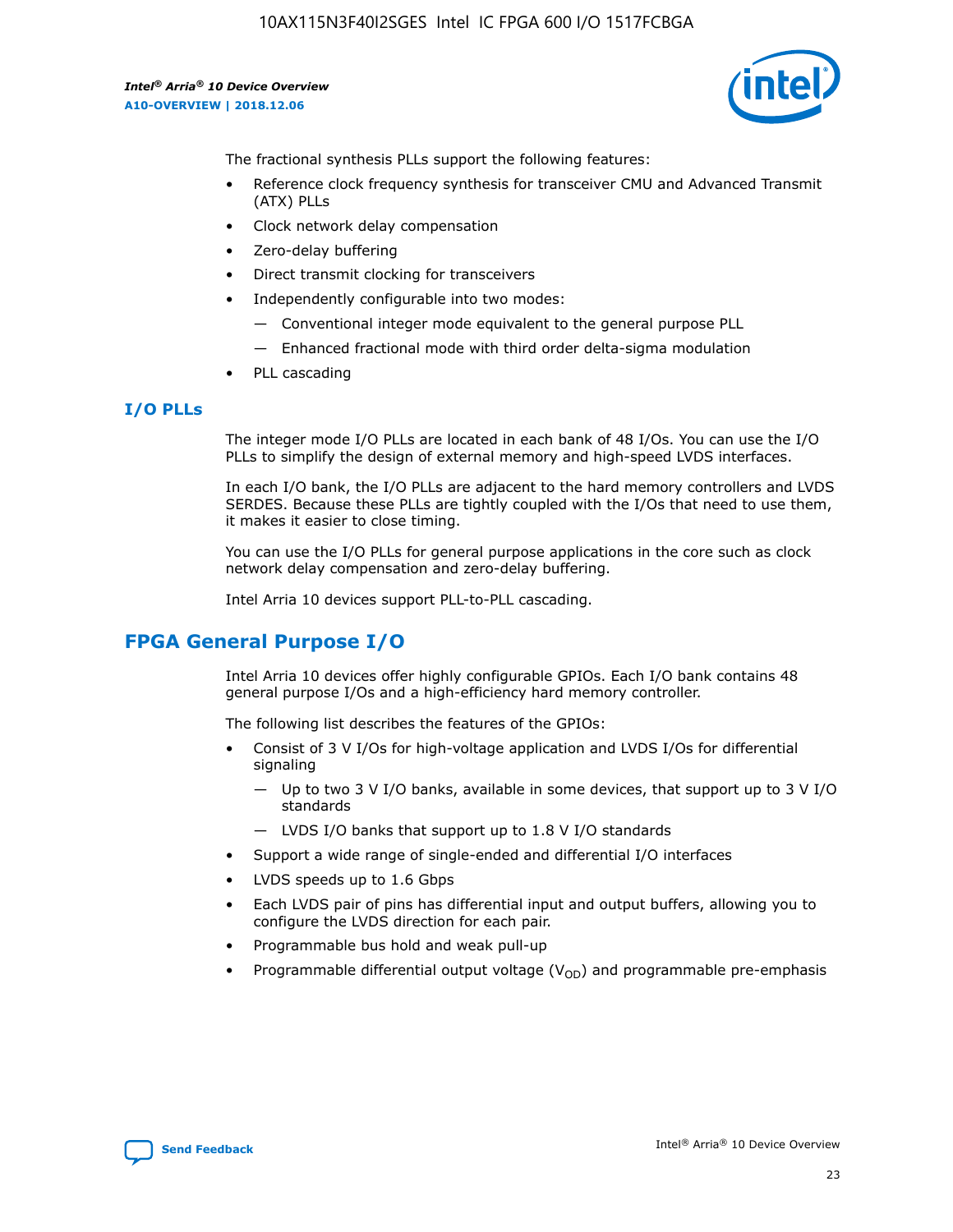The fractional synthesis PLLs support the following features:

- Reference clock frequency synthesis for transceiver CMU and Advanced Transmit (ATX) PLLs
- Clock network delay compensation
- Zero-delay buffering
- Direct transmit clocking for transceivers
- Independently configurable into two modes:
  - — Conventional integer mode equivalent to the general purpose PLL
  - — Enhanced fractional mode with third order delta-sigma modulation
- PLL cascading

### I/O PLLs

The integer mode I/O PLLs are located in each bank of 48 I/Os. You can use the I/O PLLs to simplify the design of external memory and high-speed LVDS interfaces.

In each I/O bank, the I/O PLLs are adjacent to the hard memory controllers and LVDS SERDES. Because these PLLs are tightly coupled with the I/Os that need to use them, it makes it easier to close timing.

You can use the I/O PLLs for general purpose applications in the core such as clock network delay compensation and zero-delay buffering.

Intel Arria 10 devices support PLL-to-PLL cascading.

## FPGA General Purpose I/O

Intel Arria 10 devices offer highly configurable GPIOs. Each I/O bank contains 48 general purpose I/Os and a high-efficiency hard memory controller.

The following list describes the features of the GPIOs:

- Consist of 3 V I/Os for high-voltage application and LVDS I/Os for differential signaling
  - — Up to two 3 V I/O banks, available in some devices, that support up to 3 V I/O standards
  - — LVDS I/O banks that support up to 1.8 V I/O standards
- Support a wide range of single-ended and differential I/O interfaces
- LVDS speeds up to 1.6 Gbps
- Each LVDS pair of pins has differential input and output buffers, allowing you to configure the LVDS direction for each pair.
- Programmable bus hold and weak pull-up
- Programmable differential output voltage ($V_{OD}$) and programmable pre-emphasis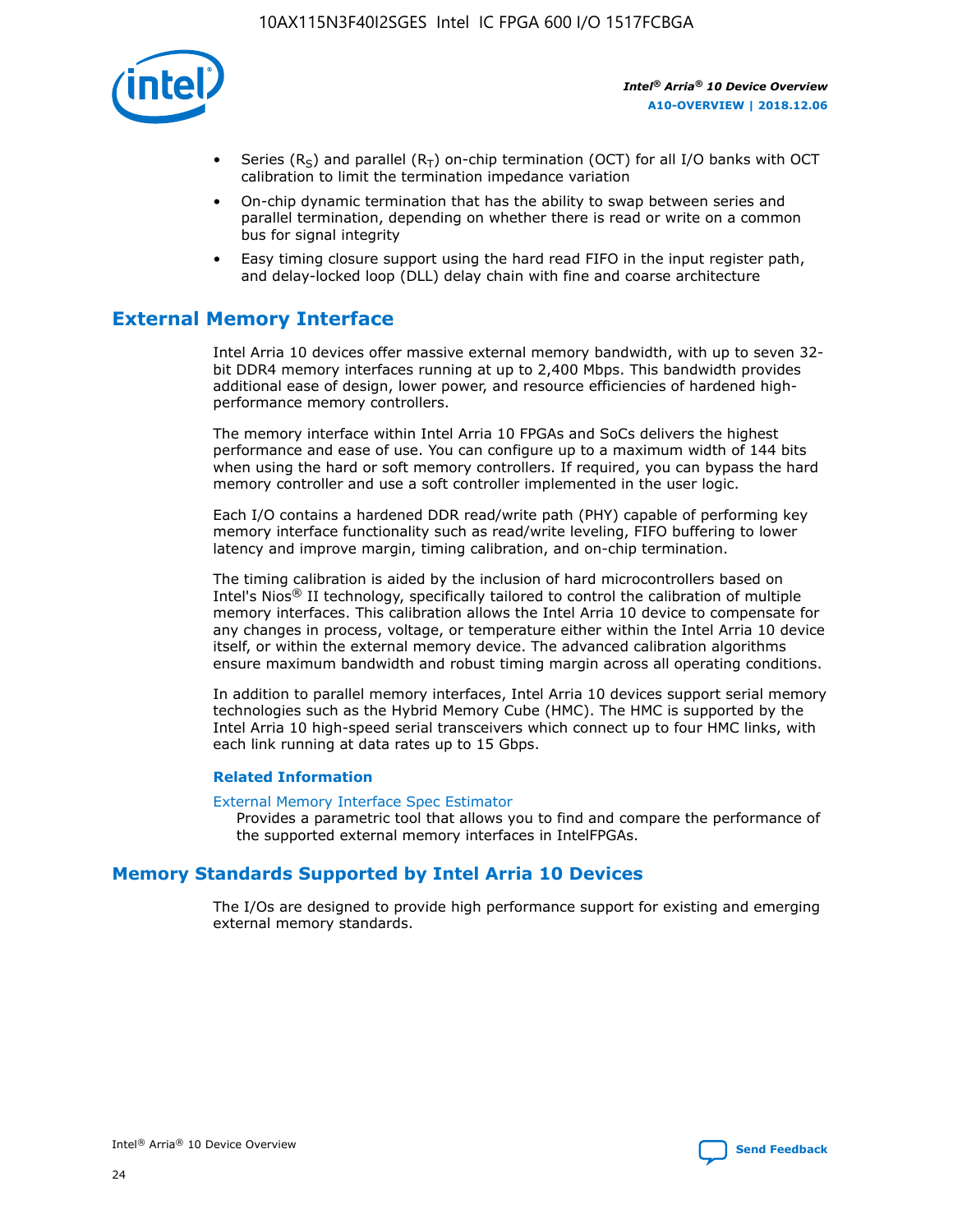- Series ($R_S$) and parallel ($R_T$) on-chip termination (OCT) for all I/O banks with OCT calibration to limit the termination impedance variation
- On-chip dynamic termination that has the ability to swap between series and parallel termination, depending on whether there is read or write on a common bus for signal integrity
- Easy timing closure support using the hard read FIFO in the input register path, and delay-locked loop (DLL) delay chain with fine and coarse architecture

## External Memory Interface

Intel Arria 10 devices offer massive external memory bandwidth, with up to seven 32-bit DDR4 memory interfaces running at up to 2,400 Mbps. This bandwidth provides additional ease of design, lower power, and resource efficiencies of hardened high-performance memory controllers.

The memory interface within Intel Arria 10 FPGAs and SoCs delivers the highest performance and ease of use. You can configure up to a maximum width of 144 bits when using the hard or soft memory controllers. If required, you can bypass the hard memory controller and use a soft controller implemented in the user logic.

Each I/O contains a hardened DDR read/write path (PHY) capable of performing key memory interface functionality such as read/write leveling, FIFO buffering to lower latency and improve margin, timing calibration, and on-chip termination.

The timing calibration is aided by the inclusion of hard microcontrollers based on Intel's Nios® II technology, specifically tailored to control the calibration of multiple memory interfaces. This calibration allows the Intel Arria 10 device to compensate for any changes in process, voltage, or temperature either within the Intel Arria 10 device itself, or within the external memory device. The advanced calibration algorithms ensure maximum bandwidth and robust timing margin across all operating conditions.

In addition to parallel memory interfaces, Intel Arria 10 devices support serial memory technologies such as the Hybrid Memory Cube (HMC). The HMC is supported by the Intel Arria 10 high-speed serial transceivers which connect up to four HMC links, with each link running at data rates up to 15 Gbps.

### Related Information

External Memory Interface Spec Estimator
Provides a parametric tool that allows you to find and compare the performance of the supported external memory interfaces in IntelFPGAs.

## Memory Standards Supported by Intel Arria 10 Devices

The I/Os are designed to provide high performance support for existing and emerging external memory standards.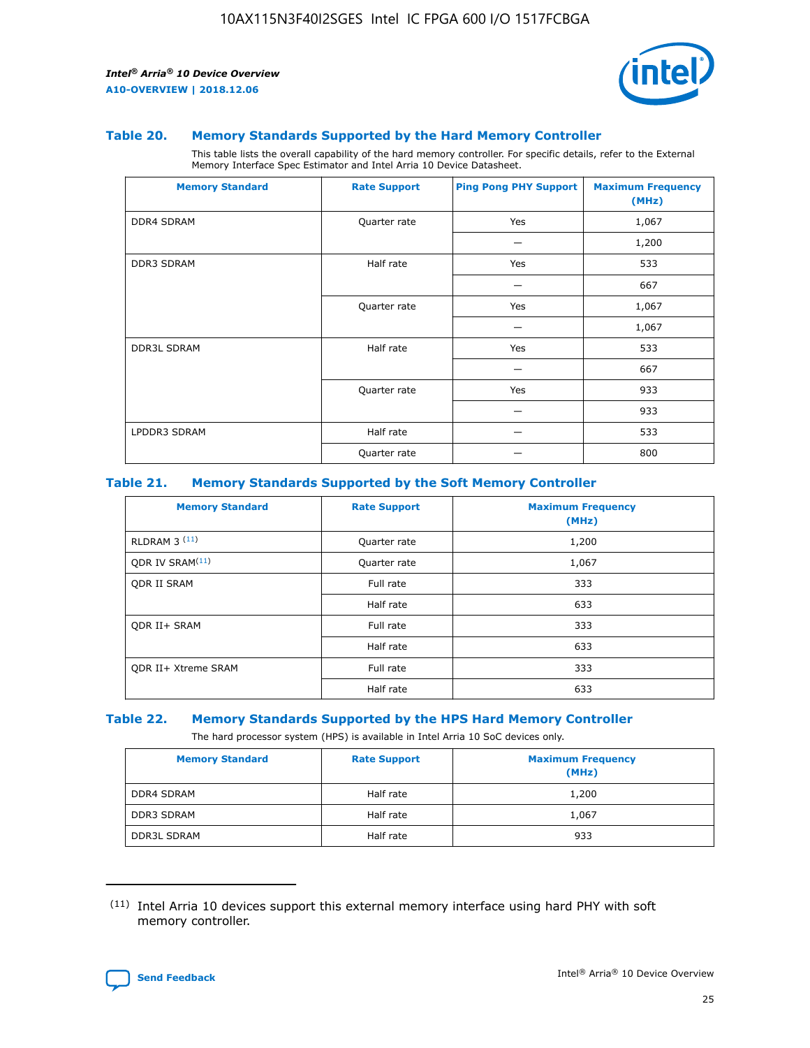### Table 20. Memory Standards Supported by the Hard Memory Controller

This table lists the overall capability of the hard memory controller. For specific details, refer to the External Memory Interface Spec Estimator and Intel Arria 10 Device Datasheet.

| Memory Standard | Rate Support | Ping Pong PHY Support | Maximum Frequency (MHz) |
|---|---|---|---|
| DDR4 SDRAM | Quarter rate | Yes | 1,067 |
| | | — | 1,200 |
| DDR3 SDRAM | Half rate | Yes | 533 |
| | | — | 667 |
| | Quarter rate | Yes | 1,067 |
| | | — | 1,067 |
| DDR3L SDRAM | Half rate | Yes | 533 |
| | | — | 667 |
| | Quarter rate | Yes | 933 |
| | | — | 933 |
| LPDDR3 SDRAM | Half rate | — | 533 |
| | Quarter rate | — | 800 |

### Table 21. Memory Standards Supported by the Soft Memory Controller

| Memory Standard | Rate Support | Maximum Frequency (MHz) |
|---|---|---|
| RLDRAM 3 [(11)] | Quarter rate | 1,200 |
| QDR IV SRAM[(11)] | Quarter rate | 1,067 |
| QDR II SRAM | Full rate | 333 |
| | Half rate | 633 |
| QDR II+ SRAM | Full rate | 333 |
| | Half rate | 633 |
| QDR II+ Xtreme SRAM | Full rate | 333 |
| | Half rate | 633 |

### Table 22. Memory Standards Supported by the HPS Hard Memory Controller

The hard processor system (HPS) is available in Intel Arria 10 SoC devices only.

| Memory Standard | Rate Support | Maximum Frequency (MHz) |
|---|---|---|
| DDR4 SDRAM | Half rate | 1,200 |
| DDR3 SDRAM | Half rate | 1,067 |
| DDR3L SDRAM | Half rate | 933 |

(11) Intel Arria 10 devices support this external memory interface using hard PHY with soft memory controller.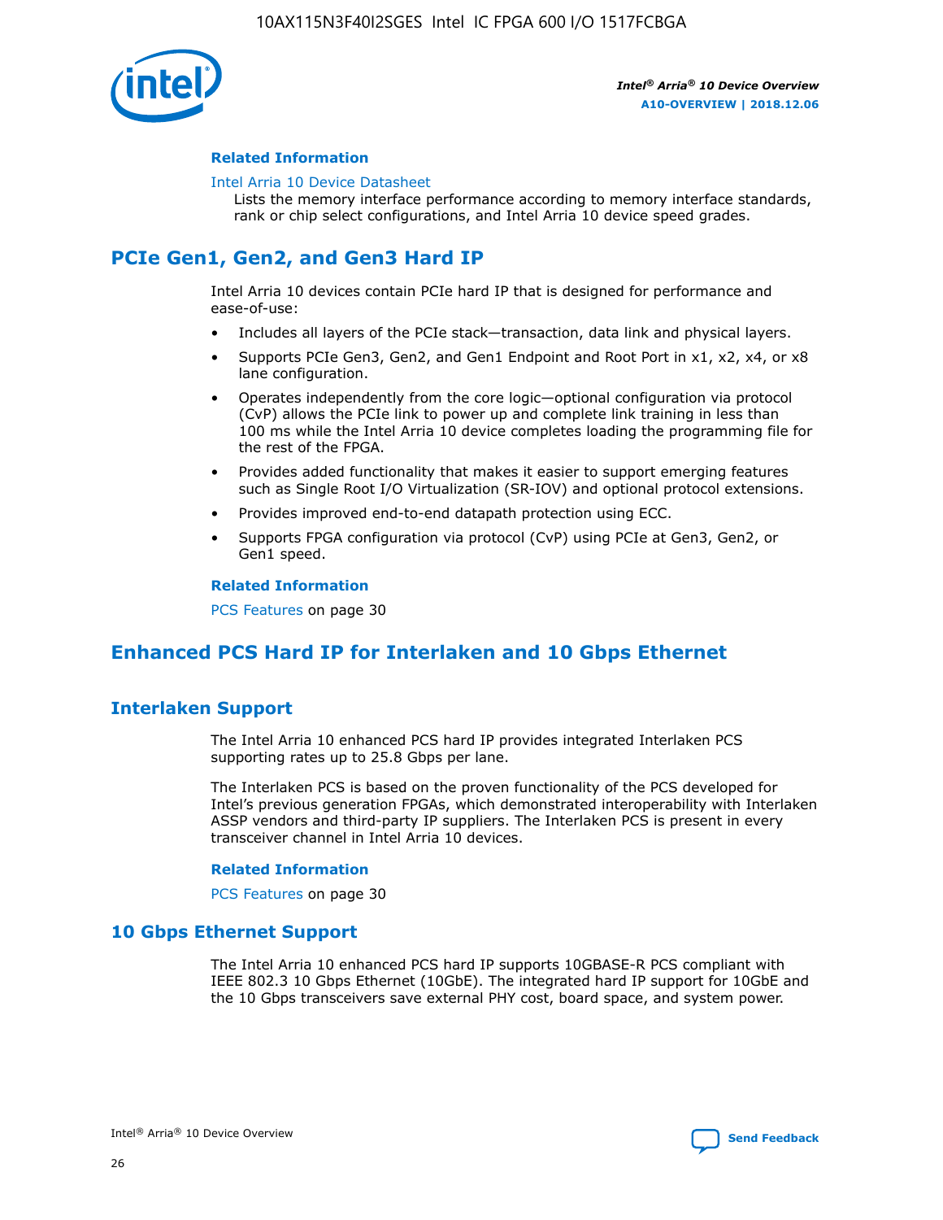#### Related Information

Intel Arria 10 Device Datasheet
Lists the memory interface performance according to memory interface standards, rank or chip select configurations, and Intel Arria 10 device speed grades.

## PCIe Gen1, Gen2, and Gen3 Hard IP

Intel Arria 10 devices contain PCIe hard IP that is designed for performance and ease-of-use:

- Includes all layers of the PCIe stack—transaction, data link and physical layers.
- Supports PCIe Gen3, Gen2, and Gen1 Endpoint and Root Port in x1, x2, x4, or x8 lane configuration.
- Operates independently from the core logic—optional configuration via protocol (CvP) allows the PCIe link to power up and complete link training in less than 100 ms while the Intel Arria 10 device completes loading the programming file for the rest of the FPGA.
- Provides added functionality that makes it easier to support emerging features such as Single Root I/O Virtualization (SR-IOV) and optional protocol extensions.
- Provides improved end-to-end datapath protection using ECC.
- Supports FPGA configuration via protocol (CvP) using PCIe at Gen3, Gen2, or Gen1 speed.

#### Related Information

PCS Features on page 30

## Enhanced PCS Hard IP for Interlaken and 10 Gbps Ethernet

### Interlaken Support

The Intel Arria 10 enhanced PCS hard IP provides integrated Interlaken PCS supporting rates up to 25.8 Gbps per lane.

The Interlaken PCS is based on the proven functionality of the PCS developed for Intel's previous generation FPGAs, which demonstrated interoperability with Interlaken ASSP vendors and third-party IP suppliers. The Interlaken PCS is present in every transceiver channel in Intel Arria 10 devices.

#### Related Information

PCS Features on page 30

### 10 Gbps Ethernet Support

The Intel Arria 10 enhanced PCS hard IP supports 10GBASE-R PCS compliant with IEEE 802.3 10 Gbps Ethernet (10GbE). The integrated hard IP support for 10GbE and the 10 Gbps transceivers save external PHY cost, board space, and system power.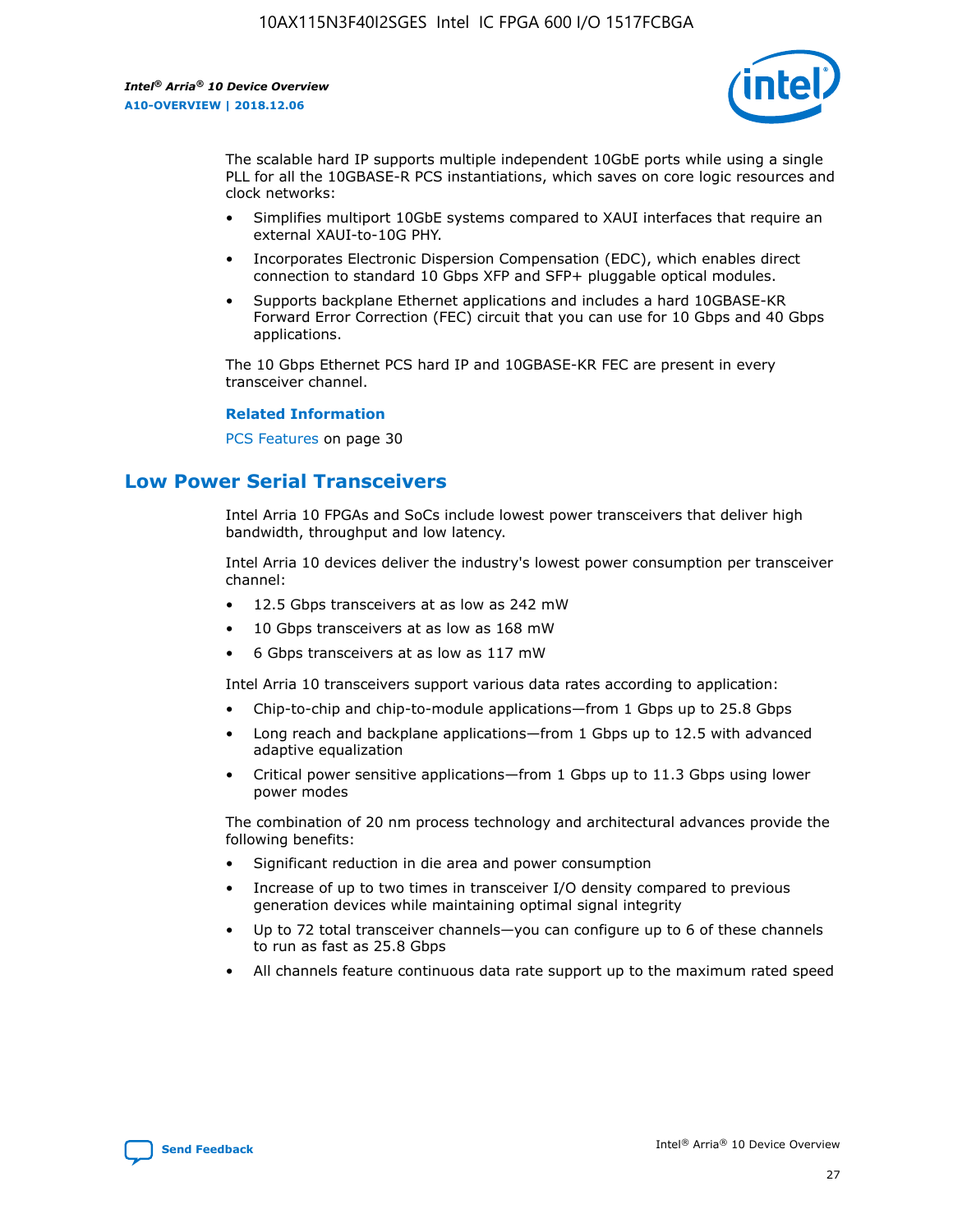The scalable hard IP supports multiple independent 10GbE ports while using a single PLL for all the 10GBASE-R PCS instantiations, which saves on core logic resources and clock networks:

- Simplifies multiport 10GbE systems compared to XAUI interfaces that require an external XAUI-to-10G PHY.
- Incorporates Electronic Dispersion Compensation (EDC), which enables direct connection to standard 10 Gbps XFP and SFP+ pluggable optical modules.
- Supports backplane Ethernet applications and includes a hard 10GBASE-KR Forward Error Correction (FEC) circuit that you can use for 10 Gbps and 40 Gbps applications.

The 10 Gbps Ethernet PCS hard IP and 10GBASE-KR FEC are present in every transceiver channel.

**Related Information**

PCS Features on page 30

## Low Power Serial Transceivers

Intel Arria 10 FPGAs and SoCs include lowest power transceivers that deliver high bandwidth, throughput and low latency.

Intel Arria 10 devices deliver the industry's lowest power consumption per transceiver channel:

- 12.5 Gbps transceivers at as low as 242 mW
- 10 Gbps transceivers at as low as 168 mW
- 6 Gbps transceivers at as low as 117 mW

Intel Arria 10 transceivers support various data rates according to application:

- Chip-to-chip and chip-to-module applications—from 1 Gbps up to 25.8 Gbps
- Long reach and backplane applications—from 1 Gbps up to 12.5 with advanced adaptive equalization
- Critical power sensitive applications—from 1 Gbps up to 11.3 Gbps using lower power modes

The combination of 20 nm process technology and architectural advances provide the following benefits:

- Significant reduction in die area and power consumption
- Increase of up to two times in transceiver I/O density compared to previous generation devices while maintaining optimal signal integrity
- Up to 72 total transceiver channels—you can configure up to 6 of these channels to run as fast as 25.8 Gbps
- All channels feature continuous data rate support up to the maximum rated speed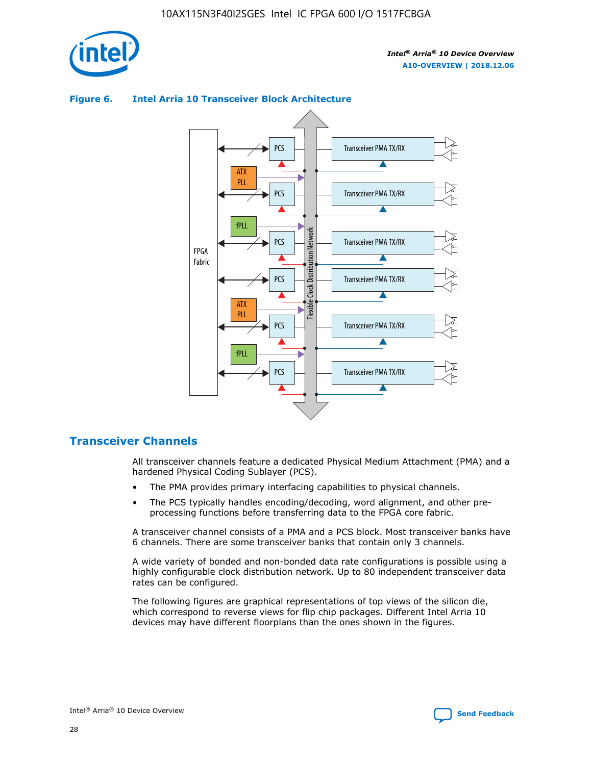**Figure 6. Intel Arria 10 Transceiver Block Architecture**

## Transceiver Channels

All transceiver channels feature a dedicated Physical Medium Attachment (PMA) and a hardened Physical Coding Sublayer (PCS).

- The PMA provides primary interfacing capabilities to physical channels.
- The PCS typically handles encoding/decoding, word alignment, and other pre-processing functions before transferring data to the FPGA core fabric.

A transceiver channel consists of a PMA and a PCS block. Most transceiver banks have 6 channels. There are some transceiver banks that contain only 3 channels.

A wide variety of bonded and non-bonded data rate configurations is possible using a highly configurable clock distribution network. Up to 80 independent transceiver data rates can be configured.

The following figures are graphical representations of top views of the silicon die, which correspond to reverse views for flip chip packages. Different Intel Arria 10 devices may have different floorplans than the ones shown in the figures.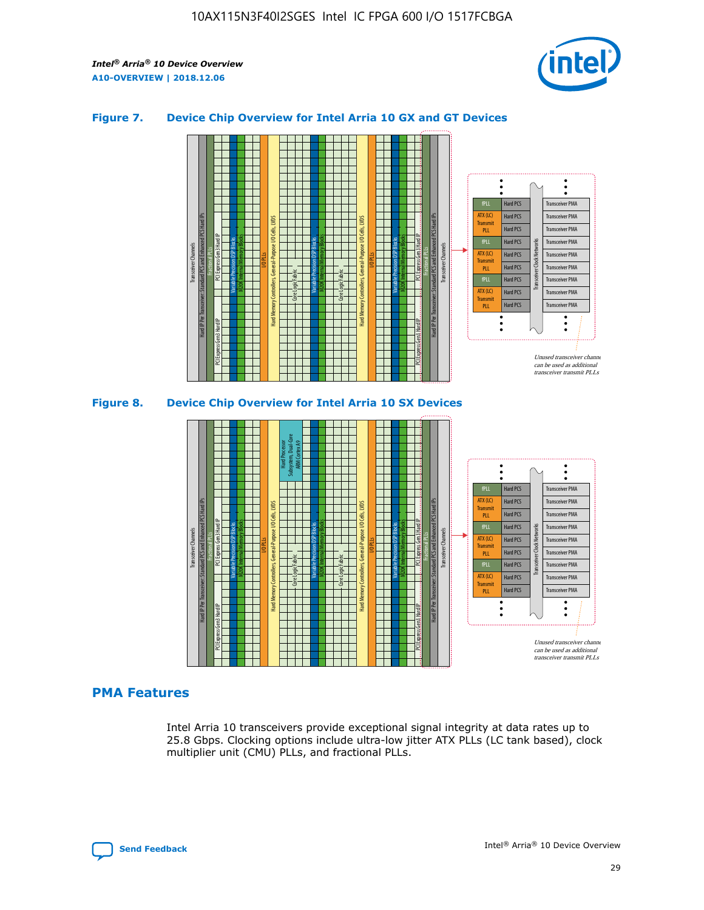### Figure 7. Device Chip Overview for Intel Arria 10 GX and GT Devices

### Figure 8. Device Chip Overview for Intel Arria 10 SX Devices

## PMA Features

Intel Arria 10 transceivers provide exceptional signal integrity at data rates up to 25.8 Gbps. Clocking options include ultra-low jitter ATX PLLs (LC tank based), clock multiplier unit (CMU) PLLs, and fractional PLLs.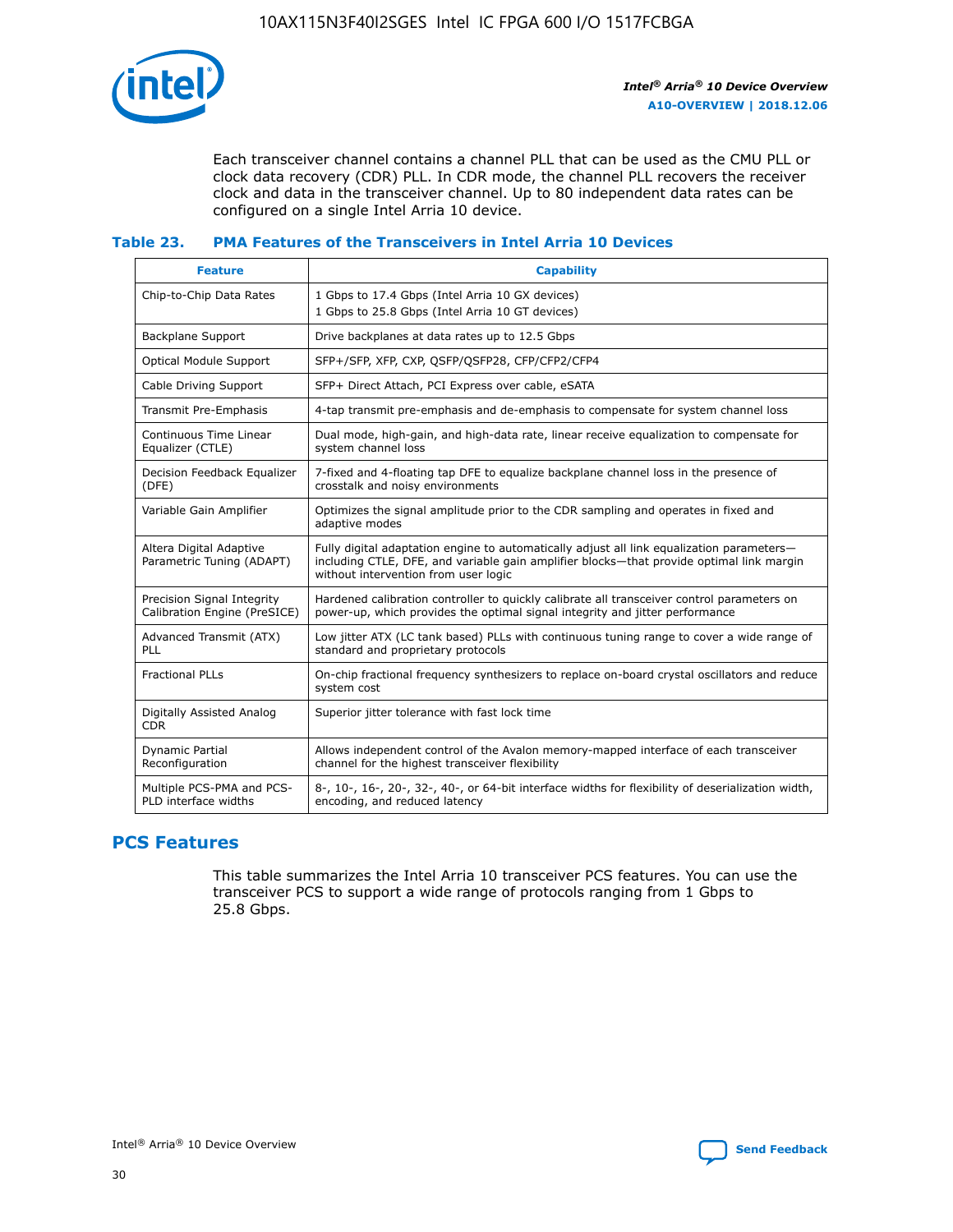Each transceiver channel contains a channel PLL that can be used as the CMU PLL or clock data recovery (CDR) PLL. In CDR mode, the channel PLL recovers the receiver clock and data in the transceiver channel. Up to 80 independent data rates can be configured on a single Intel Arria 10 device.

### Table 23. PMA Features of the Transceivers in Intel Arria 10 Devices

| Feature | Capability |
| --- | --- |
| Chip-to-Chip Data Rates | 1 Gbps to 17.4 Gbps (Intel Arria 10 GX devices)<br>1 Gbps to 25.8 Gbps (Intel Arria 10 GT devices) |
| Backplane Support | Drive backplanes at data rates up to 12.5 Gbps |
| Optical Module Support | SFP+/SFP, XFP, CXP, QSFP/QSFP28, CFP/CFP2/CFP4 |
| Cable Driving Support | SFP+ Direct Attach, PCI Express over cable, eSATA |
| Transmit Pre-Emphasis | 4-tap transmit pre-emphasis and de-emphasis to compensate for system channel loss |
| Continuous Time Linear Equalizer (CTLE) | Dual mode, high-gain, and high-data rate, linear receive equalization to compensate for system channel loss |
| Decision Feedback Equalizer (DFE) | 7-fixed and 4-floating tap DFE to equalize backplane channel loss in the presence of crosstalk and noisy environments |
| Variable Gain Amplifier | Optimizes the signal amplitude prior to the CDR sampling and operates in fixed and adaptive modes |
| Altera Digital Adaptive Parametric Tuning (ADAPT) | Fully digital adaptation engine to automatically adjust all link equalization parameters—including CTLE, DFE, and variable gain amplifier blocks—that provide optimal link margin without intervention from user logic |
| Precision Signal Integrity Calibration Engine (PreSICE) | Hardened calibration controller to quickly calibrate all transceiver control parameters on power-up, which provides the optimal signal integrity and jitter performance |
| Advanced Transmit (ATX) PLL | Low jitter ATX (LC tank based) PLLs with continuous tuning range to cover a wide range of standard and proprietary protocols |
| Fractional PLLs | On-chip fractional frequency synthesizers to replace on-board crystal oscillators and reduce system cost |
| Digitally Assisted Analog CDR | Superior jitter tolerance with fast lock time |
| Dynamic Partial Reconfiguration | Allows independent control of the Avalon memory-mapped interface of each transceiver channel for the highest transceiver flexibility |
| Multiple PCS-PMA and PCS-PLD interface widths | 8-, 10-, 16-, 20-, 32-, 40-, or 64-bit interface widths for flexibility of deserialization width, encoding, and reduced latency |

## PCS Features

This table summarizes the Intel Arria 10 transceiver PCS features. You can use the transceiver PCS to support a wide range of protocols ranging from 1 Gbps to 25.8 Gbps.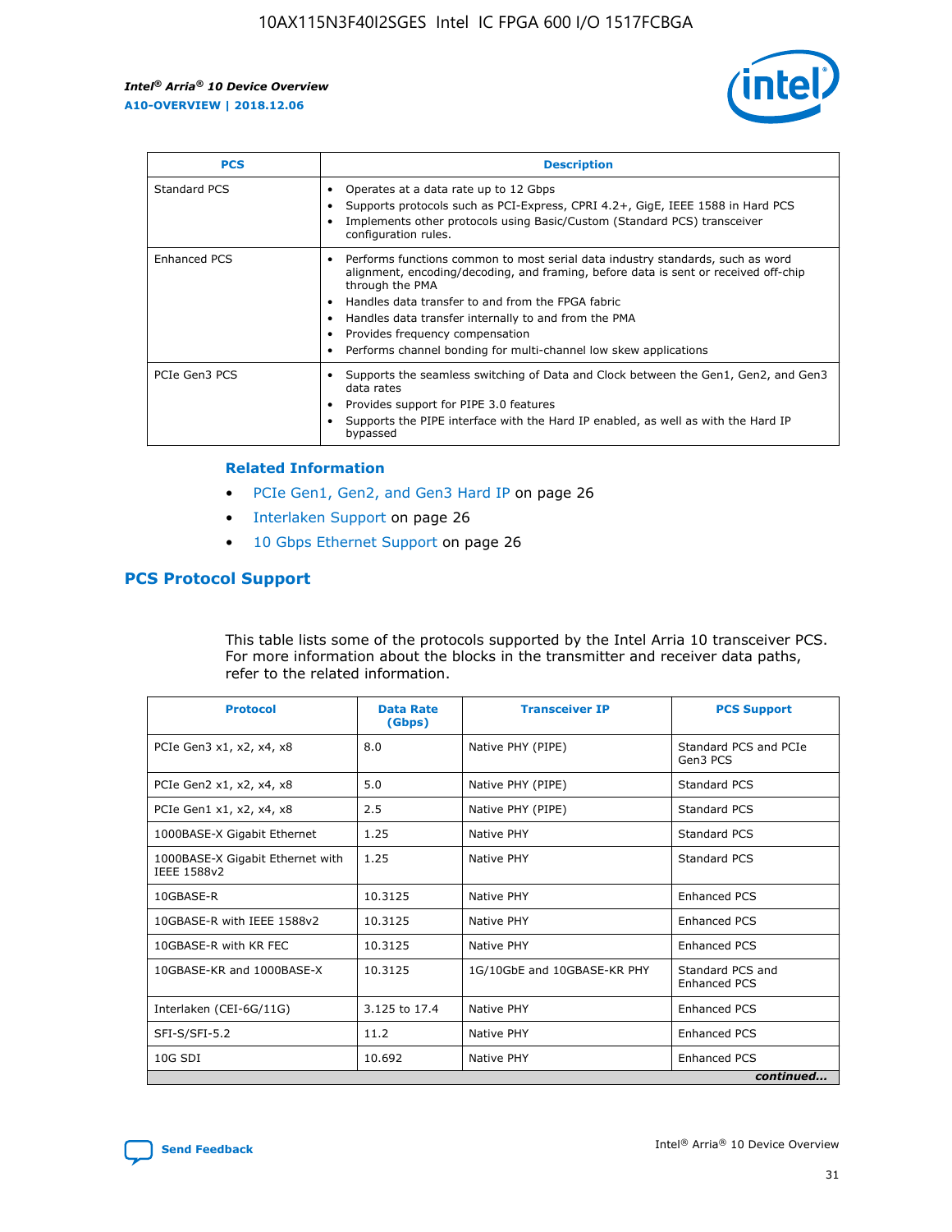| PCS | Description |
|---|---|
| Standard PCS | • Operates at a data rate up to 12 Gbps<br>• Supports protocols such as PCI-Express, CPRI 4.2+, GigE, IEEE 1588 in Hard PCS<br>• Implements other protocols using Basic/Custom (Standard PCS) transceiver configuration rules. |
| Enhanced PCS | • Performs functions common to most serial data industry standards, such as word alignment, encoding/decoding, and framing, before data is sent or received off-chip through the PMA<br>• Handles data transfer to and from the FPGA fabric<br>• Handles data transfer internally to and from the PMA<br>• Provides frequency compensation<br>• Performs channel bonding for multi-channel low skew applications |
| PCIe Gen3 PCS | • Supports the seamless switching of Data and Clock between the Gen1, Gen2, and Gen3 data rates<br>• Provides support for PIPE 3.0 features<br>• Supports the PIPE interface with the Hard IP enabled, as well as with the Hard IP bypassed |

### Related Information

- PCIe Gen1, Gen2, and Gen3 Hard IP on page 26
- Interlaken Support on page 26
- 10 Gbps Ethernet Support on page 26

## PCS Protocol Support

This table lists some of the protocols supported by the Intel Arria 10 transceiver PCS. For more information about the blocks in the transmitter and receiver data paths, refer to the related information.

| Protocol | Data Rate (Gbps) | Transceiver IP | PCS Support |
|---|---|---|---|
| PCIe Gen3 x1, x2, x4, x8 | 8.0 | Native PHY (PIPE) | Standard PCS and PCIe Gen3 PCS |
| PCIe Gen2 x1, x2, x4, x8 | 5.0 | Native PHY (PIPE) | Standard PCS |
| PCIe Gen1 x1, x2, x4, x8 | 2.5 | Native PHY (PIPE) | Standard PCS |
| 1000BASE-X Gigabit Ethernet | 1.25 | Native PHY | Standard PCS |
| 1000BASE-X Gigabit Ethernet with IEEE 1588v2 | 1.25 | Native PHY | Standard PCS |
| 10GBASE-R | 10.3125 | Native PHY | Enhanced PCS |
| 10GBASE-R with IEEE 1588v2 | 10.3125 | Native PHY | Enhanced PCS |
| 10GBASE-R with KR FEC | 10.3125 | Native PHY | Enhanced PCS |
| 10GBASE-KR and 1000BASE-X | 10.3125 | 1G/10GbE and 10GBASE-KR PHY | Standard PCS and Enhanced PCS |
| Interlaken (CEI-6G/11G) | 3.125 to 17.4 | Native PHY | Enhanced PCS |
| SFI-S/SFI-5.2 | 11.2 | Native PHY | Enhanced PCS |
| 10G SDI | 10.692 | Native PHY | Enhanced PCS |

*continued...*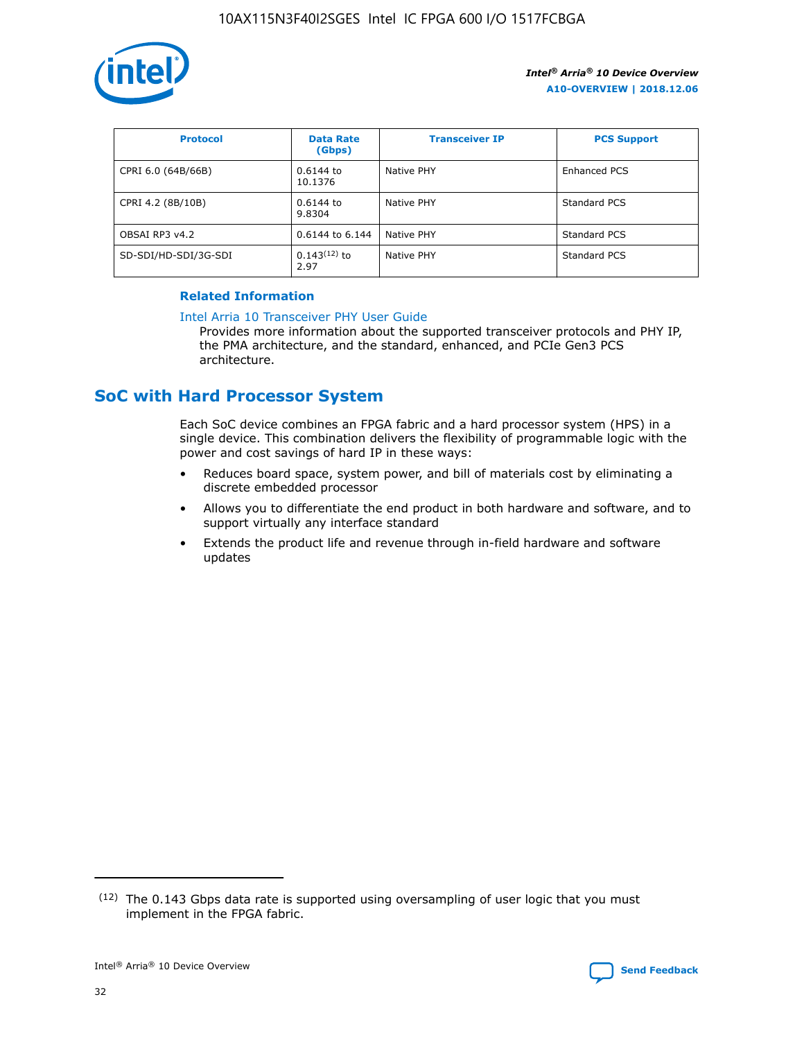| Protocol | Data Rate (Gbps) | Transceiver IP | PCS Support |
| --- | --- | --- | --- |
| CPRI 6.0 (64B/66B) | 0.6144 to 10.1376 | Native PHY | Enhanced PCS |
| CPRI 4.2 (8B/10B) | 0.6144 to 9.8304 | Native PHY | Standard PCS |
| OBSAI RP3 v4.2 | 0.6144 to 6.144 | Native PHY | Standard PCS |
| SD-SDI/HD-SDI/3G-SDI | 0.143[12] to 2.97 | Native PHY | Standard PCS |

**Related Information**

Intel Arria 10 Transceiver PHY User Guide

Provides more information about the supported transceiver protocols and PHY IP, the PMA architecture, and the standard, enhanced, and PCIe Gen3 PCS architecture.

## SoC with Hard Processor System

Each SoC device combines an FPGA fabric and a hard processor system (HPS) in a single device. This combination delivers the flexibility of programmable logic with the power and cost savings of hard IP in these ways:

- Reduces board space, system power, and bill of materials cost by eliminating a discrete embedded processor
- Allows you to differentiate the end product in both hardware and software, and to support virtually any interface standard
- Extends the product life and revenue through in-field hardware and software updates

(12) The 0.143 Gbps data rate is supported using oversampling of user logic that you must implement in the FPGA fabric.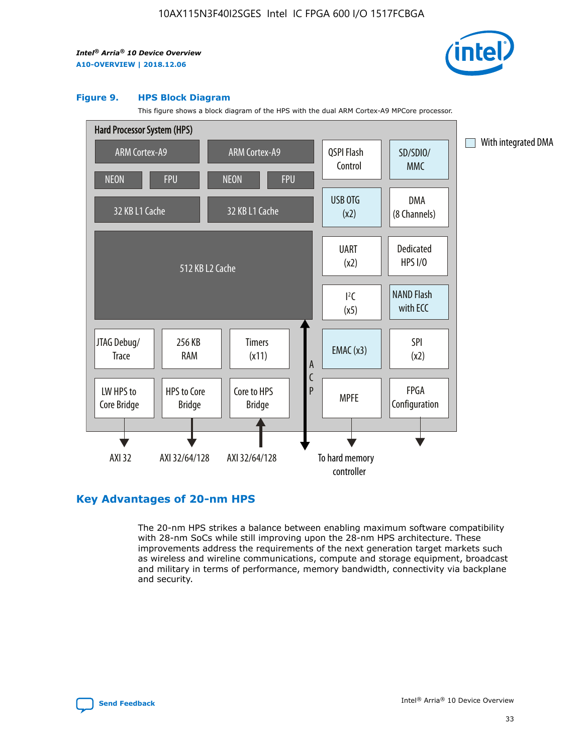**Figure 9. HPS Block Diagram**

This figure shows a block diagram of the HPS with the dual ARM Cortex-A9 MPCore processor.

Hard Processor System (HPS)

| | | | | | |
|---|---|---|---|---|---|
| ARM Cortex-A9 | | ARM Cortex-A9 | | QSPI Flash Control | SD/SDIO/ MMC |
| NEON | FPU | NEON | FPU | | |
| 32 KB L1 Cache | | 32 KB L1 Cache | | USB OTG (x2) | DMA (8 Channels) |
| 512 KB L2 Cache | | | | UART (x2) | Dedicated HPS I/O |
| | | | | I²C (x5) | NAND Flash with ECC |
| JTAG Debug/ Trace | 256 KB RAM | Timers (x11) | ACP | EMAC (x3) | SPI (x2) |
| LW HPS to Core Bridge | HPS to Core Bridge | Core to HPS Bridge | | MPFE | FPGA Configuration |
| AXI 32 | AXI 32/64/128 | AXI 32/64/128 | | To hard memory controller | |

With integrated DMA: SD/SDIO/MMC, USB OTG (x2), NAND Flash with ECC, EMAC (x3)

## Key Advantages of 20-nm HPS

The 20-nm HPS strikes a balance between enabling maximum software compatibility with 28-nm SoCs while still improving upon the 28-nm HPS architecture. These improvements address the requirements of the next generation target markets such as wireless and wireline communications, compute and storage equipment, broadcast and military in terms of performance, memory bandwidth, connectivity via backplane and security.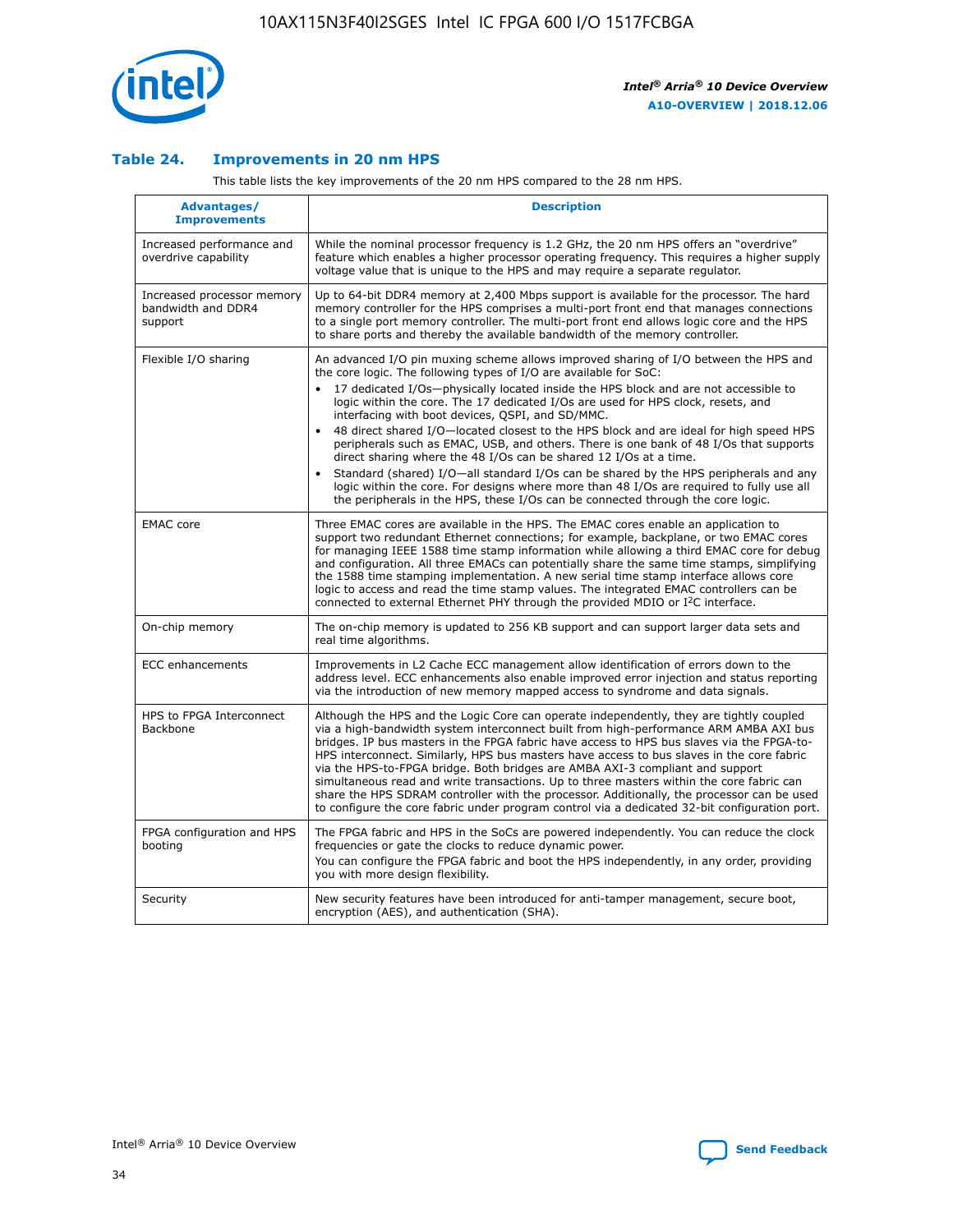### Table 24. Improvements in 20 nm HPS

This table lists the key improvements of the 20 nm HPS compared to the 28 nm HPS.

| Advantages/ Improvements | Description |
|---|---|
| Increased performance and overdrive capability | While the nominal processor frequency is 1.2 GHz, the 20 nm HPS offers an "overdrive" feature which enables a higher processor operating frequency. This requires a higher supply voltage value that is unique to the HPS and may require a separate regulator. |
| Increased processor memory bandwidth and DDR4 support | Up to 64-bit DDR4 memory at 2,400 Mbps support is available for the processor. The hard memory controller for the HPS comprises a multi-port front end that manages connections to a single port memory controller. The multi-port front end allows logic core and the HPS to share ports and thereby the available bandwidth of the memory controller. |
| Flexible I/O sharing | An advanced I/O pin muxing scheme allows improved sharing of I/O between the HPS and the core logic. The following types of I/O are available for SoC: • 17 dedicated I/Os—physically located inside the HPS block and are not accessible to logic within the core. The 17 dedicated I/Os are used for HPS clock, resets, and interfacing with boot devices, QSPI, and SD/MMC. • 48 direct shared I/O—located closest to the HPS block and are ideal for high speed HPS peripherals such as EMAC, USB, and others. There is one bank of 48 I/Os that supports direct sharing where the 48 I/Os can be shared 12 I/Os at a time. • Standard (shared) I/O—all standard I/Os can be shared by the HPS peripherals and any logic within the core. For designs where more than 48 I/Os are required to fully use all the peripherals in the HPS, these I/Os can be connected through the core logic. |
| EMAC core | Three EMAC cores are available in the HPS. The EMAC cores enable an application to support two redundant Ethernet connections; for example, backplane, or two EMAC cores for managing IEEE 1588 time stamp information while allowing a third EMAC core for debug and configuration. All three EMACs can potentially share the same time stamps, simplifying the 1588 time stamping implementation. A new serial time stamp interface allows core logic to access and read the time stamp values. The integrated EMAC controllers can be connected to external Ethernet PHY through the provided MDIO or I²C interface. |
| On-chip memory | The on-chip memory is updated to 256 KB support and can support larger data sets and real time algorithms. |
| ECC enhancements | Improvements in L2 Cache ECC management allow identification of errors down to the address level. ECC enhancements also enable improved error injection and status reporting via the introduction of new memory mapped access to syndrome and data signals. |
| HPS to FPGA Interconnect Backbone | Although the HPS and the Logic Core can operate independently, they are tightly coupled via a high-bandwidth system interconnect built from high-performance ARM AMBA AXI bus bridges. IP bus masters in the FPGA fabric have access to HPS bus slaves via the FPGA-to-HPS interconnect. Similarly, HPS bus masters have access to bus slaves in the core fabric via the HPS-to-FPGA bridge. Both bridges are AMBA AXI-3 compliant and support simultaneous read and write transactions. Up to three masters within the core fabric can share the HPS SDRAM controller with the processor. Additionally, the processor can be used to configure the core fabric under program control via a dedicated 32-bit configuration port. |
| FPGA configuration and HPS booting | The FPGA fabric and HPS in the SoCs are powered independently. You can reduce the clock frequencies or gate the clocks to reduce dynamic power. You can configure the FPGA fabric and boot the HPS independently, in any order, providing you with more design flexibility. |
| Security | New security features have been introduced for anti-tamper management, secure boot, encryption (AES), and authentication (SHA). |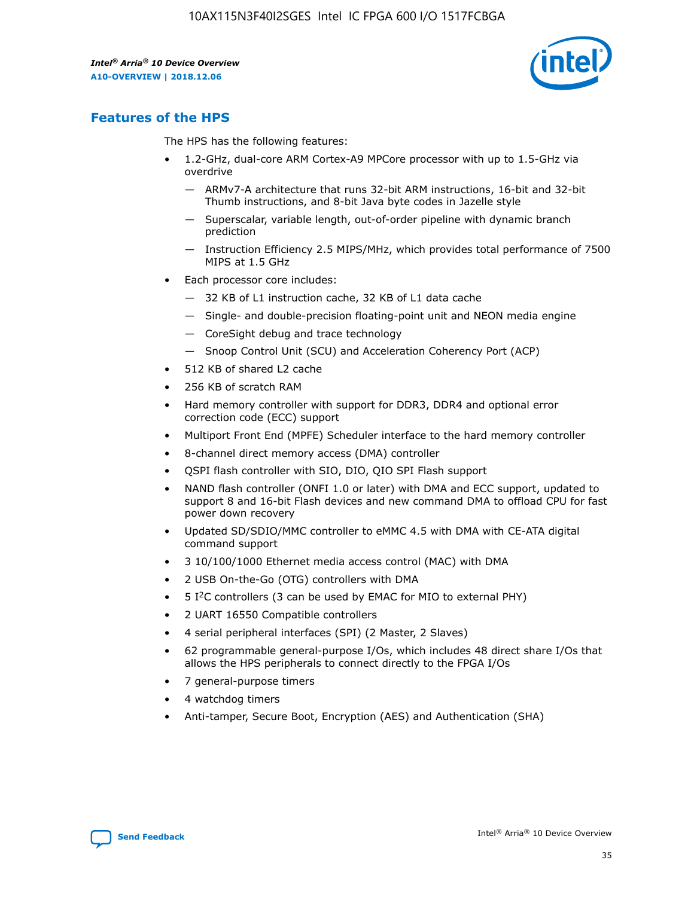## Features of the HPS

The HPS has the following features:

- 1.2-GHz, dual-core ARM Cortex-A9 MPCore processor with up to 1.5-GHz via overdrive
  - — ARMv7-A architecture that runs 32-bit ARM instructions, 16-bit and 32-bit Thumb instructions, and 8-bit Java byte codes in Jazelle style
  - — Superscalar, variable length, out-of-order pipeline with dynamic branch prediction
  - — Instruction Efficiency 2.5 MIPS/MHz, which provides total performance of 7500 MIPS at 1.5 GHz
- Each processor core includes:
  - — 32 KB of L1 instruction cache, 32 KB of L1 data cache
  - — Single- and double-precision floating-point unit and NEON media engine
  - — CoreSight debug and trace technology
  - — Snoop Control Unit (SCU) and Acceleration Coherency Port (ACP)
- 512 KB of shared L2 cache
- 256 KB of scratch RAM
- Hard memory controller with support for DDR3, DDR4 and optional error correction code (ECC) support
- Multiport Front End (MPFE) Scheduler interface to the hard memory controller
- 8-channel direct memory access (DMA) controller
- QSPI flash controller with SIO, DIO, QIO SPI Flash support
- NAND flash controller (ONFI 1.0 or later) with DMA and ECC support, updated to support 8 and 16-bit Flash devices and new command DMA to offload CPU for fast power down recovery
- Updated SD/SDIO/MMC controller to eMMC 4.5 with DMA with CE-ATA digital command support
- 3 10/100/1000 Ethernet media access control (MAC) with DMA
- 2 USB On-the-Go (OTG) controllers with DMA
- 5 I$^2$C controllers (3 can be used by EMAC for MIO to external PHY)
- 2 UART 16550 Compatible controllers
- 4 serial peripheral interfaces (SPI) (2 Master, 2 Slaves)
- 62 programmable general-purpose I/Os, which includes 48 direct share I/Os that allows the HPS peripherals to connect directly to the FPGA I/Os
- 7 general-purpose timers
- 4 watchdog timers
- Anti-tamper, Secure Boot, Encryption (AES) and Authentication (SHA)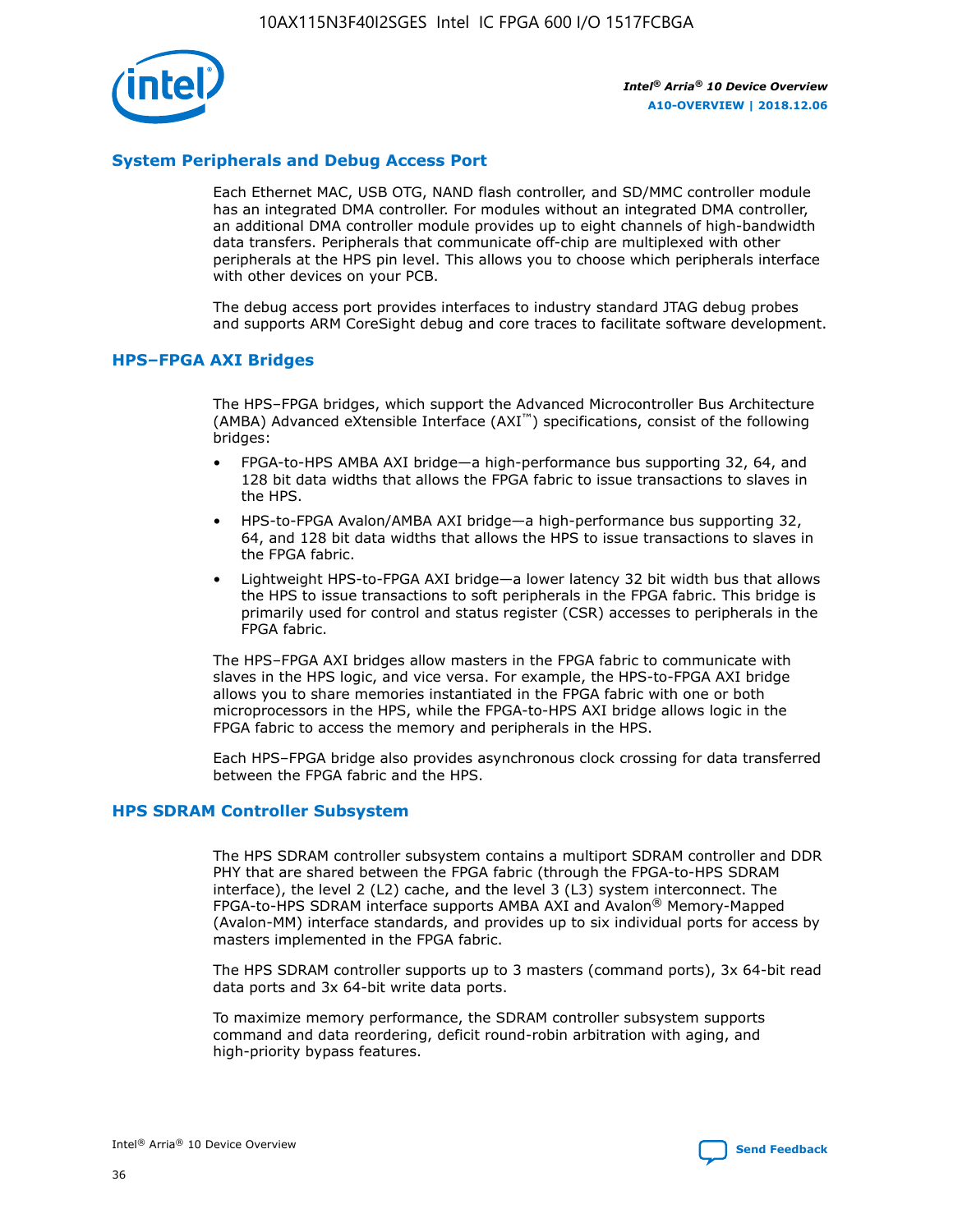## System Peripherals and Debug Access Port

Each Ethernet MAC, USB OTG, NAND flash controller, and SD/MMC controller module has an integrated DMA controller. For modules without an integrated DMA controller, an additional DMA controller module provides up to eight channels of high-bandwidth data transfers. Peripherals that communicate off-chip are multiplexed with other peripherals at the HPS pin level. This allows you to choose which peripherals interface with other devices on your PCB.

The debug access port provides interfaces to industry standard JTAG debug probes and supports ARM CoreSight debug and core traces to facilitate software development.

## HPS–FPGA AXI Bridges

The HPS–FPGA bridges, which support the Advanced Microcontroller Bus Architecture (AMBA) Advanced eXtensible Interface (AXI™) specifications, consist of the following bridges:

- FPGA-to-HPS AMBA AXI bridge—a high-performance bus supporting 32, 64, and 128 bit data widths that allows the FPGA fabric to issue transactions to slaves in the HPS.
- HPS-to-FPGA Avalon/AMBA AXI bridge—a high-performance bus supporting 32, 64, and 128 bit data widths that allows the HPS to issue transactions to slaves in the FPGA fabric.
- Lightweight HPS-to-FPGA AXI bridge—a lower latency 32 bit width bus that allows the HPS to issue transactions to soft peripherals in the FPGA fabric. This bridge is primarily used for control and status register (CSR) accesses to peripherals in the FPGA fabric.

The HPS–FPGA AXI bridges allow masters in the FPGA fabric to communicate with slaves in the HPS logic, and vice versa. For example, the HPS-to-FPGA AXI bridge allows you to share memories instantiated in the FPGA fabric with one or both microprocessors in the HPS, while the FPGA-to-HPS AXI bridge allows logic in the FPGA fabric to access the memory and peripherals in the HPS.

Each HPS–FPGA bridge also provides asynchronous clock crossing for data transferred between the FPGA fabric and the HPS.

## HPS SDRAM Controller Subsystem

The HPS SDRAM controller subsystem contains a multiport SDRAM controller and DDR PHY that are shared between the FPGA fabric (through the FPGA-to-HPS SDRAM interface), the level 2 (L2) cache, and the level 3 (L3) system interconnect. The FPGA-to-HPS SDRAM interface supports AMBA AXI and Avalon® Memory-Mapped (Avalon-MM) interface standards, and provides up to six individual ports for access by masters implemented in the FPGA fabric.

The HPS SDRAM controller supports up to 3 masters (command ports), 3x 64-bit read data ports and 3x 64-bit write data ports.

To maximize memory performance, the SDRAM controller subsystem supports command and data reordering, deficit round-robin arbitration with aging, and high-priority bypass features.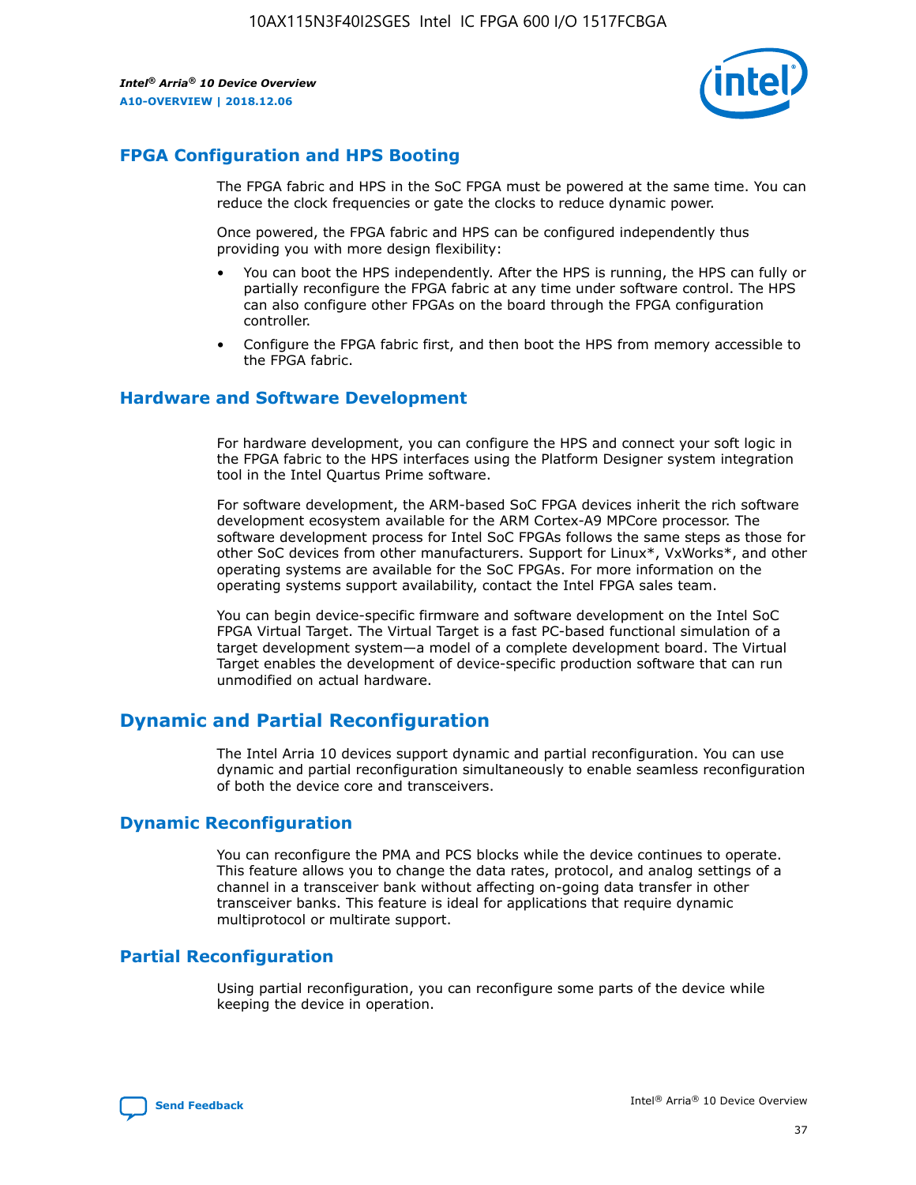## FPGA Configuration and HPS Booting

The FPGA fabric and HPS in the SoC FPGA must be powered at the same time. You can reduce the clock frequencies or gate the clocks to reduce dynamic power.

Once powered, the FPGA fabric and HPS can be configured independently thus providing you with more design flexibility:

- You can boot the HPS independently. After the HPS is running, the HPS can fully or partially reconfigure the FPGA fabric at any time under software control. The HPS can also configure other FPGAs on the board through the FPGA configuration controller.
- Configure the FPGA fabric first, and then boot the HPS from memory accessible to the FPGA fabric.

## Hardware and Software Development

For hardware development, you can configure the HPS and connect your soft logic in the FPGA fabric to the HPS interfaces using the Platform Designer system integration tool in the Intel Quartus Prime software.

For software development, the ARM-based SoC FPGA devices inherit the rich software development ecosystem available for the ARM Cortex-A9 MPCore processor. The software development process for Intel SoC FPGAs follows the same steps as those for other SoC devices from other manufacturers. Support for Linux*, VxWorks*, and other operating systems are available for the SoC FPGAs. For more information on the operating systems support availability, contact the Intel FPGA sales team.

You can begin device-specific firmware and software development on the Intel SoC FPGA Virtual Target. The Virtual Target is a fast PC-based functional simulation of a target development system—a model of a complete development board. The Virtual Target enables the development of device-specific production software that can run unmodified on actual hardware.

# Dynamic and Partial Reconfiguration

The Intel Arria 10 devices support dynamic and partial reconfiguration. You can use dynamic and partial reconfiguration simultaneously to enable seamless reconfiguration of both the device core and transceivers.

## Dynamic Reconfiguration

You can reconfigure the PMA and PCS blocks while the device continues to operate. This feature allows you to change the data rates, protocol, and analog settings of a channel in a transceiver bank without affecting on-going data transfer in other transceiver banks. This feature is ideal for applications that require dynamic multiprotocol or multirate support.

## Partial Reconfiguration

Using partial reconfiguration, you can reconfigure some parts of the device while keeping the device in operation.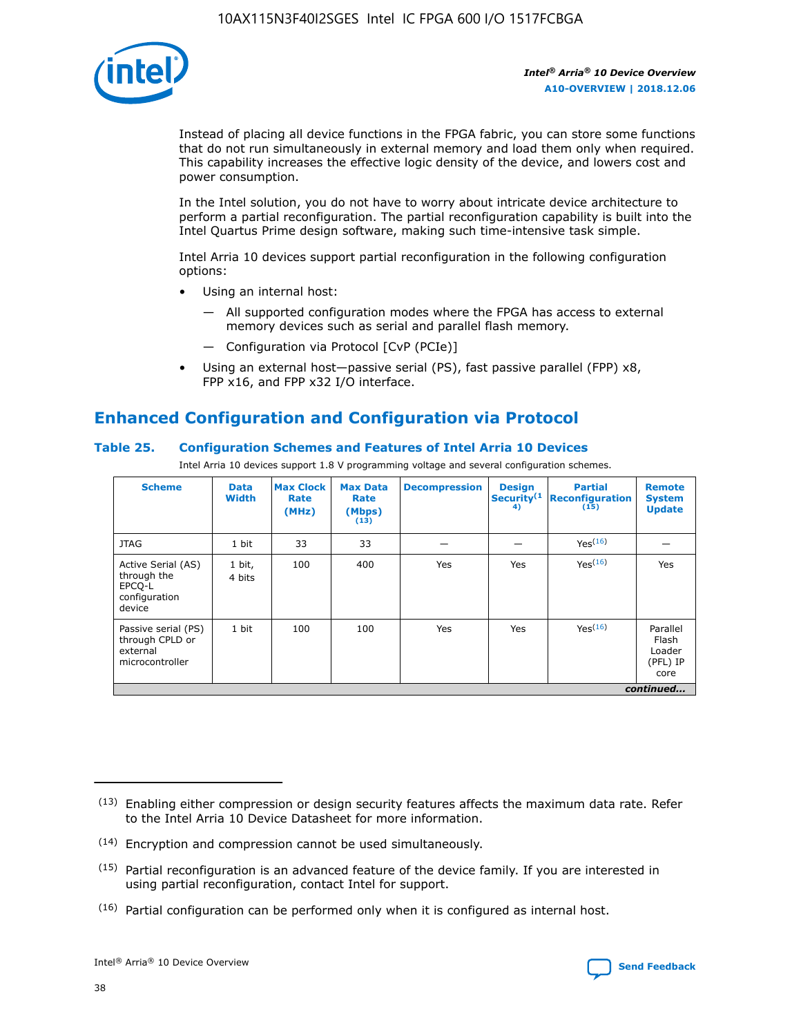Instead of placing all device functions in the FPGA fabric, you can store some functions that do not run simultaneously in external memory and load them only when required. This capability increases the effective logic density of the device, and lowers cost and power consumption.

In the Intel solution, you do not have to worry about intricate device architecture to perform a partial reconfiguration. The partial reconfiguration capability is built into the Intel Quartus Prime design software, making such time-intensive task simple.

Intel Arria 10 devices support partial reconfiguration in the following configuration options:

- Using an internal host:
  - All supported configuration modes where the FPGA has access to external memory devices such as serial and parallel flash memory.
  - Configuration via Protocol [CvP (PCIe)]
- Using an external host—passive serial (PS), fast passive parallel (FPP) x8, FPP x16, and FPP x32 I/O interface.

## Enhanced Configuration and Configuration via Protocol

### Table 25. Configuration Schemes and Features of Intel Arria 10 Devices

Intel Arria 10 devices support 1.8 V programming voltage and several configuration schemes.

| Scheme | Data Width | Max Clock Rate (MHz) | Max Data Rate (Mbps)(13) | Decompression | Design Security(14) | Partial Reconfiguration(15) | Remote System Update |
|---|---|---|---|---|---|---|---|
| JTAG | 1 bit | 33 | 33 | — | — | Yes(16) | — |
| Active Serial (AS) through the EPCQ-L configuration device | 1 bit, 4 bits | 100 | 400 | Yes | Yes | Yes(16) | Yes |
| Passive serial (PS) through CPLD or external microcontroller | 1 bit | 100 | 100 | Yes | Yes | Yes(16) | Parallel Flash Loader (PFL) IP core |

*continued...*

(13) Enabling either compression or design security features affects the maximum data rate. Refer to the Intel Arria 10 Device Datasheet for more information.

(14) Encryption and compression cannot be used simultaneously.

(15) Partial reconfiguration is an advanced feature of the device family. If you are interested in using partial reconfiguration, contact Intel for support.

(16) Partial configuration can be performed only when it is configured as internal host.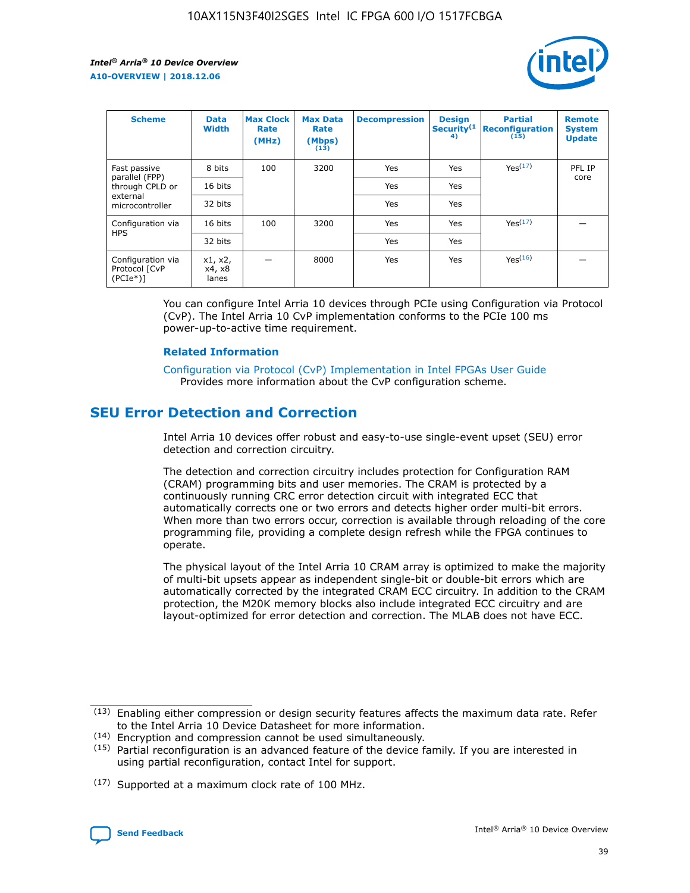| Scheme | Data Width | Max Clock Rate (MHz) | Max Data Rate (Mbps) (13) | Decompression | Design Security(14) | Partial Reconfiguration (15) | Remote System Update |
|---|---|---|---|---|---|---|---|
| Fast passive parallel (FPP) through CPLD or external microcontroller | 8 bits | 100 | 3200 | Yes | Yes | Yes(17) | PFL IP core |
| | 16 bits | | | Yes | Yes | | |
| | 32 bits | | | Yes | Yes | | |
| Configuration via HPS | 16 bits | 100 | 3200 | Yes | Yes | Yes(17) | — |
| | 32 bits | | | Yes | Yes | | |
| Configuration via Protocol [CvP (PCIe*)] | x1, x2, x4, x8 lanes | — | 8000 | Yes | Yes | Yes(16) | — |

You can configure Intel Arria 10 devices through PCIe using Configuration via Protocol (CvP). The Intel Arria 10 CvP implementation conforms to the PCIe 100 ms power-up-to-active time requirement.

### Related Information

Configuration via Protocol (CvP) Implementation in Intel FPGAs User Guide
Provides more information about the CvP configuration scheme.

## SEU Error Detection and Correction

Intel Arria 10 devices offer robust and easy-to-use single-event upset (SEU) error detection and correction circuitry.

The detection and correction circuitry includes protection for Configuration RAM (CRAM) programming bits and user memories. The CRAM is protected by a continuously running CRC error detection circuit with integrated ECC that automatically corrects one or two errors and detects higher order multi-bit errors. When more than two errors occur, correction is available through reloading of the core programming file, providing a complete design refresh while the FPGA continues to operate.

The physical layout of the Intel Arria 10 CRAM array is optimized to make the majority of multi-bit upsets appear as independent single-bit or double-bit errors which are automatically corrected by the integrated CRAM ECC circuitry. In addition to the CRAM protection, the M20K memory blocks also include integrated ECC circuitry and are layout-optimized for error detection and correction. The MLAB does not have ECC.

(13) Enabling either compression or design security features affects the maximum data rate. Refer to the Intel Arria 10 Device Datasheet for more information.

(14) Encryption and compression cannot be used simultaneously.

(15) Partial reconfiguration is an advanced feature of the device family. If you are interested in using partial reconfiguration, contact Intel for support.

(17) Supported at a maximum clock rate of 100 MHz.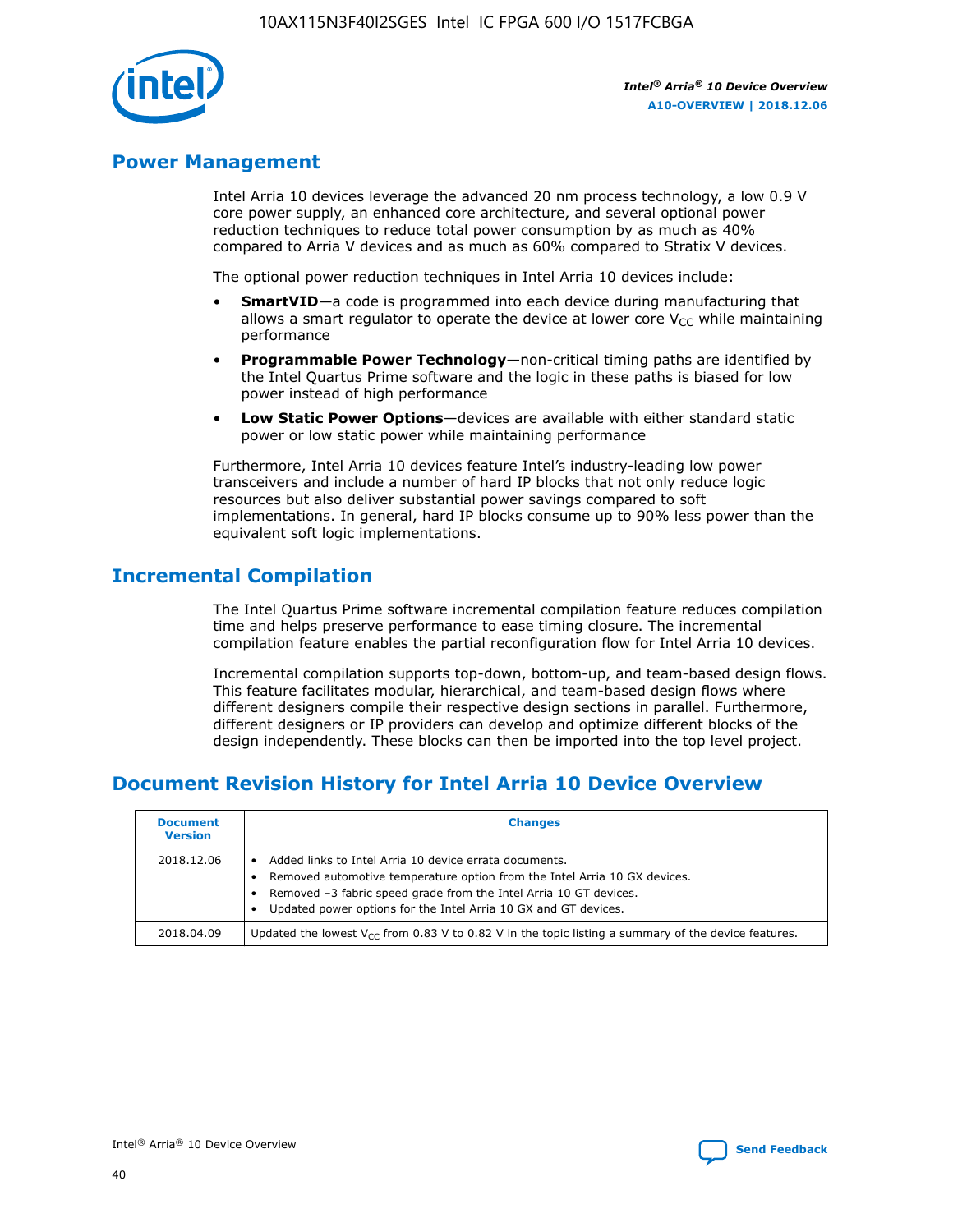## Power Management

Intel Arria 10 devices leverage the advanced 20 nm process technology, a low 0.9 V core power supply, an enhanced core architecture, and several optional power reduction techniques to reduce total power consumption by as much as 40% compared to Arria V devices and as much as 60% compared to Stratix V devices.

The optional power reduction techniques in Intel Arria 10 devices include:

- **SmartVID**—a code is programmed into each device during manufacturing that allows a smart regulator to operate the device at lower core $V_{CC}$ while maintaining performance
- **Programmable Power Technology**—non-critical timing paths are identified by the Intel Quartus Prime software and the logic in these paths is biased for low power instead of high performance
- **Low Static Power Options**—devices are available with either standard static power or low static power while maintaining performance

Furthermore, Intel Arria 10 devices feature Intel's industry-leading low power transceivers and include a number of hard IP blocks that not only reduce logic resources but also deliver substantial power savings compared to soft implementations. In general, hard IP blocks consume up to 90% less power than the equivalent soft logic implementations.

## Incremental Compilation

The Intel Quartus Prime software incremental compilation feature reduces compilation time and helps preserve performance to ease timing closure. The incremental compilation feature enables the partial reconfiguration flow for Intel Arria 10 devices.

Incremental compilation supports top-down, bottom-up, and team-based design flows. This feature facilitates modular, hierarchical, and team-based design flows where different designers compile their respective design sections in parallel. Furthermore, different designers or IP providers can develop and optimize different blocks of the design independently. These blocks can then be imported into the top level project.

## Document Revision History for Intel Arria 10 Device Overview

| Document Version | Changes |
|---|---|
| 2018.12.06 | • Added links to Intel Arria 10 device errata documents.<br>• Removed automotive temperature option from the Intel Arria 10 GX devices.<br>• Removed –3 fabric speed grade from the Intel Arria 10 GT devices.<br>• Updated power options for the Intel Arria 10 GX and GT devices. |
| 2018.04.09 | Updated the lowest $V_{CC}$ from 0.83 V to 0.82 V in the topic listing a summary of the device features. |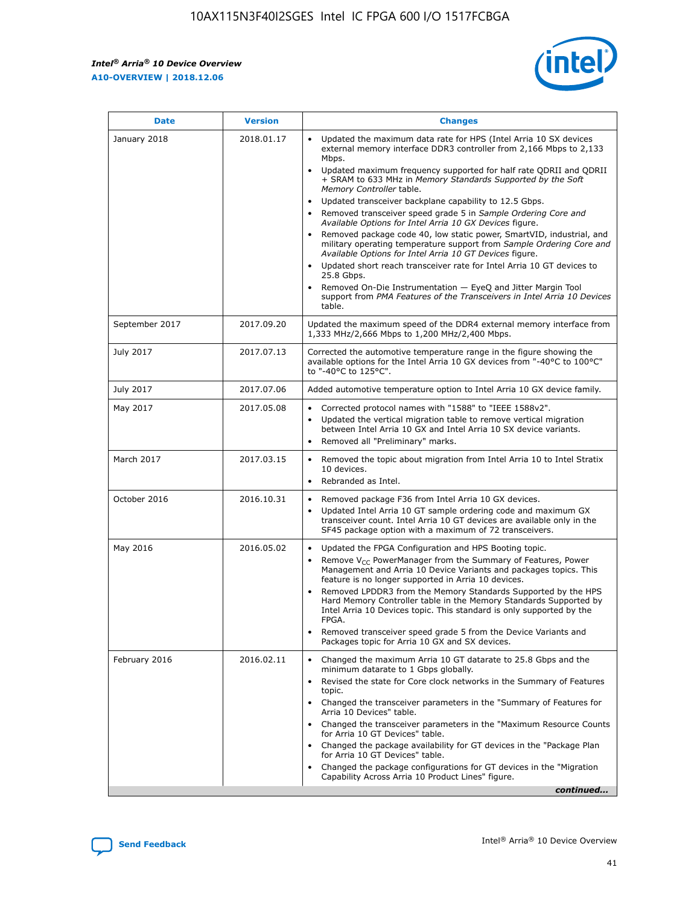| Date | Version | Changes |
| --- | --- | --- |
| January 2018 | 2018.01.17 | • Updated the maximum data rate for HPS (Intel Arria 10 SX devices external memory interface DDR3 controller from 2,166 Mbps to 2,133 Mbps.<br>• Updated maximum frequency supported for half rate QDRII and QDRII + SRAM to 633 MHz in *Memory Standards Supported by the Soft Memory Controller* table.<br>• Updated transceiver backplane capability to 12.5 Gbps.<br>• Removed transceiver speed grade 5 in *Sample Ordering Core and Available Options for Intel Arria 10 GX Devices* figure.<br>• Removed package code 40, low static power, SmartVID, industrial, and military operating temperature support from *Sample Ordering Core and Available Options for Intel Arria 10 GT Devices* figure.<br>• Updated short reach transceiver rate for Intel Arria 10 GT devices to 25.8 Gbps.<br>• Removed On-Die Instrumentation — EyeQ and Jitter Margin Tool support from *PMA Features of the Transceivers in Intel Arria 10 Devices* table. |
| September 2017 | 2017.09.20 | Updated the maximum speed of the DDR4 external memory interface from 1,333 MHz/2,666 Mbps to 1,200 MHz/2,400 Mbps. |
| July 2017 | 2017.07.13 | Corrected the automotive temperature range in the figure showing the available options for the Intel Arria 10 GX devices from "-40°C to 100°C" to "-40°C to 125°C". |
| July 2017 | 2017.07.06 | Added automotive temperature option to Intel Arria 10 GX device family. |
| May 2017 | 2017.05.08 | • Corrected protocol names with "1588" to "IEEE 1588v2".<br>• Updated the vertical migration table to remove vertical migration between Intel Arria 10 GX and Intel Arria 10 SX device variants.<br>• Removed all "Preliminary" marks. |
| March 2017 | 2017.03.15 | • Removed the topic about migration from Intel Arria 10 to Intel Stratix 10 devices.<br>• Rebranded as Intel. |
| October 2016 | 2016.10.31 | • Removed package F36 from Intel Arria 10 GX devices.<br>• Updated Intel Arria 10 GT sample ordering code and maximum GX transceiver count. Intel Arria 10 GT devices are available only in the SF45 package option with a maximum of 72 transceivers. |
| May 2016 | 2016.05.02 | • Updated the FPGA Configuration and HPS Booting topic.<br>• Remove $V_{CC}$ PowerManager from the Summary of Features, Power Management and Arria 10 Device Variants and packages topics. This feature is no longer supported in Arria 10 devices.<br>• Removed LPDDR3 from the Memory Standards Supported by the HPS Hard Memory Controller table in the Memory Standards Supported by Intel Arria 10 Devices topic. This standard is only supported by the FPGA.<br>• Removed transceiver speed grade 5 from the Device Variants and Packages topic for Arria 10 GX and SX devices. |
| February 2016 | 2016.02.11 | • Changed the maximum Arria 10 GT datarate to 25.8 Gbps and the minimum datarate to 1 Gbps globally.<br>• Revised the state for Core clock networks in the Summary of Features topic.<br>• Changed the transceiver parameters in the "Summary of Features for Arria 10 Devices" table.<br>• Changed the transceiver parameters in the "Maximum Resource Counts for Arria 10 GT Devices" table.<br>• Changed the package availability for GT devices in the "Package Plan for Arria 10 GT Devices" table.<br>• Changed the package configurations for GT devices in the "Migration Capability Across Arria 10 Product Lines" figure. |

*continued...*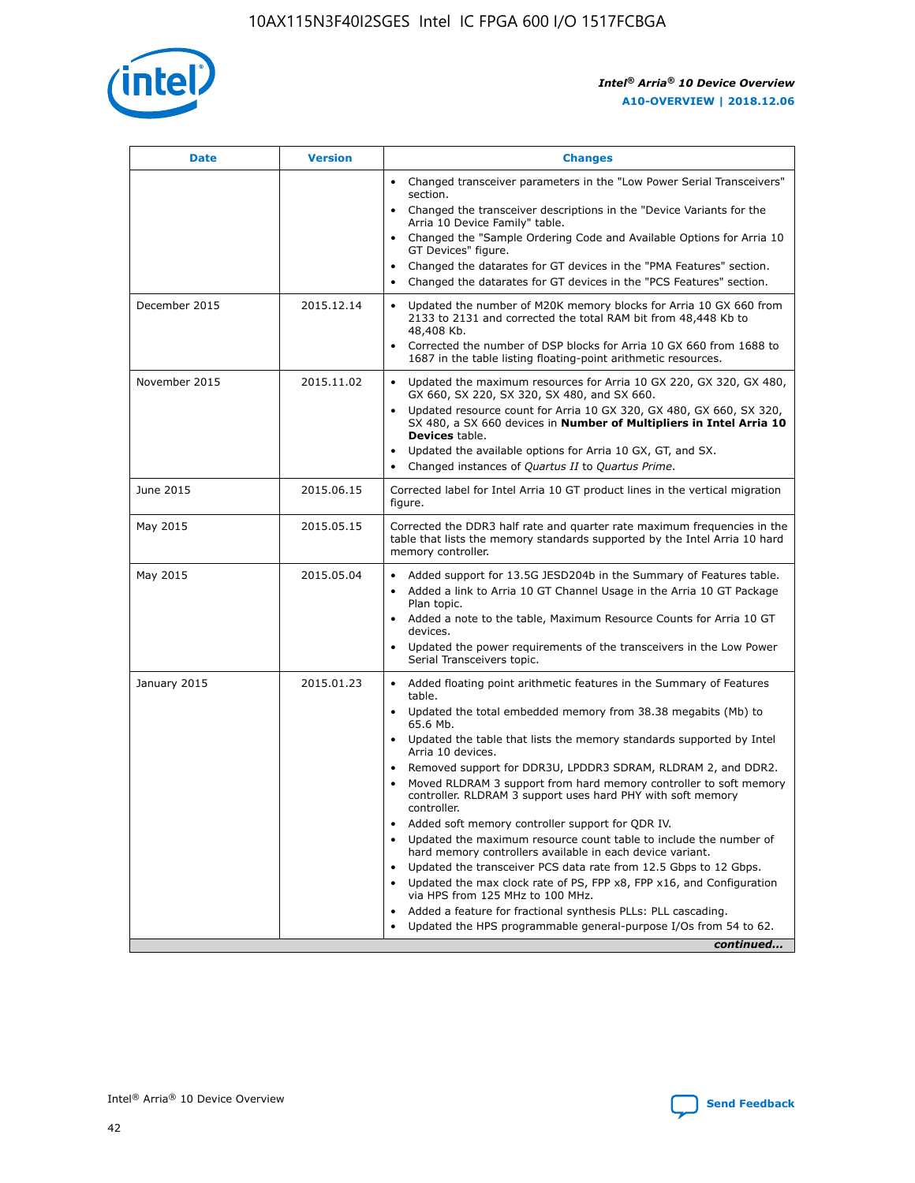| Date | Version | Changes |
| --- | --- | --- |
| | | • Changed transceiver parameters in the "Low Power Serial Transceivers" section.<br>• Changed the transceiver descriptions in the "Device Variants for the Arria 10 Device Family" table.<br>• Changed the "Sample Ordering Code and Available Options for Arria 10 GT Devices" figure.<br>• Changed the datarates for GT devices in the "PMA Features" section.<br>• Changed the datarates for GT devices in the "PCS Features" section. |
| December 2015 | 2015.12.14 | • Updated the number of M20K memory blocks for Arria 10 GX 660 from 2133 to 2131 and corrected the total RAM bit from 48,448 Kb to 48,408 Kb.<br>• Corrected the number of DSP blocks for Arria 10 GX 660 from 1688 to 1687 in the table listing floating-point arithmetic resources. |
| November 2015 | 2015.11.02 | • Updated the maximum resources for Arria 10 GX 220, GX 320, GX 480, GX 660, SX 220, SX 320, SX 480, and SX 660.<br>• Updated resource count for Arria 10 GX 320, GX 480, GX 660, SX 320, SX 480, a SX 660 devices in **Number of Multipliers in Intel Arria 10 Devices** table.<br>• Updated the available options for Arria 10 GX, GT, and SX.<br>• Changed instances of *Quartus II* to *Quartus Prime*. |
| June 2015 | 2015.06.15 | Corrected label for Intel Arria 10 GT product lines in the vertical migration figure. |
| May 2015 | 2015.05.15 | Corrected the DDR3 half rate and quarter rate maximum frequencies in the table that lists the memory standards supported by the Intel Arria 10 hard memory controller. |
| May 2015 | 2015.05.04 | • Added support for 13.5G JESD204b in the Summary of Features table.<br>• Added a link to Arria 10 GT Channel Usage in the Arria 10 GT Package Plan topic.<br>• Added a note to the table, Maximum Resource Counts for Arria 10 GT devices.<br>• Updated the power requirements of the transceivers in the Low Power Serial Transceivers topic. |
| January 2015 | 2015.01.23 | • Added floating point arithmetic features in the Summary of Features table.<br>• Updated the total embedded memory from 38.38 megabits (Mb) to 65.6 Mb.<br>• Updated the table that lists the memory standards supported by Intel Arria 10 devices.<br>• Removed support for DDR3U, LPDDR3 SDRAM, RLDRAM 2, and DDR2.<br>• Moved RLDRAM 3 support from hard memory controller to soft memory controller. RLDRAM 3 support uses hard PHY with soft memory controller.<br>• Added soft memory controller support for QDR IV.<br>• Updated the maximum resource count table to include the number of hard memory controllers available in each device variant.<br>• Updated the transceiver PCS data rate from 12.5 Gbps to 12 Gbps.<br>• Updated the max clock rate of PS, FPP x8, FPP x16, and Configuration via HPS from 125 MHz to 100 MHz.<br>• Added a feature for fractional synthesis PLLs: PLL cascading.<br>• Updated the HPS programmable general-purpose I/Os from 54 to 62. |

*continued...*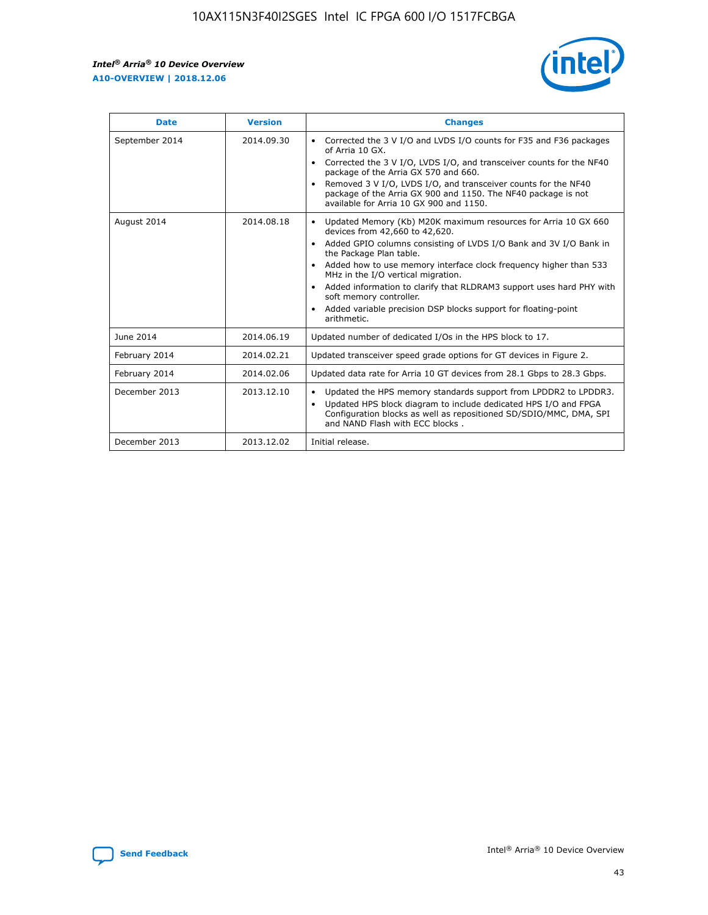| Date | Version | Changes |
| --- | --- | --- |
| September 2014 | 2014.09.30 | • Corrected the 3 V I/O and LVDS I/O counts for F35 and F36 packages of Arria 10 GX.<br>• Corrected the 3 V I/O, LVDS I/O, and transceiver counts for the NF40 package of the Arria GX 570 and 660.<br>• Removed 3 V I/O, LVDS I/O, and transceiver counts for the NF40 package of the Arria GX 900 and 1150. The NF40 package is not available for Arria 10 GX 900 and 1150. |
| August 2014 | 2014.08.18 | • Updated Memory (Kb) M20K maximum resources for Arria 10 GX 660 devices from 42,660 to 42,620.<br>• Added GPIO columns consisting of LVDS I/O Bank and 3V I/O Bank in the Package Plan table.<br>• Added how to use memory interface clock frequency higher than 533 MHz in the I/O vertical migration.<br>• Added information to clarify that RLDRAM3 support uses hard PHY with soft memory controller.<br>• Added variable precision DSP blocks support for floating-point arithmetic. |
| June 2014 | 2014.06.19 | Updated number of dedicated I/Os in the HPS block to 17. |
| February 2014 | 2014.02.21 | Updated transceiver speed grade options for GT devices in Figure 2. |
| February 2014 | 2014.02.06 | Updated data rate for Arria 10 GT devices from 28.1 Gbps to 28.3 Gbps. |
| December 2013 | 2013.12.10 | • Updated the HPS memory standards support from LPDDR2 to LPDDR3.<br>• Updated HPS block diagram to include dedicated HPS I/O and FPGA Configuration blocks as well as repositioned SD/SDIO/MMC, DMA, SPI and NAND Flash with ECC blocks . |
| December 2013 | 2013.12.02 | Initial release. |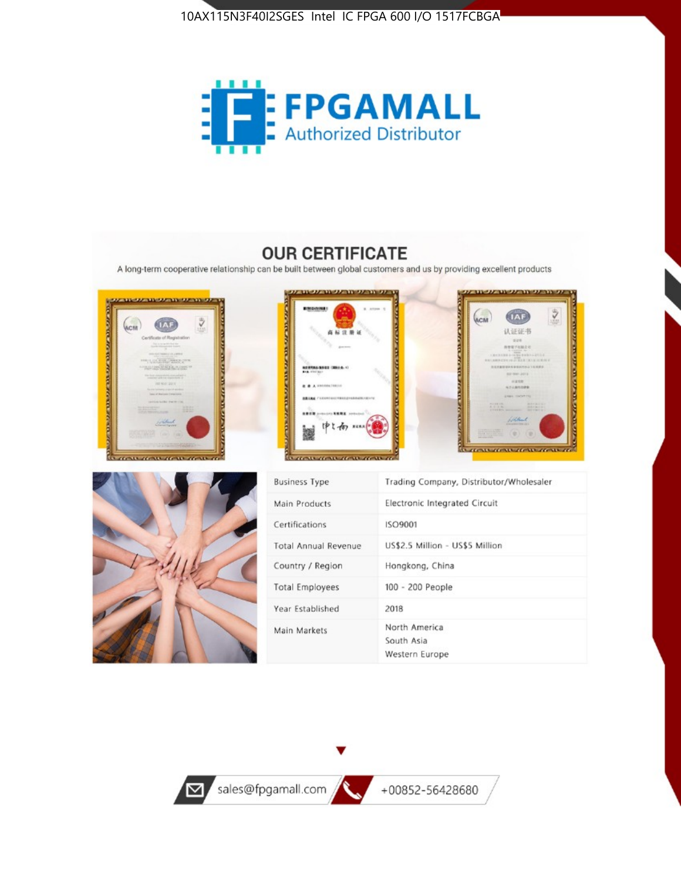FPGAMALL
Authorized Distributor

## OUR CERTIFICATE

A long-term cooperative relationship can be built between global customers and us by providing excellent products

| | |
|---|---|
| Business Type | Trading Company, Distributor/Wholesaler |
| Main Products | Electronic Integrated Circuit |
| Certifications | ISO9001 |
| Total Annual Revenue | US$2.5 Million - US$5 Million |
| Country / Region | Hongkong, China |
| Total Employees | 100 - 200 People |
| Year Established | 2018 |
| Main Markets | North America<br>South Asia<br>Western Europe |

sales@fpgamall.com +00852-56428680